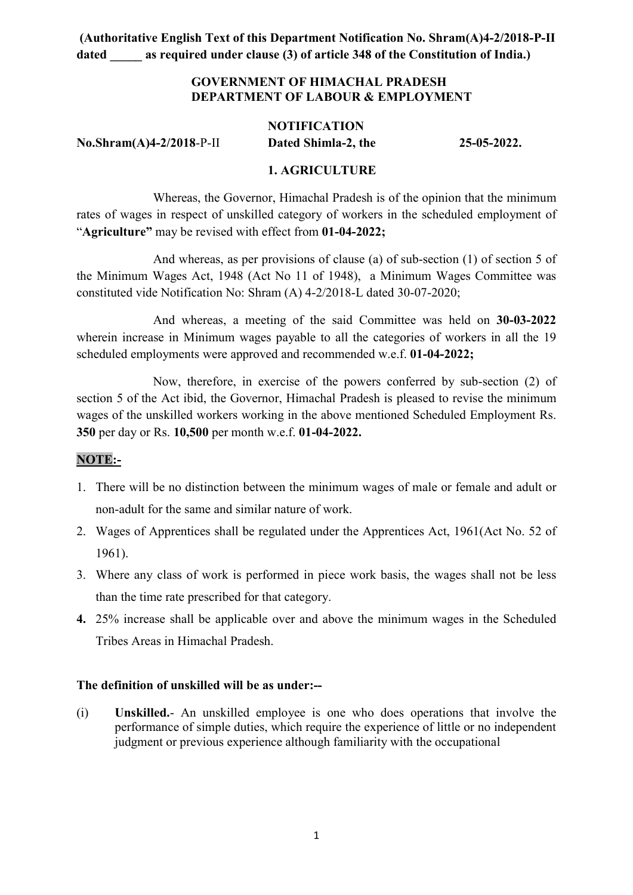**(Authoritative English Text of this Department Notification No. Shram(A)4-2/2018-P-II dated _____ as required under clause (3) of article 348 of the Constitution of India.)**

**GOVERNMENT OF HIMACHAL PRADESH**
**DEPARTMENT OF LABOUR & EMPLOYMENT**

**NOTIFICATION**

**No.Shram(A)4-2/2018**-P-II **Dated Shimla-2, the 25-05-2022.**

**1. AGRICULTURE**

Whereas, the Governor, Himachal Pradesh is of the opinion that the minimum rates of wages in respect of unskilled category of workers in the scheduled employment of "**Agriculture"** may be revised with effect from **01-04-2022;**

And whereas, as per provisions of clause (a) of sub-section (1) of section 5 of the Minimum Wages Act, 1948 (Act No 11 of 1948), a Minimum Wages Committee was constituted vide Notification No: Shram (A) 4-2/2018-L dated 30-07-2020;

And whereas, a meeting of the said Committee was held on **30-03-2022** wherein increase in Minimum wages payable to all the categories of workers in all the 19 scheduled employments were approved and recommended w.e.f. **01-04-2022;**

Now, therefore, in exercise of the powers conferred by sub-section (2) of section 5 of the Act ibid, the Governor, Himachal Pradesh is pleased to revise the minimum wages of the unskilled workers working in the above mentioned Scheduled Employment Rs. **350** per day or Rs. **10,500** per month w.e.f. **01-04-2022.**

**NOTE:-**

1. There will be no distinction between the minimum wages of male or female and adult or non-adult for the same and similar nature of work.
2. Wages of Apprentices shall be regulated under the Apprentices Act, 1961(Act No. 52 of 1961).
3. Where any class of work is performed in piece work basis, the wages shall not be less than the time rate prescribed for that category.
4. 25% increase shall be applicable over and above the minimum wages in the Scheduled Tribes Areas in Himachal Pradesh.

**The definition of unskilled will be as under:--**

(i) **Unskilled.**- An unskilled employee is one who does operations that involve the performance of simple duties, which require the experience of little or no independent judgment or previous experience although familiarity with the occupational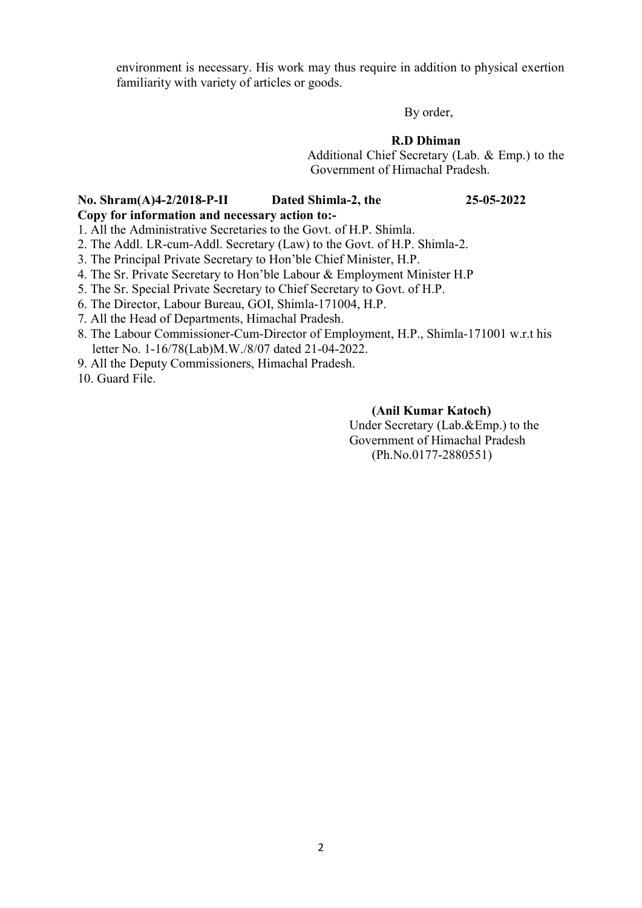environment is necessary. His work may thus require in addition to physical exertion familiarity with variety of articles or goods.

By order,

**R.D Dhiman**
Additional Chief Secretary (Lab. & Emp.) to the Government of Himachal Pradesh.

**No. Shram(A)4-2/2018-P-II    Dated Shimla-2, the    25-05-2022**

**Copy for information and necessary action to:-**

1. All the Administrative Secretaries to the Govt. of H.P. Shimla.
2. The Addl. LR-cum-Addl. Secretary (Law) to the Govt. of H.P. Shimla-2.
3. The Principal Private Secretary to Hon'ble Chief Minister, H.P.
4. The Sr. Private Secretary to Hon'ble Labour & Employment Minister H.P
5. The Sr. Special Private Secretary to Chief Secretary to Govt. of H.P.
6. The Director, Labour Bureau, GOI, Shimla-171004, H.P.
7. All the Head of Departments, Himachal Pradesh.
8. The Labour Commissioner-Cum-Director of Employment, H.P., Shimla-171001 w.r.t his letter No. 1-16/78(Lab)M.W./8/07 dated 21-04-2022.
9. All the Deputy Commissioners, Himachal Pradesh.
10. Guard File.

**(Anil Kumar Katoch)**
Under Secretary (Lab.&Emp.) to the Government of Himachal Pradesh
(Ph.No.0177-2880551)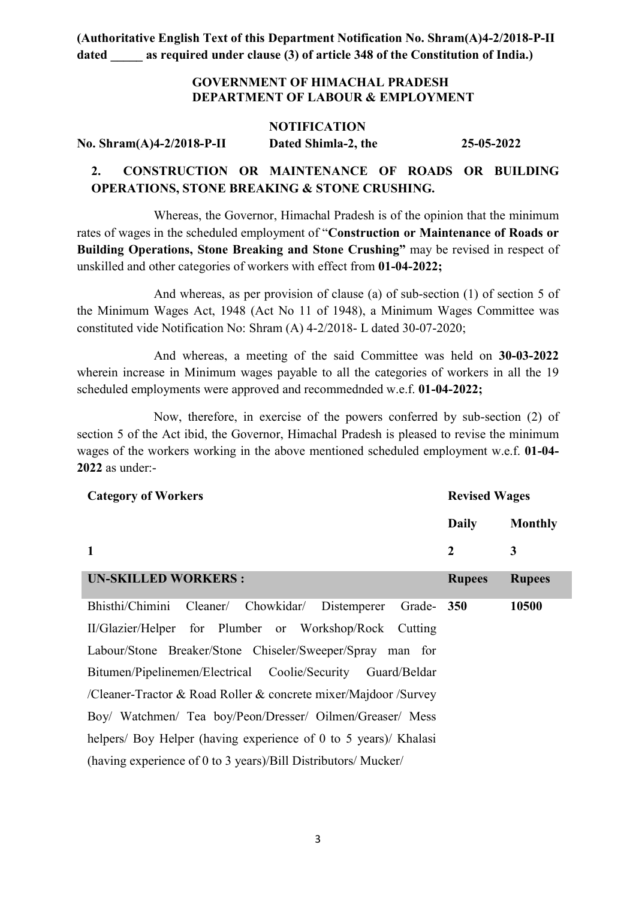**(Authoritative English Text of this Department Notification No. Shram(A)4-2/2018-P-II dated _____ as required under clause (3) of article 348 of the Constitution of India.)**

**GOVERNMENT OF HIMACHAL PRADESH**
**DEPARTMENT OF LABOUR & EMPLOYMENT**

**NOTIFICATION**

**No. Shram(A)4-2/2018-P-II Dated Shimla-2, the 25-05-2022**

**2. CONSTRUCTION OR MAINTENANCE OF ROADS OR BUILDING OPERATIONS, STONE BREAKING & STONE CRUSHING.**

Whereas, the Governor, Himachal Pradesh is of the opinion that the minimum rates of wages in the scheduled employment of "**Construction or Maintenance of Roads or Building Operations, Stone Breaking and Stone Crushing"** may be revised in respect of unskilled and other categories of workers with effect from **01-04-2022;**

And whereas, as per provision of clause (a) of sub-section (1) of section 5 of the Minimum Wages Act, 1948 (Act No 11 of 1948), a Minimum Wages Committee was constituted vide Notification No: Shram (A) 4-2/2018- L dated 30-07-2020;

And whereas, a meeting of the said Committee was held on **30-03-2022** wherein increase in Minimum wages payable to all the categories of workers in all the 19 scheduled employments were approved and recommednded w.e.f. **01-04-2022;**

Now, therefore, in exercise of the powers conferred by sub-section (2) of section 5 of the Act ibid, the Governor, Himachal Pradesh is pleased to revise the minimum wages of the workers working in the above mentioned scheduled employment w.e.f. **01-04-2022** as under:-

| **Category of Workers** | **Revised Wages** | |
|---|---|---|
| | **Daily** | **Monthly** |
| **1** | **2** | **3** |
| **UN-SKILLED WORKERS :** | **Rupees** | **Rupees** |
| Bhisthi/Chimini Cleaner/ Chowkidar/ Distemperer Grade-II/Glazier/Helper for Plumber or Workshop/Rock Cutting Labour/Stone Breaker/Stone Chiseler/Sweeper/Spray man for Bitumen/Pipelinemen/Electrical Coolie/Security Guard/Beldar /Cleaner-Tractor & Road Roller & concrete mixer/Majdoor /Survey Boy/ Watchmen/ Tea boy/Peon/Dresser/ Oilmen/Greaser/ Mess helpers/ Boy Helper (having experience of 0 to 5 years)/ Khalasi (having experience of 0 to 3 years)/Bill Distributors/ Mucker/ | **350** | **10500** |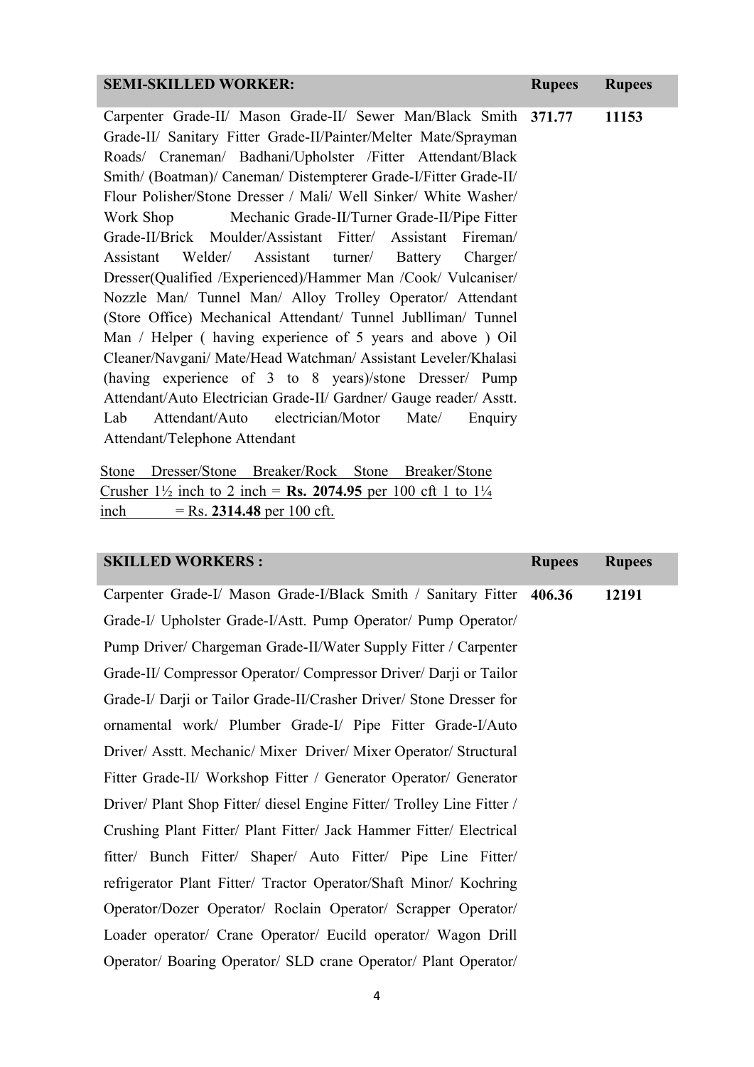| SEMI-SKILLED WORKER: | Rupees | Rupees |
|---|---|---|
| Carpenter Grade-II/ Mason Grade-II/ Sewer Man/Black Smith Grade-II/ Sanitary Fitter Grade-II/Painter/Melter Mate/Sprayman Roads/ Craneman/ Badhani/Upholster /Fitter Attendant/Black Smith/ (Boatman)/ Caneman/ Distempterer Grade-I/Fitter Grade-II/ Flour Polisher/Stone Dresser / Mali/ Well Sinker/ White Washer/ Work Shop Mechanic Grade-II/Turner Grade-II/Pipe Fitter Grade-II/Brick Moulder/Assistant Fitter/ Assistant Fireman/ Assistant Welder/ Assistant turner/ Battery Charger/ Dresser(Qualified /Experienced)/Hammer Man /Cook/ Vulcaniser/ Nozzle Man/ Tunnel Man/ Alloy Trolley Operator/ Attendant (Store Office) Mechanical Attendant/ Tunnel Jublliman/ Tunnel Man / Helper ( having experience of 5 years and above ) Oil Cleaner/Navgani/ Mate/Head Watchman/ Assistant Leveler/Khalasi (having experience of 3 to 8 years)/stone Dresser/ Pump Attendant/Auto Electrician Grade-II/ Gardner/ Gauge reader/ Asstt. Lab Attendant/Auto electrician/Motor Mate/ Enquiry Attendant/Telephone Attendant | **371.77** | **11153** |

Stone Dresser/Stone Breaker/Rock Stone Breaker/Stone Crusher 1½ inch to 2 inch = **Rs. 2074.95** per 100 cft 1 to 1¼ inch = Rs. **2314.48** per 100 cft.

| SKILLED WORKERS : | Rupees | Rupees |
|---|---|---|
| Carpenter Grade-I/ Mason Grade-I/Black Smith / Sanitary Fitter Grade-I/ Upholster Grade-I/Astt. Pump Operator/ Pump Operator/ Pump Driver/ Chargeman Grade-II/Water Supply Fitter / Carpenter Grade-II/ Compressor Operator/ Compressor Driver/ Darji or Tailor Grade-I/ Darji or Tailor Grade-II/Crasher Driver/ Stone Dresser for ornamental work/ Plumber Grade-I/ Pipe Fitter Grade-I/Auto Driver/ Asstt. Mechanic/ Mixer Driver/ Mixer Operator/ Structural Fitter Grade-II/ Workshop Fitter / Generator Operator/ Generator Driver/ Plant Shop Fitter/ diesel Engine Fitter/ Trolley Line Fitter / Crushing Plant Fitter/ Plant Fitter/ Jack Hammer Fitter/ Electrical fitter/ Bunch Fitter/ Shaper/ Auto Fitter/ Pipe Line Fitter/ refrigerator Plant Fitter/ Tractor Operator/Shaft Minor/ Kochring Operator/Dozer Operator/ Roclain Operator/ Scrapper Operator/ Loader operator/ Crane Operator/ Eucild operator/ Wagon Drill Operator/ Boaring Operator/ SLD crane Operator/ Plant Operator/ | **406.36** | **12191** |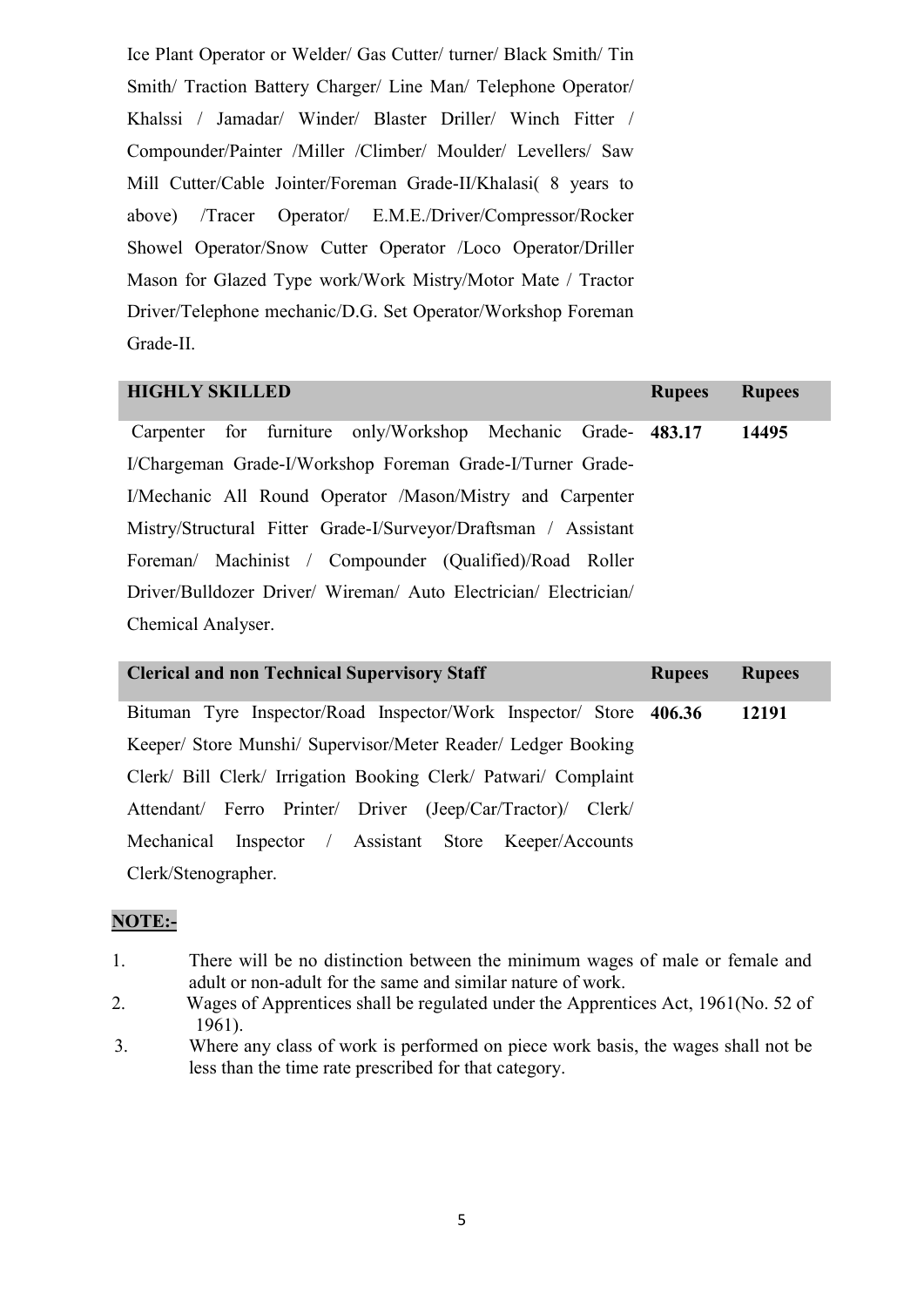Ice Plant Operator or Welder/ Gas Cutter/ turner/ Black Smith/ Tin Smith/ Traction Battery Charger/ Line Man/ Telephone Operator/ Khalssi / Jamadar/ Winder/ Blaster Driller/ Winch Fitter / Compounder/Painter /Miller /Climber/ Moulder/ Levellers/ Saw Mill Cutter/Cable Jointer/Foreman Grade-II/Khalasi( 8 years to above) /Tracer Operator/ E.M.E./Driver/Compressor/Rocker Showel Operator/Snow Cutter Operator /Loco Operator/Driller Mason for Glazed Type work/Work Mistry/Motor Mate / Tractor Driver/Telephone mechanic/D.G. Set Operator/Workshop Foreman Grade-II.

| **HIGHLY SKILLED** | **Rupees** | **Rupees** |
|---|---|---|
| Carpenter for furniture only/Workshop Mechanic Grade-I/Chargeman Grade-I/Workshop Foreman Grade-I/Turner Grade-I/Mechanic All Round Operator /Mason/Mistry and Carpenter Mistry/Structural Fitter Grade-I/Surveyor/Draftsman / Assistant Foreman/ Machinist / Compounder (Qualified)/Road Roller Driver/Bulldozer Driver/ Wireman/ Auto Electrician/ Electrician/ Chemical Analyser. | **483.17** | **14495** |

| **Clerical and non Technical Supervisory Staff** | **Rupees** | **Rupees** |
|---|---|---|
| Bituman Tyre Inspector/Road Inspector/Work Inspector/ Store Keeper/ Store Munshi/ Supervisor/Meter Reader/ Ledger Booking Clerk/ Bill Clerk/ Irrigation Booking Clerk/ Patwari/ Complaint Attendant/ Ferro Printer/ Driver (Jeep/Car/Tractor)/ Clerk/ Mechanical Inspector / Assistant Store Keeper/Accounts Clerk/Stenographer. | **406.36** | **12191** |

**NOTE:-**

1. There will be no distinction between the minimum wages of male or female and adult or non-adult for the same and similar nature of work.
2. Wages of Apprentices shall be regulated under the Apprentices Act, 1961(No. 52 of 1961).
3. Where any class of work is performed on piece work basis, the wages shall not be less than the time rate prescribed for that category.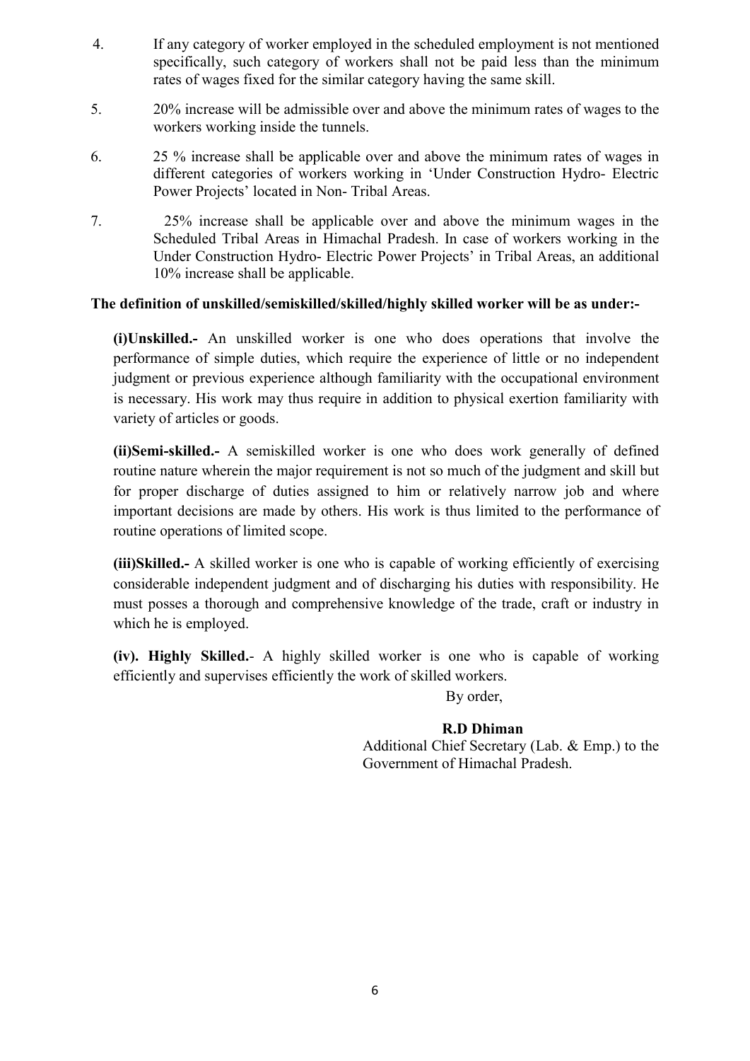4. If any category of worker employed in the scheduled employment is not mentioned specifically, such category of workers shall not be paid less than the minimum rates of wages fixed for the similar category having the same skill.

5. 20% increase will be admissible over and above the minimum rates of wages to the workers working inside the tunnels.

6. 25 % increase shall be applicable over and above the minimum rates of wages in different categories of workers working in 'Under Construction Hydro- Electric Power Projects' located in Non- Tribal Areas.

7. 25% increase shall be applicable over and above the minimum wages in the Scheduled Tribal Areas in Himachal Pradesh. In case of workers working in the Under Construction Hydro- Electric Power Projects' in Tribal Areas, an additional 10% increase shall be applicable.

**The definition of unskilled/semiskilled/skilled/highly skilled worker will be as under:-**

**(i)Unskilled.-** An unskilled worker is one who does operations that involve the performance of simple duties, which require the experience of little or no independent judgment or previous experience although familiarity with the occupational environment is necessary. His work may thus require in addition to physical exertion familiarity with variety of articles or goods.

**(ii)Semi-skilled.-** A semiskilled worker is one who does work generally of defined routine nature wherein the major requirement is not so much of the judgment and skill but for proper discharge of duties assigned to him or relatively narrow job and where important decisions are made by others. His work is thus limited to the performance of routine operations of limited scope.

**(iii)Skilled.-** A skilled worker is one who is capable of working efficiently of exercising considerable independent judgment and of discharging his duties with responsibility. He must posses a thorough and comprehensive knowledge of the trade, craft or industry in which he is employed.

**(iv). Highly Skilled.**- A highly skilled worker is one who is capable of working efficiently and supervises efficiently the work of skilled workers.

By order,

**R.D Dhiman**
Additional Chief Secretary (Lab. & Emp.) to the Government of Himachal Pradesh.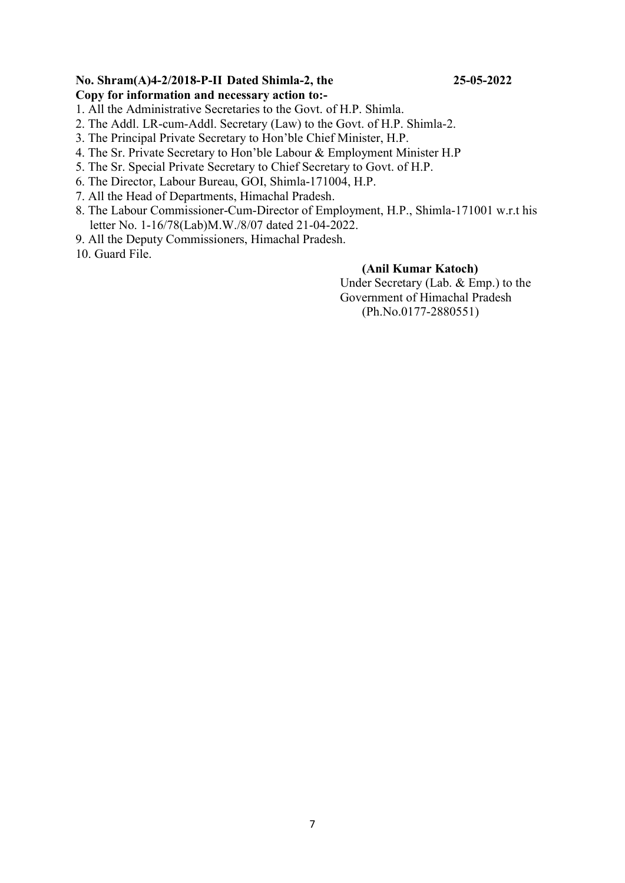**No. Shram(A)4-2/2018-P-II Dated Shimla-2, the 25-05-2022**

**Copy for information and necessary action to:-**

1. All the Administrative Secretaries to the Govt. of H.P. Shimla.
2. The Addl. LR-cum-Addl. Secretary (Law) to the Govt. of H.P. Shimla-2.
3. The Principal Private Secretary to Hon'ble Chief Minister, H.P.
4. The Sr. Private Secretary to Hon'ble Labour & Employment Minister H.P
5. The Sr. Special Private Secretary to Chief Secretary to Govt. of H.P.
6. The Director, Labour Bureau, GOI, Shimla-171004, H.P.
7. All the Head of Departments, Himachal Pradesh.
8. The Labour Commissioner-Cum-Director of Employment, H.P., Shimla-171001 w.r.t his letter No. 1-16/78(Lab)M.W./8/07 dated 21-04-2022.
9. All the Deputy Commissioners, Himachal Pradesh.
10. Guard File.

**(Anil Kumar Katoch)**
Under Secretary (Lab. & Emp.) to the
Government of Himachal Pradesh
(Ph.No.0177-2880551)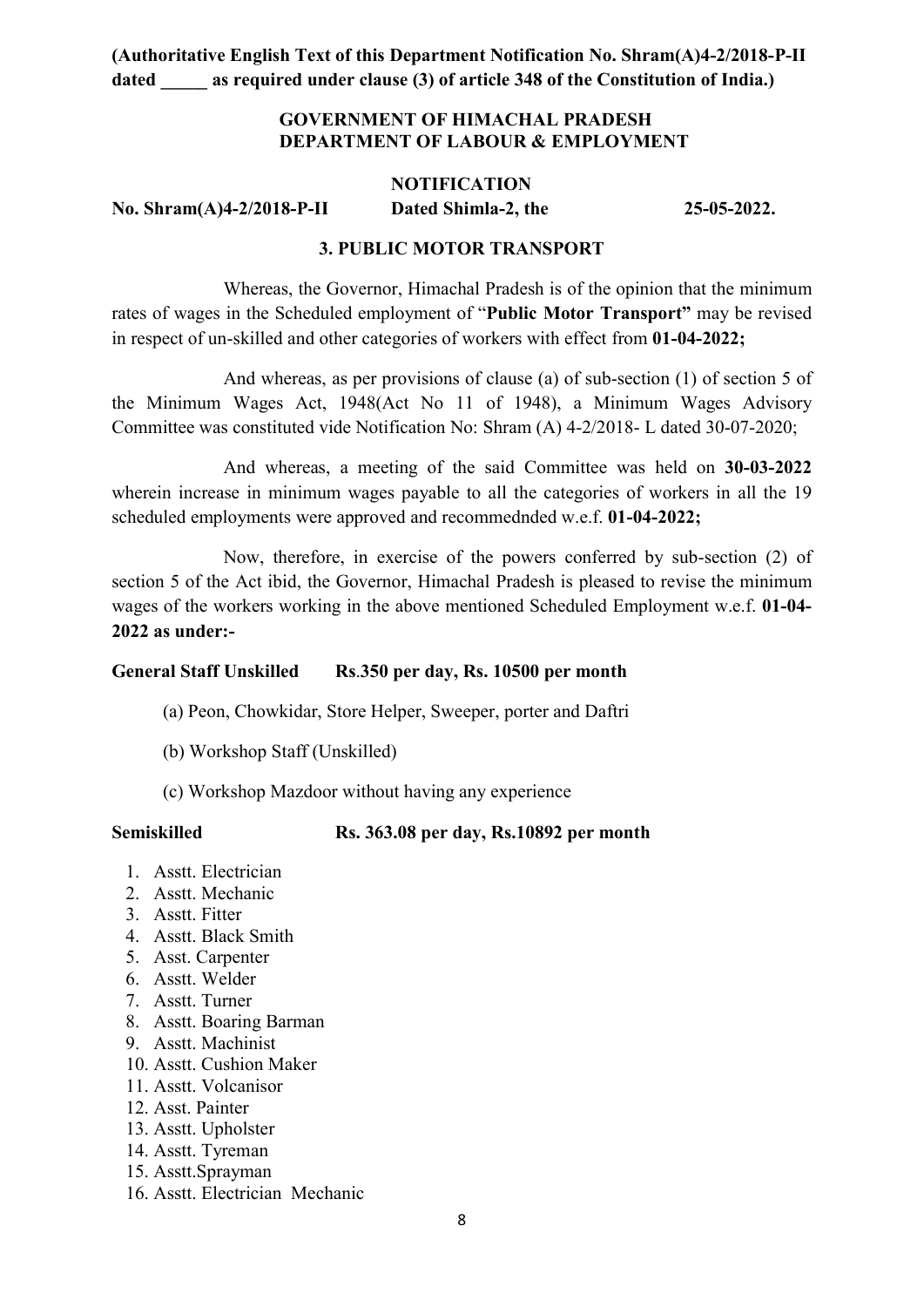**(Authoritative English Text of this Department Notification No. Shram(A)4-2/2018-P-II dated _____ as required under clause (3) of article 348 of the Constitution of India.)**

**GOVERNMENT OF HIMACHAL PRADESH**
**DEPARTMENT OF LABOUR & EMPLOYMENT**

**NOTIFICATION**

**No. Shram(A)4-2/2018-P-II Dated Shimla-2, the 25-05-2022.**

**3. PUBLIC MOTOR TRANSPORT**

Whereas, the Governor, Himachal Pradesh is of the opinion that the minimum rates of wages in the Scheduled employment of "**Public Motor Transport"** may be revised in respect of un-skilled and other categories of workers with effect from **01-04-2022;**

And whereas, as per provisions of clause (a) of sub-section (1) of section 5 of the Minimum Wages Act, 1948(Act No 11 of 1948), a Minimum Wages Advisory Committee was constituted vide Notification No: Shram (A) 4-2/2018- L dated 30-07-2020;

And whereas, a meeting of the said Committee was held on **30-03-2022** wherein increase in minimum wages payable to all the categories of workers in all the 19 scheduled employments were approved and recommednded w.e.f. **01-04-2022;**

Now, therefore, in exercise of the powers conferred by sub-section (2) of section 5 of the Act ibid, the Governor, Himachal Pradesh is pleased to revise the minimum wages of the workers working in the above mentioned Scheduled Employment w.e.f. **01-04-2022 as under:-**

**General Staff Unskilled Rs.350 per day, Rs. 10500 per month**

(a) Peon, Chowkidar, Store Helper, Sweeper, porter and Daftri

(b) Workshop Staff (Unskilled)

(c) Workshop Mazdoor without having any experience

**Semiskilled Rs. 363.08 per day, Rs.10892 per month**

1. Asstt. Electrician
2. Asstt. Mechanic
3. Asstt. Fitter
4. Asstt. Black Smith
5. Asst. Carpenter
6. Asstt. Welder
7. Asstt. Turner
8. Asstt. Boaring Barman
9. Asstt. Machinist
10. Asstt. Cushion Maker
11. Asstt. Volcanisor
12. Asst. Painter
13. Asstt. Upholster
14. Asstt. Tyreman
15. Asstt.Sprayman
16. Asstt. Electrician Mechanic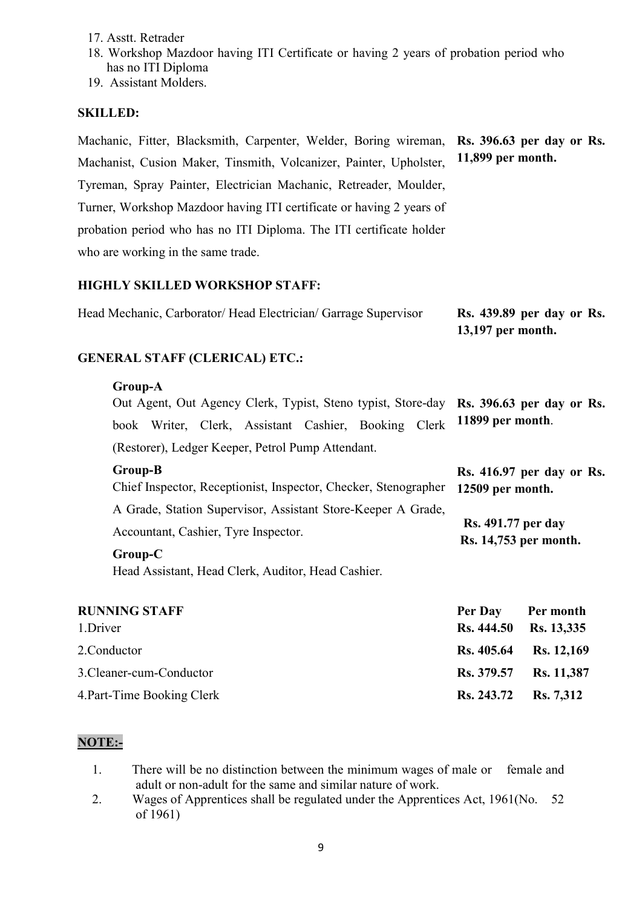17. Asstt. Retrader
18. Workshop Mazdoor having ITI Certificate or having 2 years of probation period who has no ITI Diploma
19. Assistant Molders.

**SKILLED:**

| | |
|---|---|
| Machanic, Fitter, Blacksmith, Carpenter, Welder, Boring wireman, Machanist, Cusion Maker, Tinsmith, Volcanizer, Painter, Upholster, Tyreman, Spray Painter, Electrician Machanic, Retreader, Moulder, Turner, Workshop Mazdoor having ITI certificate or having 2 years of probation period who has no ITI Diploma. The ITI certificate holder who are working in the same trade. | **Rs. 396.63 per day or Rs. 11,899 per month.** |

**HIGHLY SKILLED WORKSHOP STAFF:**

| | |
|---|---|
| Head Mechanic, Carborator/ Head Electrician/ Garrage Supervisor | **Rs. 439.89 per day or Rs. 13,197 per month.** |

**GENERAL STAFF (CLERICAL) ETC.:**

| | |
|---|---|
| **Group-A**<br>Out Agent, Out Agency Clerk, Typist, Steno typist, Store-day book Writer, Clerk, Assistant Cashier, Booking Clerk (Restorer), Ledger Keeper, Petrol Pump Attendant. | **Rs. 396.63 per day or Rs. 11899 per month**. |
| **Group-B**<br>Chief Inspector, Receptionist, Inspector, Checker, Stenographer A Grade, Station Supervisor, Assistant Store-Keeper A Grade, Accountant, Cashier, Tyre Inspector. | **Rs. 416.97 per day or Rs. 12509 per month.** |
| **Group-C**<br>Head Assistant, Head Clerk, Auditor, Head Cashier. | **Rs. 491.77 per day Rs. 14,753 per month.** |

| **RUNNING STAFF** | **Per Day** | **Per month** |
|---|---|---|
| 1.Driver | **Rs. 444.50** | **Rs. 13,335** |
| 2.Conductor | **Rs. 405.64** | **Rs. 12,169** |
| 3.Cleaner-cum-Conductor | **Rs. 379.57** | **Rs. 11,387** |
| 4.Part-Time Booking Clerk | **Rs. 243.72** | **Rs. 7,312** |

**NOTE:-**

1. There will be no distinction between the minimum wages of male or female and adult or non-adult for the same and similar nature of work.
2. Wages of Apprentices shall be regulated under the Apprentices Act, 1961(No. 52 of 1961)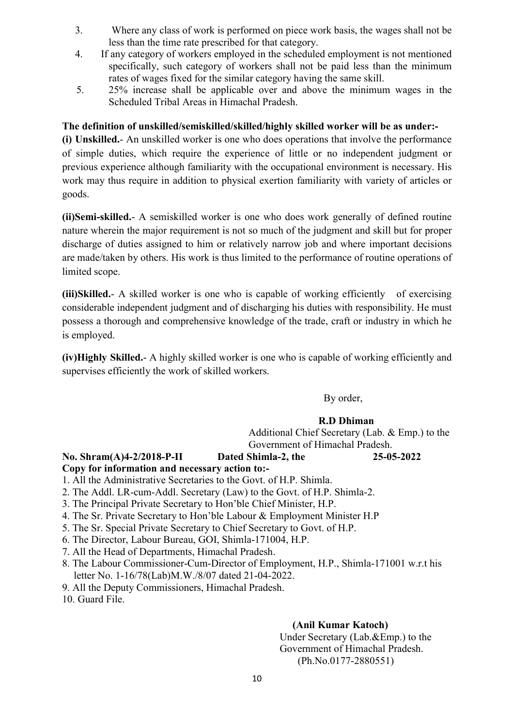3. Where any class of work is performed on piece work basis, the wages shall not be less than the time rate prescribed for that category.
4. If any category of workers employed in the scheduled employment is not mentioned specifically, such category of workers shall not be paid less than the minimum rates of wages fixed for the similar category having the same skill.
5. 25% increase shall be applicable over and above the minimum wages in the Scheduled Tribal Areas in Himachal Pradesh.

**The definition of unskilled/semiskilled/skilled/highly skilled worker will be as under:-**

**(i) Unskilled.**- An unskilled worker is one who does operations that involve the performance of simple duties, which require the experience of little or no independent judgment or previous experience although familiarity with the occupational environment is necessary. His work may thus require in addition to physical exertion familiarity with variety of articles or goods.

**(ii)Semi-skilled.**- A semiskilled worker is one who does work generally of defined routine nature wherein the major requirement is not so much of the judgment and skill but for proper discharge of duties assigned to him or relatively narrow job and where important decisions are made/taken by others. His work is thus limited to the performance of routine operations of limited scope.

**(iii)Skilled.**- A skilled worker is one who is capable of working efficiently of exercising considerable independent judgment and of discharging his duties with responsibility. He must possess a thorough and comprehensive knowledge of the trade, craft or industry in which he is employed.

**(iv)Highly Skilled.**- A highly skilled worker is one who is capable of working efficiently and supervises efficiently the work of skilled workers.

By order,

**R.D Dhiman**
Additional Chief Secretary (Lab. & Emp.) to the Government of Himachal Pradesh.

**No. Shram(A)4-2/2018-P-II Dated Shimla-2, the 25-05-2022**

**Copy for information and necessary action to:-**

1. All the Administrative Secretaries to the Govt. of H.P. Shimla.
2. The Addl. LR-cum-Addl. Secretary (Law) to the Govt. of H.P. Shimla-2.
3. The Principal Private Secretary to Hon'ble Chief Minister, H.P.
4. The Sr. Private Secretary to Hon'ble Labour & Employment Minister H.P
5. The Sr. Special Private Secretary to Chief Secretary to Govt. of H.P.
6. The Director, Labour Bureau, GOI, Shimla-171004, H.P.
7. All the Head of Departments, Himachal Pradesh.
8. The Labour Commissioner-Cum-Director of Employment, H.P., Shimla-171001 w.r.t his letter No. 1-16/78(Lab)M.W./8/07 dated 21-04-2022.
9. All the Deputy Commissioners, Himachal Pradesh.
10. Guard File.

**(Anil Kumar Katoch)**
Under Secretary (Lab.&Emp.) to the Government of Himachal Pradesh.
(Ph.No.0177-2880551)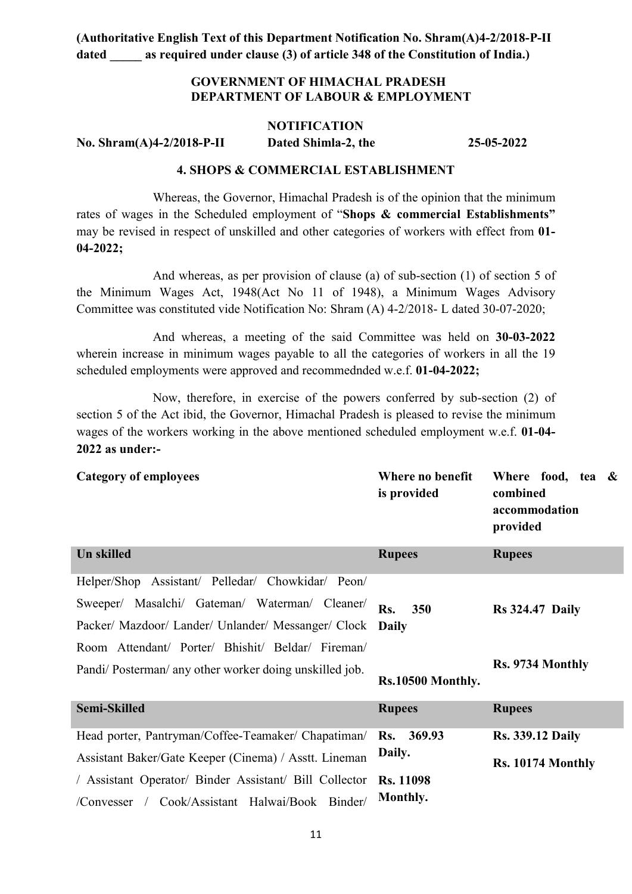**(Authoritative English Text of this Department Notification No. Shram(A)4-2/2018-P-II dated _____ as required under clause (3) of article 348 of the Constitution of India.)**

**GOVERNMENT OF HIMACHAL PRADESH**
**DEPARTMENT OF LABOUR & EMPLOYMENT**

**NOTIFICATION**

**No. Shram(A)4-2/2018-P-II Dated Shimla-2, the 25-05-2022**

**4. SHOPS & COMMERCIAL ESTABLISHMENT**

Whereas, the Governor, Himachal Pradesh is of the opinion that the minimum rates of wages in the Scheduled employment of "**Shops & commercial Establishments"** may be revised in respect of unskilled and other categories of workers with effect from **01-04-2022;**

And whereas, as per provision of clause (a) of sub-section (1) of section 5 of the Minimum Wages Act, 1948(Act No 11 of 1948), a Minimum Wages Advisory Committee was constituted vide Notification No: Shram (A) 4-2/2018- L dated 30-07-2020;

And whereas, a meeting of the said Committee was held on **30-03-2022** wherein increase in minimum wages payable to all the categories of workers in all the 19 scheduled employments were approved and recommednded w.e.f. **01-04-2022;**

Now, therefore, in exercise of the powers conferred by sub-section (2) of section 5 of the Act ibid, the Governor, Himachal Pradesh is pleased to revise the minimum wages of the workers working in the above mentioned scheduled employment w.e.f. **01-04-2022 as under:-**

| Category of employees | Where no benefit is provided | Where food, tea & combined accommodation provided |
|---|---|---|
| **Un skilled** | **Rupees** | **Rupees** |
| Helper/Shop Assistant/ Pelledar/ Chowkidar/ Peon/ Sweeper/ Masalchi/ Gateman/ Waterman/ Cleaner/ Packer/ Mazdoor/ Lander/ Unlander/ Messanger/ Clock Room Attendant/ Porter/ Bhishit/ Beldar/ Fireman/ Pandi/ Posterman/ any other worker doing unskilled job. | **Rs. 350 Daily** **Rs.10500 Monthly.** | **Rs 324.47 Daily** **Rs. 9734 Monthly** |
| **Semi-Skilled** | **Rupees** | **Rupees** |
| Head porter, Pantryman/Coffee-Teamaker/ Chapatiman/ Assistant Baker/Gate Keeper (Cinema) / Asstt. Lineman / Assistant Operator/ Binder Assistant/ Bill Collector /Convesser / Cook/Assistant Halwai/Book Binder/ | **Rs. 369.93 Daily.** **Rs. 11098 Monthly.** | **Rs. 339.12 Daily** **Rs. 10174 Monthly** |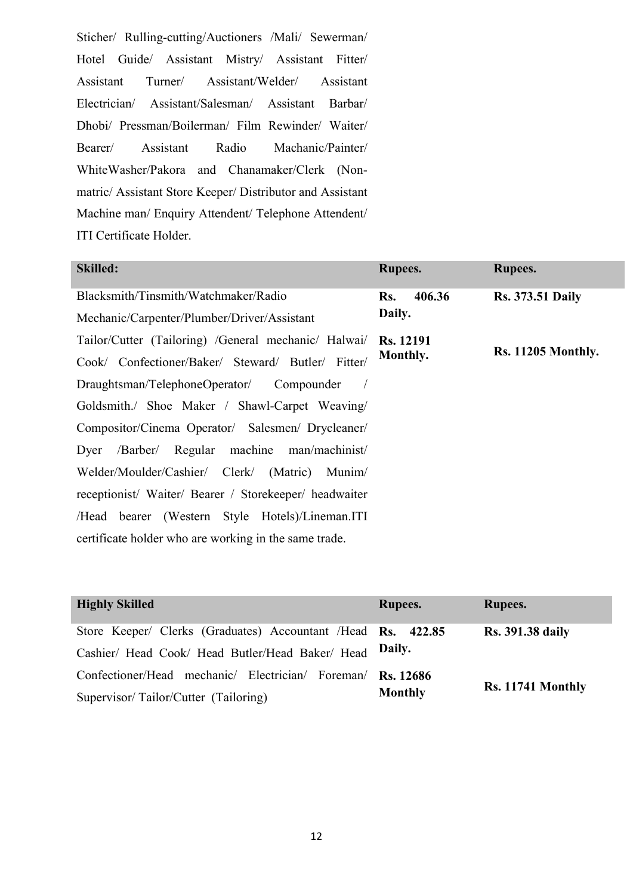Sticher/ Rulling-cutting/Auctioners /Mali/ Sewerman/ Hotel Guide/ Assistant Mistry/ Assistant Fitter/ Assistant Turner/ Assistant/Welder/ Assistant Electrician/ Assistant/Salesman/ Assistant Barbar/ Dhobi/ Pressman/Boilerman/ Film Rewinder/ Waiter/ Bearer/ Assistant Radio Machanic/Painter/ WhiteWasher/Pakora and Chanamaker/Clerk (Non-matric/ Assistant Store Keeper/ Distributor and Assistant Machine man/ Enquiry Attendent/ Telephone Attendent/ ITI Certificate Holder.

| Skilled: | Rupees. | Rupees. |
|---|---|---|
| Blacksmith/Tinsmith/Watchmaker/Radio Mechanic/Carpenter/Plumber/Driver/Assistant Tailor/Cutter (Tailoring) /General mechanic/ Halwai/ Cook/ Confectioner/Baker/ Steward/ Butler/ Fitter/ Draughtsman/TelephoneOperator/ Compounder / Goldsmith./ Shoe Maker / Shawl-Carpet Weaving/ Compositor/Cinema Operator/ Salesmen/ Drycleaner/ Dyer /Barber/ Regular machine man/machinist/ Welder/Moulder/Cashier/ Clerk/ (Matric) Munim/ receptionist/ Waiter/ Bearer / Storekeeper/ headwaiter /Head bearer (Western Style Hotels)/Lineman.ITI certificate holder who are working in the same trade. | **Rs. 406.36 Daily.** **Rs. 12191 Monthly.** | **Rs. 373.51 Daily** **Rs. 11205 Monthly.** |

| Highly Skilled | Rupees. | Rupees. |
|---|---|---|
| Store Keeper/ Clerks (Graduates) Accountant /Head Cashier/ Head Cook/ Head Butler/Head Baker/ Head Confectioner/Head mechanic/ Electrician/ Foreman/ Supervisor/ Tailor/Cutter (Tailoring) | **Rs. 422.85 Daily.** **Rs. 12686 Monthly** | **Rs. 391.38 daily** **Rs. 11741 Monthly** |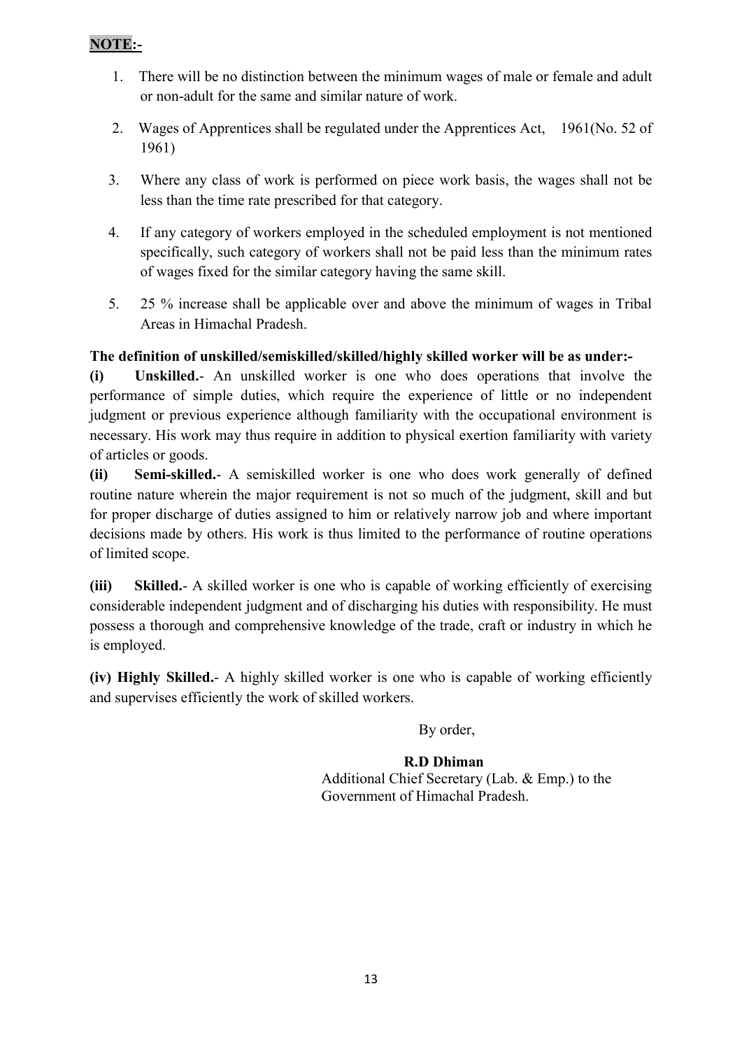**NOTE:-**

1. There will be no distinction between the minimum wages of male or female and adult or non-adult for the same and similar nature of work.
2. Wages of Apprentices shall be regulated under the Apprentices Act, 1961(No. 52 of 1961)
3. Where any class of work is performed on piece work basis, the wages shall not be less than the time rate prescribed for that category.
4. If any category of workers employed in the scheduled employment is not mentioned specifically, such category of workers shall not be paid less than the minimum rates of wages fixed for the similar category having the same skill.
5. 25 % increase shall be applicable over and above the minimum of wages in Tribal Areas in Himachal Pradesh.

**The definition of unskilled/semiskilled/skilled/highly skilled worker will be as under:-**

**(i) Unskilled.**- An unskilled worker is one who does operations that involve the performance of simple duties, which require the experience of little or no independent judgment or previous experience although familiarity with the occupational environment is necessary. His work may thus require in addition to physical exertion familiarity with variety of articles or goods.

**(ii) Semi-skilled.**- A semiskilled worker is one who does work generally of defined routine nature wherein the major requirement is not so much of the judgment, skill and but for proper discharge of duties assigned to him or relatively narrow job and where important decisions made by others. His work is thus limited to the performance of routine operations of limited scope.

**(iii) Skilled.**- A skilled worker is one who is capable of working efficiently of exercising considerable independent judgment and of discharging his duties with responsibility. He must possess a thorough and comprehensive knowledge of the trade, craft or industry in which he is employed.

**(iv) Highly Skilled.**- A highly skilled worker is one who is capable of working efficiently and supervises efficiently the work of skilled workers.

By order,

**R.D Dhiman**
Additional Chief Secretary (Lab. & Emp.) to the
Government of Himachal Pradesh.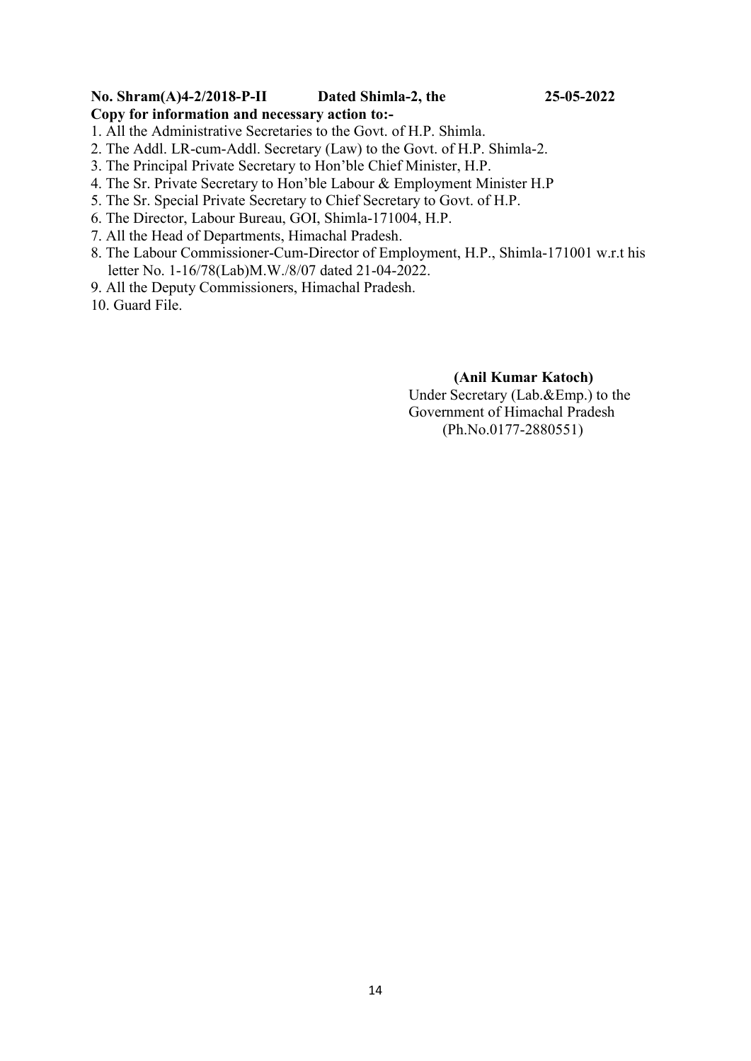**No. Shram(A)4-2/2018-P-II Dated Shimla-2, the 25-05-2022**

**Copy for information and necessary action to:-**

1. All the Administrative Secretaries to the Govt. of H.P. Shimla.
2. The Addl. LR-cum-Addl. Secretary (Law) to the Govt. of H.P. Shimla-2.
3. The Principal Private Secretary to Hon'ble Chief Minister, H.P.
4. The Sr. Private Secretary to Hon'ble Labour & Employment Minister H.P
5. The Sr. Special Private Secretary to Chief Secretary to Govt. of H.P.
6. The Director, Labour Bureau, GOI, Shimla-171004, H.P.
7. All the Head of Departments, Himachal Pradesh.
8. The Labour Commissioner-Cum-Director of Employment, H.P., Shimla-171001 w.r.t his letter No. 1-16/78(Lab)M.W./8/07 dated 21-04-2022.
9. All the Deputy Commissioners, Himachal Pradesh.
10. Guard File.

**(Anil Kumar Katoch)**
Under Secretary (Lab.&Emp.) to the
Government of Himachal Pradesh
(Ph.No.0177-2880551)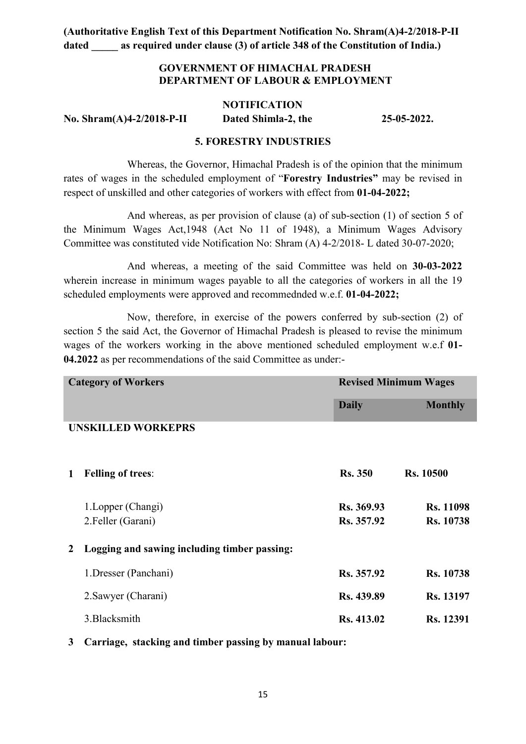**(Authoritative English Text of this Department Notification No. Shram(A)4-2/2018-P-II dated \_\_\_\_\_ as required under clause (3) of article 348 of the Constitution of India.)**

**GOVERNMENT OF HIMACHAL PRADESH**
**DEPARTMENT OF LABOUR & EMPLOYMENT**

**NOTIFICATION**

**No. Shram(A)4-2/2018-P-II Dated Shimla-2, the 25-05-2022.**

**5. FORESTRY INDUSTRIES**

Whereas, the Governor, Himachal Pradesh is of the opinion that the minimum rates of wages in the scheduled employment of "**Forestry Industries**" may be revised in respect of unskilled and other categories of workers with effect from **01-04-2022;**

And whereas, as per provision of clause (a) of sub-section (1) of section 5 of the Minimum Wages Act,1948 (Act No 11 of 1948), a Minimum Wages Advisory Committee was constituted vide Notification No: Shram (A) 4-2/2018- L dated 30-07-2020;

And whereas, a meeting of the said Committee was held on **30-03-2022** wherein increase in minimum wages payable to all the categories of workers in all the 19 scheduled employments were approved and recommednded w.e.f. **01-04-2022;**

Now, therefore, in exercise of the powers conferred by sub-section (2) of section 5 the said Act, the Governor of Himachal Pradesh is pleased to revise the minimum wages of the workers working in the above mentioned scheduled employment w.e.f **01-04.2022** as per recommendations of the said Committee as under:-

| Category of Workers | | Revised Minimum Wages | |
|---|---|---|---|
| | | **Daily** | **Monthly** |
| **UNSKILLED WORKEPRS** | | | |
| **1** | **Felling of trees**: | **Rs. 350** | **Rs. 10500** |
| | 1.Lopper (Changi) | **Rs. 369.93** | **Rs. 11098** |
| | 2.Feller (Garani) | **Rs. 357.92** | **Rs. 10738** |
| **2** | **Logging and sawing including timber passing:** | | |
| | 1.Dresser (Panchani) | **Rs. 357.92** | **Rs. 10738** |
| | 2.Sawyer (Charani) | **Rs. 439.89** | **Rs. 13197** |
| | 3.Blacksmith | **Rs. 413.02** | **Rs. 12391** |
| **3** | **Carriage, stacking and timber passing by manual labour:** | | |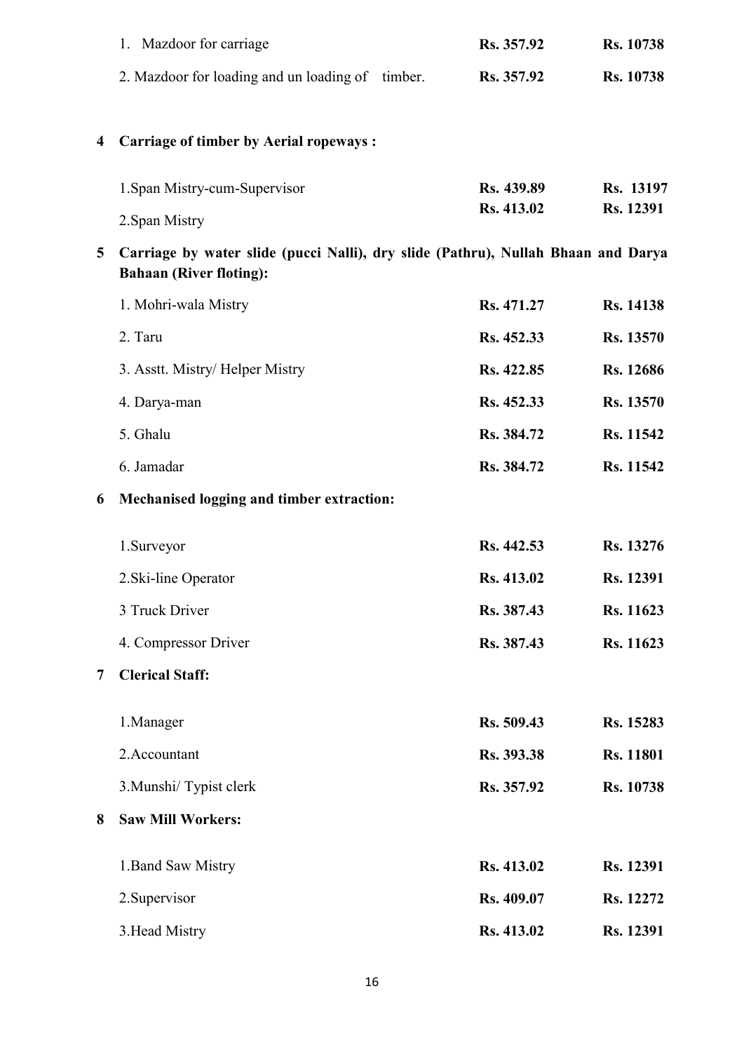| | | | |
|---|---|---|---|
| | 1. Mazdoor for carriage | **Rs. 357.92** | **Rs. 10738** |
| | 2. Mazdoor for loading and un loading of timber. | **Rs. 357.92** | **Rs. 10738** |
| **4** | **Carriage of timber by Aerial ropeways :** | | |
| | 1.Span Mistry-cum-Supervisor | **Rs. 439.89** | **Rs. 13197** |
| | 2.Span Mistry | **Rs. 413.02** | **Rs. 12391** |
| **5** | **Carriage by water slide (pucci Nalli), dry slide (Pathru), Nullah Bhaan and Darya Bahaan (River floting):** | | |
| | 1. Mohri-wala Mistry | **Rs. 471.27** | **Rs. 14138** |
| | 2. Taru | **Rs. 452.33** | **Rs. 13570** |
| | 3. Asstt. Mistry/ Helper Mistry | **Rs. 422.85** | **Rs. 12686** |
| | 4. Darya-man | **Rs. 452.33** | **Rs. 13570** |
| | 5. Ghalu | **Rs. 384.72** | **Rs. 11542** |
| | 6. Jamadar | **Rs. 384.72** | **Rs. 11542** |
| **6** | **Mechanised logging and timber extraction:** | | |
| | 1.Surveyor | **Rs. 442.53** | **Rs. 13276** |
| | 2.Ski-line Operator | **Rs. 413.02** | **Rs. 12391** |
| | 3 Truck Driver | **Rs. 387.43** | **Rs. 11623** |
| | 4. Compressor Driver | **Rs. 387.43** | **Rs. 11623** |
| **7** | **Clerical Staff:** | | |
| | 1.Manager | **Rs. 509.43** | **Rs. 15283** |
| | 2.Accountant | **Rs. 393.38** | **Rs. 11801** |
| | 3.Munshi/ Typist clerk | **Rs. 357.92** | **Rs. 10738** |
| **8** | **Saw Mill Workers:** | | |
| | 1.Band Saw Mistry | **Rs. 413.02** | **Rs. 12391** |
| | 2.Supervisor | **Rs. 409.07** | **Rs. 12272** |
| | 3.Head Mistry | **Rs. 413.02** | **Rs. 12391** |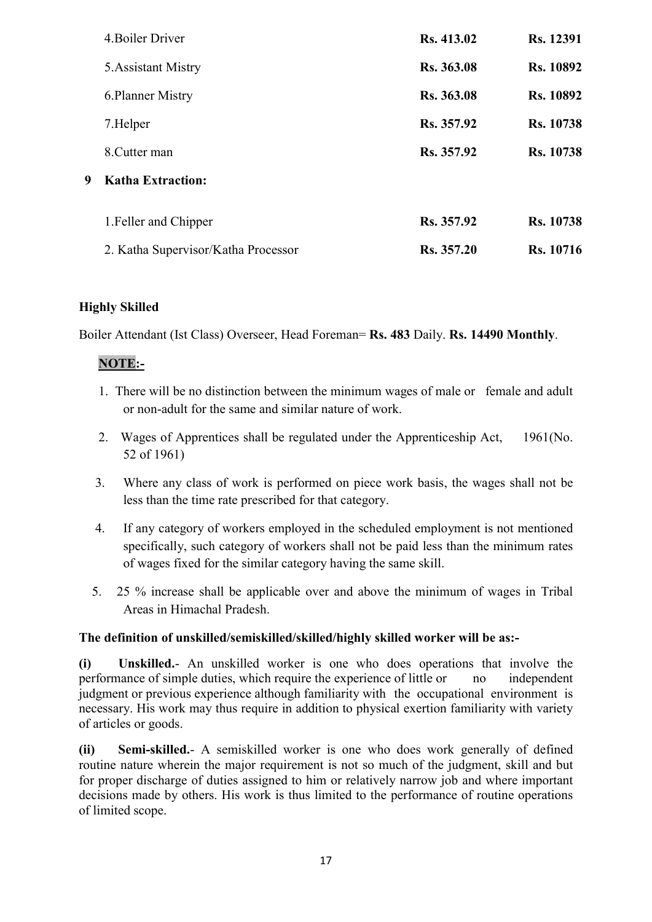| | | | |
|---|---|---|---|
| | 4.Boiler Driver | **Rs. 413.02** | **Rs. 12391** |
| | 5.Assistant Mistry | **Rs. 363.08** | **Rs. 10892** |
| | 6.Planner Mistry | **Rs. 363.08** | **Rs. 10892** |
| | 7.Helper | **Rs. 357.92** | **Rs. 10738** |
| | 8.Cutter man | **Rs. 357.92** | **Rs. 10738** |
| **9** | **Katha Extraction:** | | |
| | 1.Feller and Chipper | **Rs. 357.92** | **Rs. 10738** |
| | 2. Katha Supervisor/Katha Processor | **Rs. 357.20** | **Rs. 10716** |

**Highly Skilled**

Boiler Attendant (Ist Class) Overseer, Head Foreman= **Rs. 483** Daily. **Rs. 14490 Monthly**.

**NOTE:-**

1. There will be no distinction between the minimum wages of male or female and adult or non-adult for the same and similar nature of work.
2. Wages of Apprentices shall be regulated under the Apprenticeship Act, 1961(No. 52 of 1961)
3. Where any class of work is performed on piece work basis, the wages shall not be less than the time rate prescribed for that category.
4. If any category of workers employed in the scheduled employment is not mentioned specifically, such category of workers shall not be paid less than the minimum rates of wages fixed for the similar category having the same skill.
5. 25 % increase shall be applicable over and above the minimum of wages in Tribal Areas in Himachal Pradesh.

**The definition of unskilled/semiskilled/skilled/highly skilled worker will be as:-**

**(i) Unskilled.**- An unskilled worker is one who does operations that involve the performance of simple duties, which require the experience of little or no independent judgment or previous experience although familiarity with the occupational environment is necessary. His work may thus require in addition to physical exertion familiarity with variety of articles or goods.

**(ii) Semi-skilled.**- A semiskilled worker is one who does work generally of defined routine nature wherein the major requirement is not so much of the judgment, skill and but for proper discharge of duties assigned to him or relatively narrow job and where important decisions made by others. His work is thus limited to the performance of routine operations of limited scope.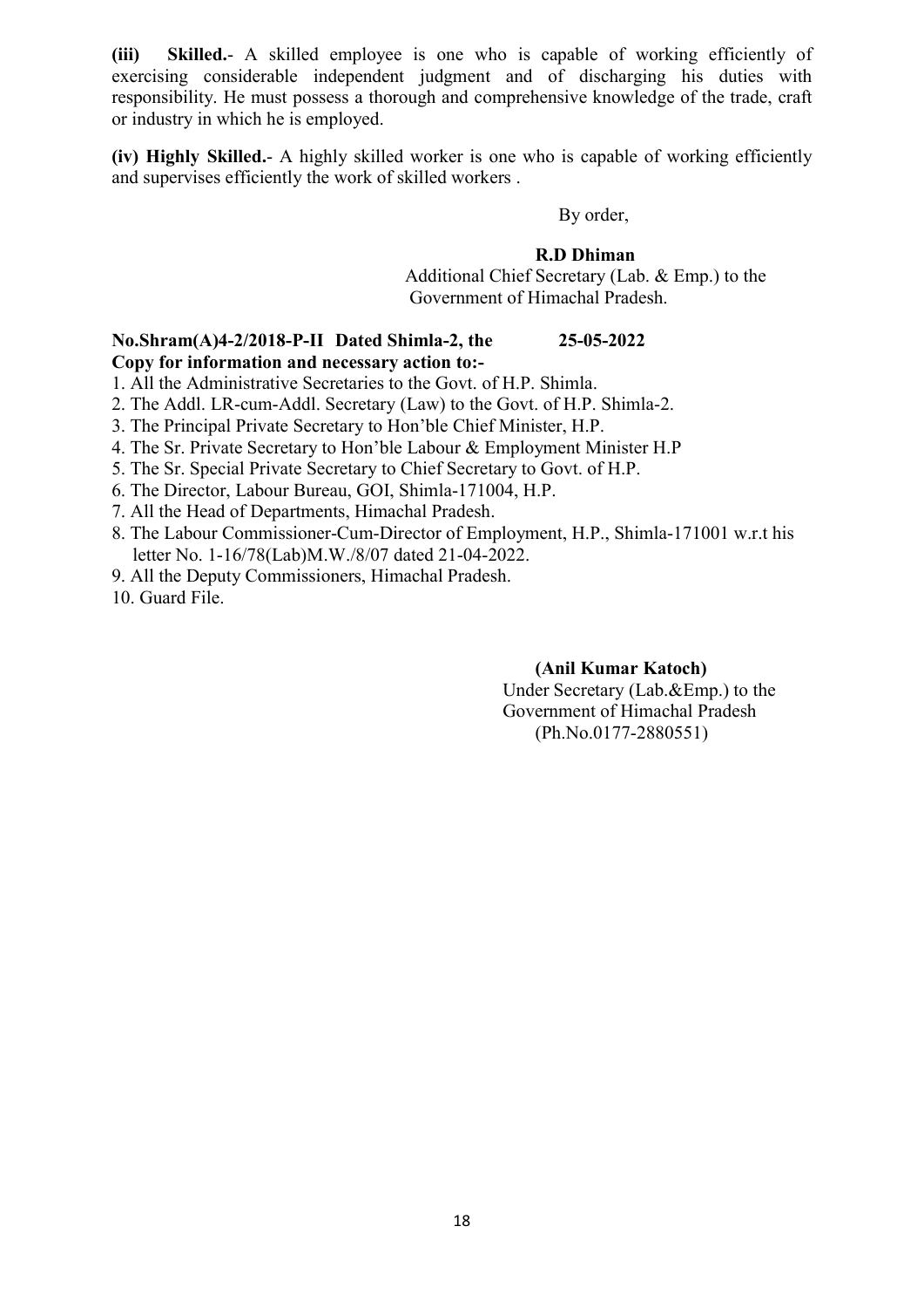**(iii) Skilled.**- A skilled employee is one who is capable of working efficiently of exercising considerable independent judgment and of discharging his duties with responsibility. He must possess a thorough and comprehensive knowledge of the trade, craft or industry in which he is employed.

**(iv) Highly Skilled.**- A highly skilled worker is one who is capable of working efficiently and supervises efficiently the work of skilled workers .

By order,

**R.D Dhiman**
Additional Chief Secretary (Lab. & Emp.) to the Government of Himachal Pradesh.

**No.Shram(A)4-2/2018-P-II Dated Shimla-2, the 25-05-2022**
**Copy for information and necessary action to:-**

1. All the Administrative Secretaries to the Govt. of H.P. Shimla.
2. The Addl. LR-cum-Addl. Secretary (Law) to the Govt. of H.P. Shimla-2.
3. The Principal Private Secretary to Hon'ble Chief Minister, H.P.
4. The Sr. Private Secretary to Hon'ble Labour & Employment Minister H.P
5. The Sr. Special Private Secretary to Chief Secretary to Govt. of H.P.
6. The Director, Labour Bureau, GOI, Shimla-171004, H.P.
7. All the Head of Departments, Himachal Pradesh.
8. The Labour Commissioner-Cum-Director of Employment, H.P., Shimla-171001 w.r.t his letter No. 1-16/78(Lab)M.W./8/07 dated 21-04-2022.
9. All the Deputy Commissioners, Himachal Pradesh.
10. Guard File.

**(Anil Kumar Katoch)**
Under Secretary (Lab.&Emp.) to the Government of Himachal Pradesh
(Ph.No.0177-2880551)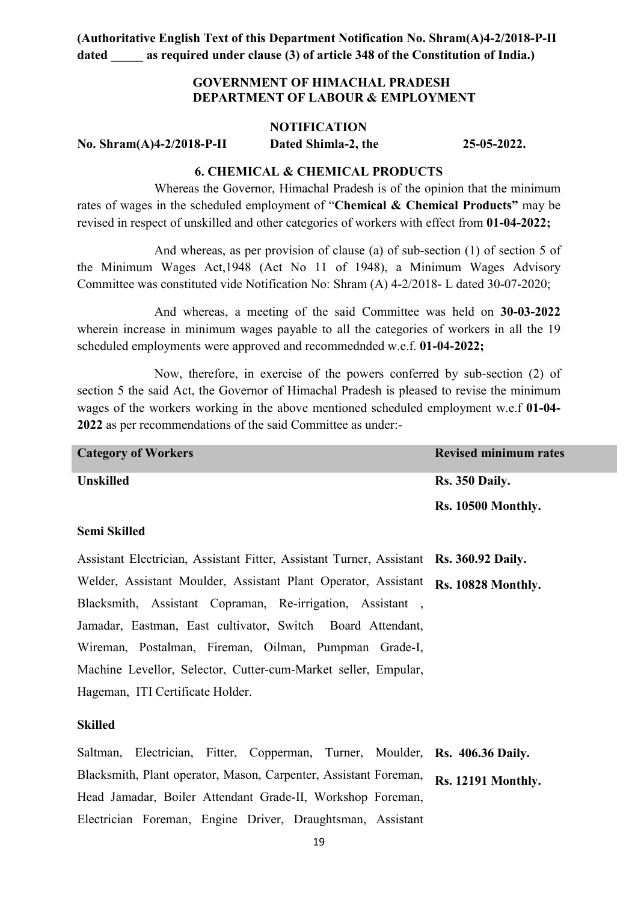**(Authoritative English Text of this Department Notification No. Shram(A)4-2/2018-P-II dated _____ as required under clause (3) of article 348 of the Constitution of India.)**

**GOVERNMENT OF HIMACHAL PRADESH**
**DEPARTMENT OF LABOUR & EMPLOYMENT**

**NOTIFICATION**

**No. Shram(A)4-2/2018-P-II Dated Shimla-2, the 25-05-2022.**

**6. CHEMICAL & CHEMICAL PRODUCTS**

Whereas the Governor, Himachal Pradesh is of the opinion that the minimum rates of wages in the scheduled employment of "**Chemical & Chemical Products"** may be revised in respect of unskilled and other categories of workers with effect from **01-04-2022;**

And whereas, as per provision of clause (a) of sub-section (1) of section 5 of the Minimum Wages Act,1948 (Act No 11 of 1948), a Minimum Wages Advisory Committee was constituted vide Notification No: Shram (A) 4-2/2018- L dated 30-07-2020;

And whereas, a meeting of the said Committee was held on **30-03-2022** wherein increase in minimum wages payable to all the categories of workers in all the 19 scheduled employments were approved and recommednded w.e.f. **01-04-2022;**

Now, therefore, in exercise of the powers conferred by sub-section (2) of section 5 the said Act, the Governor of Himachal Pradesh is pleased to revise the minimum wages of the workers working in the above mentioned scheduled employment w.e.f **01-04-2022** as per recommendations of the said Committee as under:-

| Category of Workers | Revised minimum rates |
|---|---|
| **Unskilled** | **Rs. 350 Daily.** <br> **Rs. 10500 Monthly.** |
| **Semi Skilled** | |
| Assistant Electrician, Assistant Fitter, Assistant Turner, Assistant Welder, Assistant Moulder, Assistant Plant Operator, Assistant Blacksmith, Assistant Copraman, Re-irrigation, Assistant , Jamadar, Eastman, East cultivator, Switch Board Attendant, Wireman, Postalman, Fireman, Oilman, Pumpman Grade-I, Machine Levellor, Selector, Cutter-cum-Market seller, Empular, Hageman, ITI Certificate Holder. | **Rs. 360.92 Daily.** <br> **Rs. 10828 Monthly.** |
| **Skilled** | |
| Saltman, Electrician, Fitter, Copperman, Turner, Moulder, Blacksmith, Plant operator, Mason, Carpenter, Assistant Foreman, Head Jamadar, Boiler Attendant Grade-II, Workshop Foreman, Electrician Foreman, Engine Driver, Draughtsman, Assistant | **Rs. 406.36 Daily.** <br> **Rs. 12191 Monthly.** |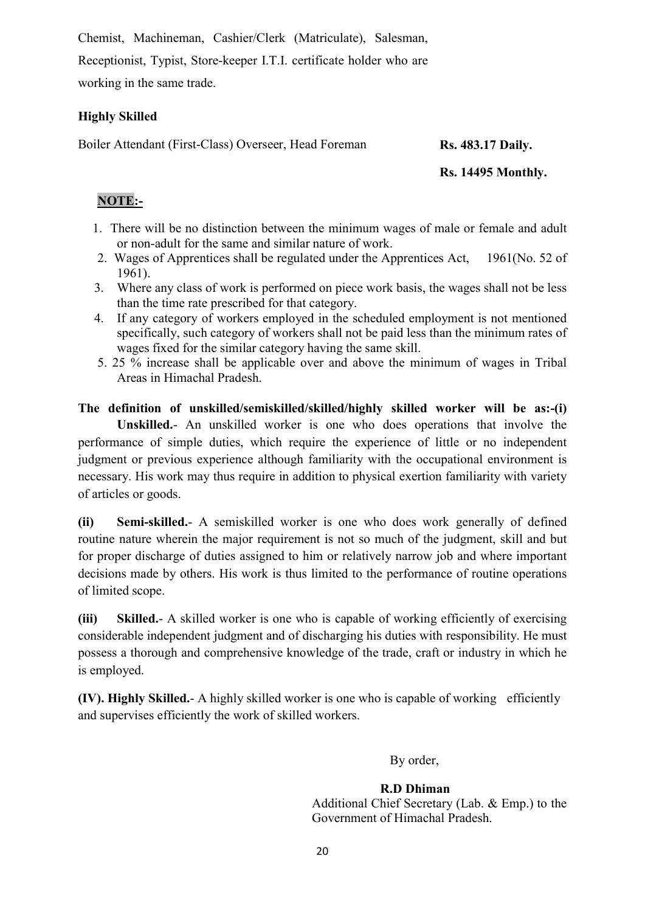Chemist, Machineman, Cashier/Clerk (Matriculate), Salesman, Receptionist, Typist, Store-keeper I.T.I. certificate holder who are working in the same trade.

**Highly Skilled**

Boiler Attendant (First-Class) Overseer, Head Foreman **Rs. 483.17 Daily.**

**Rs. 14495 Monthly.**

**NOTE:-**

1. There will be no distinction between the minimum wages of male or female and adult or non-adult for the same and similar nature of work.
2. Wages of Apprentices shall be regulated under the Apprentices Act, 1961(No. 52 of 1961).
3. Where any class of work is performed on piece work basis, the wages shall not be less than the time rate prescribed for that category.
4. If any category of workers employed in the scheduled employment is not mentioned specifically, such category of workers shall not be paid less than the minimum rates of wages fixed for the similar category having the same skill.
5. 25 % increase shall be applicable over and above the minimum of wages in Tribal Areas in Himachal Pradesh.

**The definition of unskilled/semiskilled/skilled/highly skilled worker will be as:-(i) Unskilled.**- An unskilled worker is one who does operations that involve the performance of simple duties, which require the experience of little or no independent judgment or previous experience although familiarity with the occupational environment is necessary. His work may thus require in addition to physical exertion familiarity with variety of articles or goods.

**(ii) Semi-skilled.**- A semiskilled worker is one who does work generally of defined routine nature wherein the major requirement is not so much of the judgment, skill and but for proper discharge of duties assigned to him or relatively narrow job and where important decisions made by others. His work is thus limited to the performance of routine operations of limited scope.

**(iii) Skilled.**- A skilled worker is one who is capable of working efficiently of exercising considerable independent judgment and of discharging his duties with responsibility. He must possess a thorough and comprehensive knowledge of the trade, craft or industry in which he is employed.

**(IV). Highly Skilled.**- A highly skilled worker is one who is capable of working efficiently and supervises efficiently the work of skilled workers.

By order,

**R.D Dhiman**
Additional Chief Secretary (Lab. & Emp.) to the Government of Himachal Pradesh.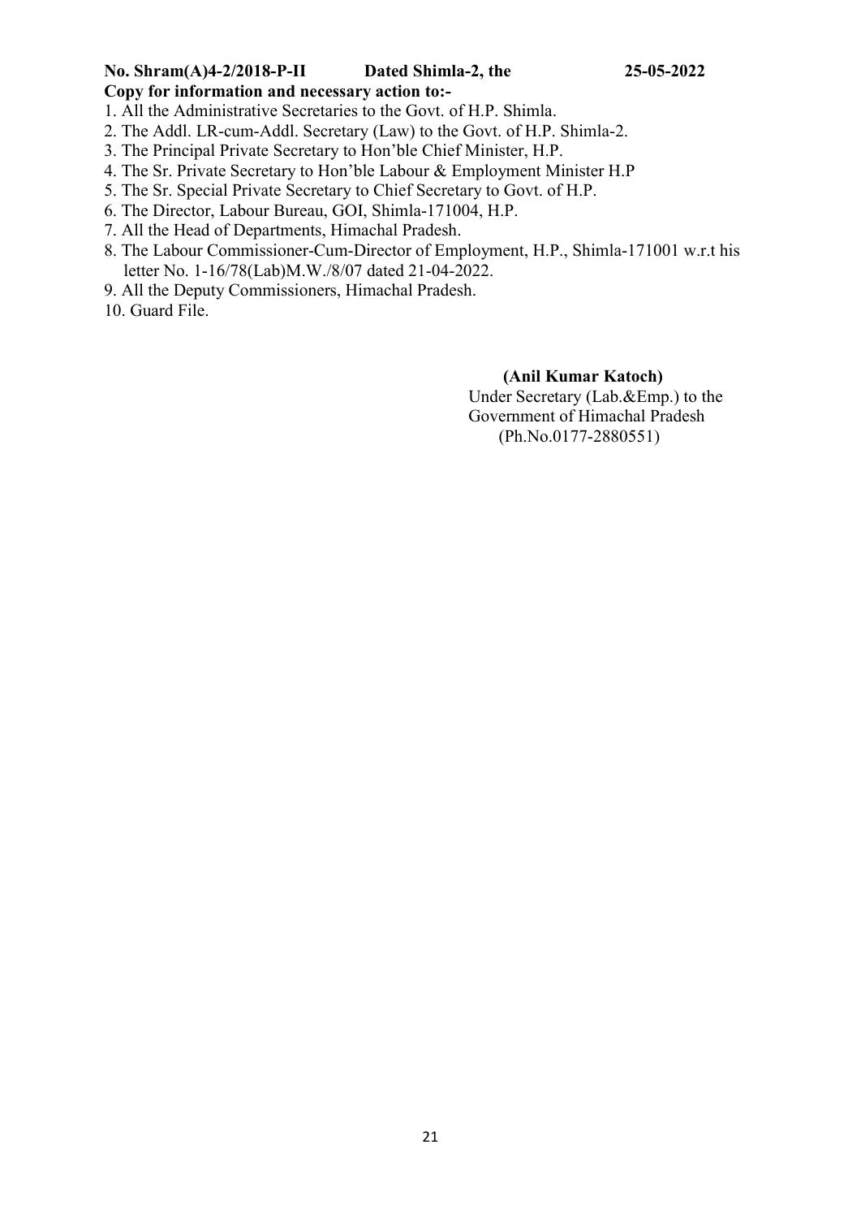**No. Shram(A)4-2/2018-P-II Dated Shimla-2, the 25-05-2022**

**Copy for information and necessary action to:-**

1. All the Administrative Secretaries to the Govt. of H.P. Shimla.
2. The Addl. LR-cum-Addl. Secretary (Law) to the Govt. of H.P. Shimla-2.
3. The Principal Private Secretary to Hon'ble Chief Minister, H.P.
4. The Sr. Private Secretary to Hon'ble Labour & Employment Minister H.P
5. The Sr. Special Private Secretary to Chief Secretary to Govt. of H.P.
6. The Director, Labour Bureau, GOI, Shimla-171004, H.P.
7. All the Head of Departments, Himachal Pradesh.
8. The Labour Commissioner-Cum-Director of Employment, H.P., Shimla-171001 w.r.t his letter No. 1-16/78(Lab)M.W./8/07 dated 21-04-2022.
9. All the Deputy Commissioners, Himachal Pradesh.
10. Guard File.

**(Anil Kumar Katoch)**
Under Secretary (Lab.&Emp.) to the
Government of Himachal Pradesh
(Ph.No.0177-2880551)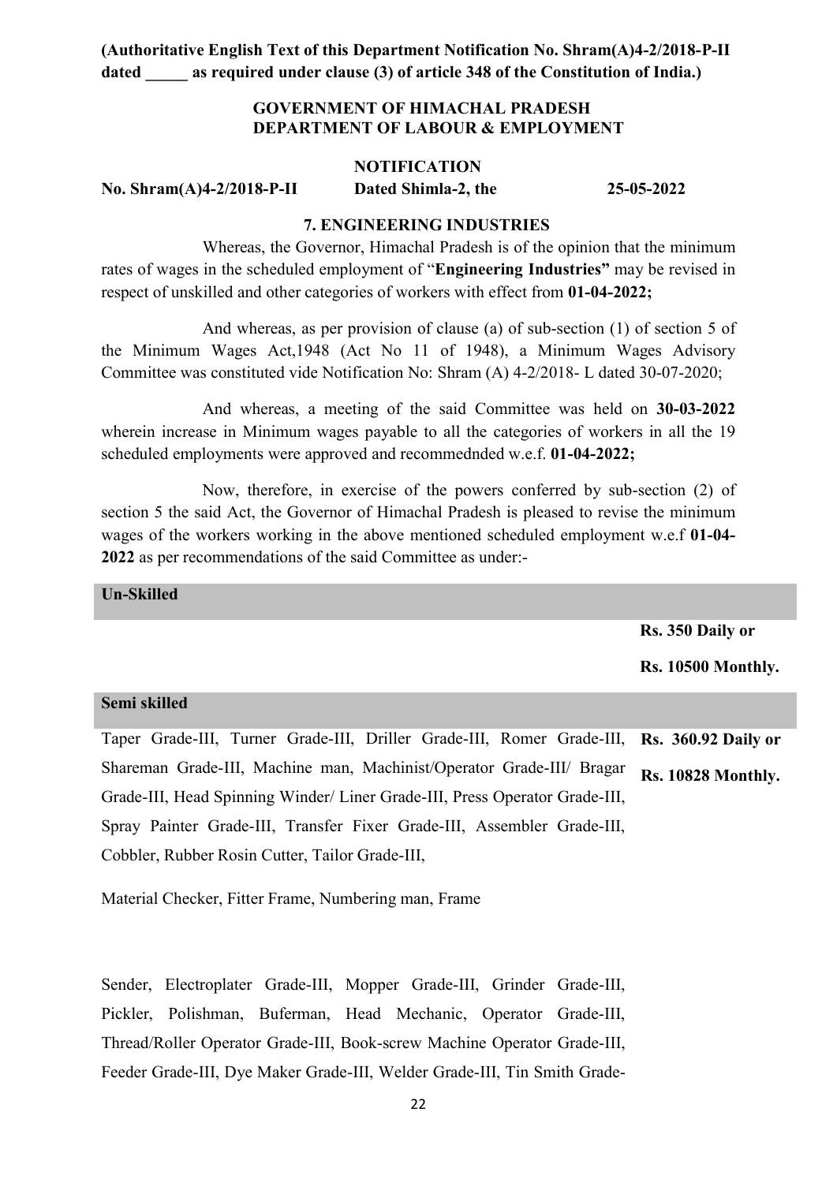**(Authoritative English Text of this Department Notification No. Shram(A)4-2/2018-P-II dated _____ as required under clause (3) of article 348 of the Constitution of India.)**

**GOVERNMENT OF HIMACHAL PRADESH**
**DEPARTMENT OF LABOUR & EMPLOYMENT**

**NOTIFICATION**

**No. Shram(A)4-2/2018-P-II Dated Shimla-2, the 25-05-2022**

## 7. ENGINEERING INDUSTRIES

Whereas, the Governor, Himachal Pradesh is of the opinion that the minimum rates of wages in the scheduled employment of "**Engineering Industries"** may be revised in respect of unskilled and other categories of workers with effect from **01-04-2022;**

And whereas, as per provision of clause (a) of sub-section (1) of section 5 of the Minimum Wages Act,1948 (Act No 11 of 1948), a Minimum Wages Advisory Committee was constituted vide Notification No: Shram (A) 4-2/2018- L dated 30-07-2020;

And whereas, a meeting of the said Committee was held on **30-03-2022** wherein increase in Minimum wages payable to all the categories of workers in all the 19 scheduled employments were approved and recommednded w.e.f. **01-04-2022;**

Now, therefore, in exercise of the powers conferred by sub-section (2) of section 5 the said Act, the Governor of Himachal Pradesh is pleased to revise the minimum wages of the workers working in the above mentioned scheduled employment w.e.f **01-04-2022** as per recommendations of the said Committee as under:-

| **Un-Skilled** | |
|---|---|
| | **Rs. 350 Daily or Rs. 10500 Monthly.** |
| **Semi skilled** | |
| Taper Grade-III, Turner Grade-III, Driller Grade-III, Romer Grade-III, Shareman Grade-III, Machine man, Machinist/Operator Grade-III/ Bragar Grade-III, Head Spinning Winder/ Liner Grade-III, Press Operator Grade-III, Spray Painter Grade-III, Transfer Fixer Grade-III, Assembler Grade-III, Cobbler, Rubber Rosin Cutter, Tailor Grade-III, Material Checker, Fitter Frame, Numbering man, Frame Sender, Electroplater Grade-III, Mopper Grade-III, Grinder Grade-III, Pickler, Polishman, Buferman, Head Mechanic, Operator Grade-III, Thread/Roller Operator Grade-III, Book-screw Machine Operator Grade-III, Feeder Grade-III, Dye Maker Grade-III, Welder Grade-III, Tin Smith Grade- | **Rs. 360.92 Daily or Rs. 10828 Monthly.** |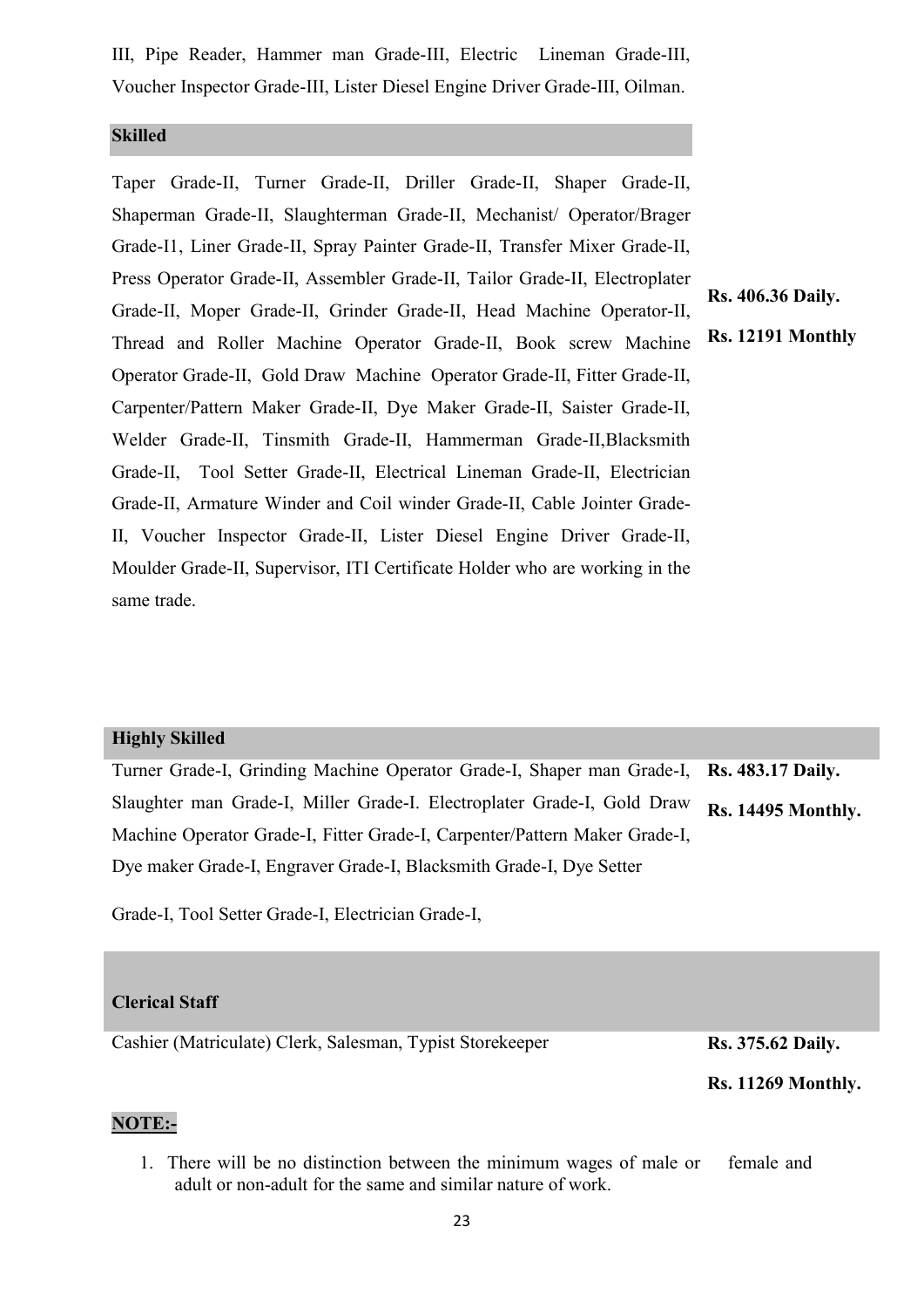III, Pipe Reader, Hammer man Grade-III, Electric Lineman Grade-III, Voucher Inspector Grade-III, Lister Diesel Engine Driver Grade-III, Oilman.

| **Skilled** | |
|---|---|
| Taper Grade-II, Turner Grade-II, Driller Grade-II, Shaper Grade-II, Shaperman Grade-II, Slaughterman Grade-II, Mechanist/ Operator/Brager Grade-I1, Liner Grade-II, Spray Painter Grade-II, Transfer Mixer Grade-II, Press Operator Grade-II, Assembler Grade-II, Tailor Grade-II, Electroplater Grade-II, Moper Grade-II, Grinder Grade-II, Head Machine Operator-II, Thread and Roller Machine Operator Grade-II, Book screw Machine Operator Grade-II, Gold Draw Machine Operator Grade-II, Fitter Grade-II, Carpenter/Pattern Maker Grade-II, Dye Maker Grade-II, Saister Grade-II, Welder Grade-II, Tinsmith Grade-II, Hammerman Grade-II,Blacksmith Grade-II, Tool Setter Grade-II, Electrical Lineman Grade-II, Electrician Grade-II, Armature Winder and Coil winder Grade-II, Cable Jointer Grade-II, Voucher Inspector Grade-II, Lister Diesel Engine Driver Grade-II, Moulder Grade-II, Supervisor, ITI Certificate Holder who are working in the same trade. | **Rs. 406.36 Daily.** **Rs. 12191 Monthly** |

| **Highly Skilled** | |
|---|---|
| Turner Grade-I, Grinding Machine Operator Grade-I, Shaper man Grade-I, Slaughter man Grade-I, Miller Grade-I. Electroplater Grade-I, Gold Draw Machine Operator Grade-I, Fitter Grade-I, Carpenter/Pattern Maker Grade-I, Dye maker Grade-I, Engraver Grade-I, Blacksmith Grade-I, Dye Setter Grade-I, Tool Setter Grade-I, Electrician Grade-I, | **Rs. 483.17 Daily.** **Rs. 14495 Monthly.** |

| **Clerical Staff** | |
|---|---|
| Cashier (Matriculate) Clerk, Salesman, Typist Storekeeper | **Rs. 375.62 Daily.** **Rs. 11269 Monthly.** |

**NOTE:-**

1. There will be no distinction between the minimum wages of male or female and adult or non-adult for the same and similar nature of work.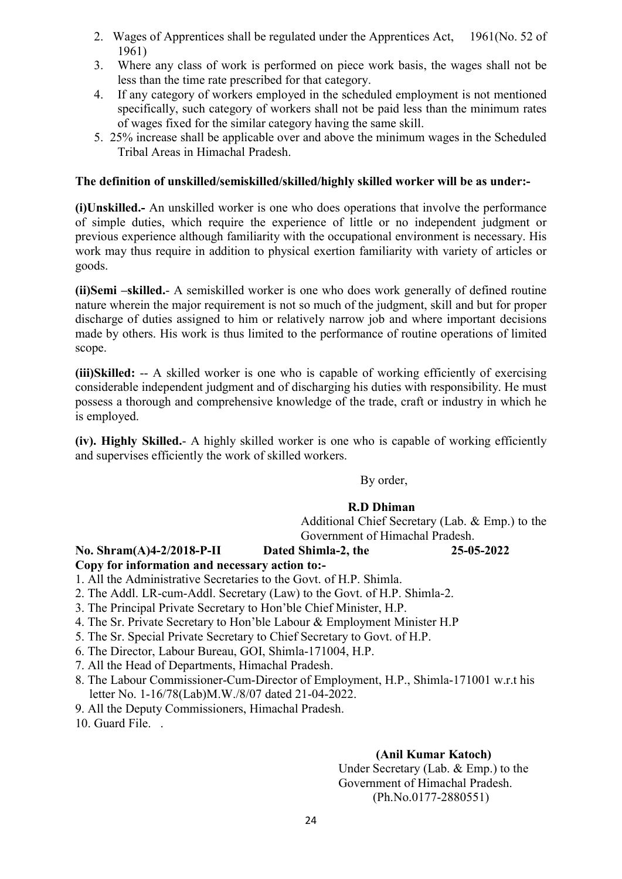2. Wages of Apprentices shall be regulated under the Apprentices Act, 1961(No. 52 of 1961)
3. Where any class of work is performed on piece work basis, the wages shall not be less than the time rate prescribed for that category.
4. If any category of workers employed in the scheduled employment is not mentioned specifically, such category of workers shall not be paid less than the minimum rates of wages fixed for the similar category having the same skill.
5. 25% increase shall be applicable over and above the minimum wages in the Scheduled Tribal Areas in Himachal Pradesh.

**The definition of unskilled/semiskilled/skilled/highly skilled worker will be as under:-**

**(i)Unskilled.-** An unskilled worker is one who does operations that involve the performance of simple duties, which require the experience of little or no independent judgment or previous experience although familiarity with the occupational environment is necessary. His work may thus require in addition to physical exertion familiarity with variety of articles or goods.

**(ii)Semi –skilled.**- A semiskilled worker is one who does work generally of defined routine nature wherein the major requirement is not so much of the judgment, skill and but for proper discharge of duties assigned to him or relatively narrow job and where important decisions made by others. His work is thus limited to the performance of routine operations of limited scope.

**(iii)Skilled:** -- A skilled worker is one who is capable of working efficiently of exercising considerable independent judgment and of discharging his duties with responsibility. He must possess a thorough and comprehensive knowledge of the trade, craft or industry in which he is employed.

**(iv). Highly Skilled.**- A highly skilled worker is one who is capable of working efficiently and supervises efficiently the work of skilled workers.

By order,

**R.D Dhiman**
Additional Chief Secretary (Lab. & Emp.) to the Government of Himachal Pradesh.

**No. Shram(A)4-2/2018-P-II Dated Shimla-2, the 25-05-2022**

**Copy for information and necessary action to:-**

1. All the Administrative Secretaries to the Govt. of H.P. Shimla.
2. The Addl. LR-cum-Addl. Secretary (Law) to the Govt. of H.P. Shimla-2.
3. The Principal Private Secretary to Hon'ble Chief Minister, H.P.
4. The Sr. Private Secretary to Hon'ble Labour & Employment Minister H.P
5. The Sr. Special Private Secretary to Chief Secretary to Govt. of H.P.
6. The Director, Labour Bureau, GOI, Shimla-171004, H.P.
7. All the Head of Departments, Himachal Pradesh.
8. The Labour Commissioner-Cum-Director of Employment, H.P., Shimla-171001 w.r.t his letter No. 1-16/78(Lab)M.W./8/07 dated 21-04-2022.
9. All the Deputy Commissioners, Himachal Pradesh.
10. Guard File. .

**(Anil Kumar Katoch)**
Under Secretary (Lab. & Emp.) to the Government of Himachal Pradesh.
(Ph.No.0177-2880551)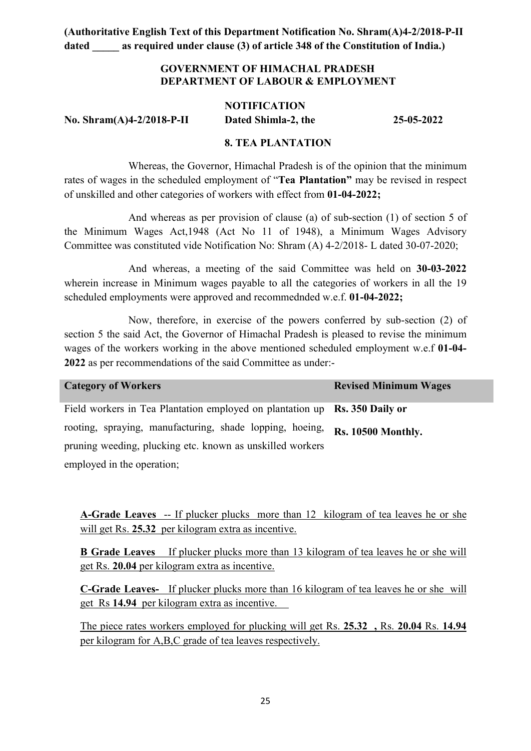**(Authoritative English Text of this Department Notification No. Shram(A)4-2/2018-P-II dated _____ as required under clause (3) of article 348 of the Constitution of India.)**

**GOVERNMENT OF HIMACHAL PRADESH**
**DEPARTMENT OF LABOUR & EMPLOYMENT**

**NOTIFICATION**

**No. Shram(A)4-2/2018-P-II Dated Shimla-2, the 25-05-2022**

**8. TEA PLANTATION**

Whereas, the Governor, Himachal Pradesh is of the opinion that the minimum rates of wages in the scheduled employment of "**Tea Plantation"** may be revised in respect of unskilled and other categories of workers with effect from **01-04-2022;**

And whereas as per provision of clause (a) of sub-section (1) of section 5 of the Minimum Wages Act,1948 (Act No 11 of 1948), a Minimum Wages Advisory Committee was constituted vide Notification No: Shram (A) 4-2/2018- L dated 30-07-2020;

And whereas, a meeting of the said Committee was held on **30-03-2022** wherein increase in Minimum wages payable to all the categories of workers in all the 19 scheduled employments were approved and recommednded w.e.f. **01-04-2022;**

Now, therefore, in exercise of the powers conferred by sub-section (2) of section 5 the said Act, the Governor of Himachal Pradesh is pleased to revise the minimum wages of the workers working in the above mentioned scheduled employment w.e.f **01-04-2022** as per recommendations of the said Committee as under:-

| **Category of Workers** | **Revised Minimum Wages** |
|---|---|
| Field workers in Tea Plantation employed on plantation up rooting, spraying, manufacturing, shade lopping, hoeing, pruning weeding, plucking etc. known as unskilled workers employed in the operation; | **Rs. 350 Daily or Rs. 10500 Monthly.** |

**A-Grade Leaves** -- If plucker plucks more than 12 kilogram of tea leaves he or she will get Rs. **25.32** per kilogram extra as incentive.

**B Grade Leaves** If plucker plucks more than 13 kilogram of tea leaves he or she will get Rs. **20.04** per kilogram extra as incentive.

**C-Grade Leaves-** If plucker plucks more than 16 kilogram of tea leaves he or she will get Rs **14.94** per kilogram extra as incentive.

The piece rates workers employed for plucking will get Rs. **25.32 ,** Rs. **20.04** Rs. **14.94** per kilogram for A,B,C grade of tea leaves respectively.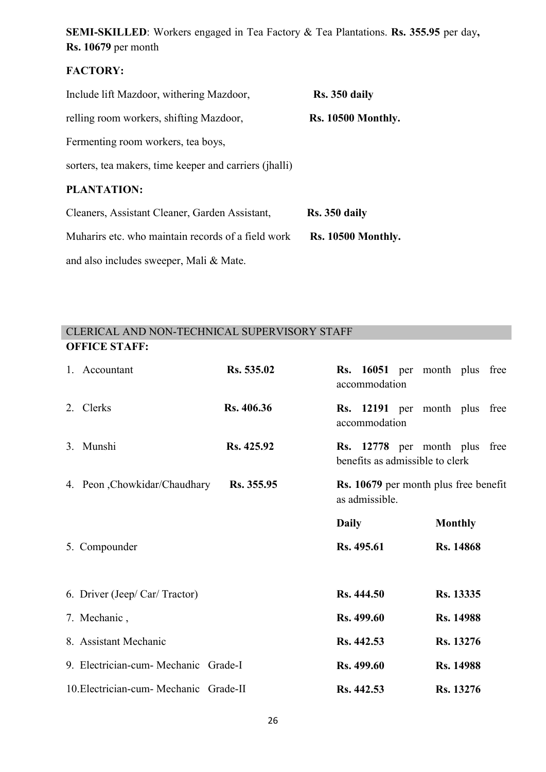**SEMI-SKILLED**: Workers engaged in Tea Factory & Tea Plantations. **Rs. 355.95** per day**, Rs. 10679** per month

**FACTORY:**

| | |
|---|---|
| Include lift Mazdoor, withering Mazdoor, | **Rs. 350 daily** |
| relling room workers, shifting Mazdoor, | **Rs. 10500 Monthly.** |
| Fermenting room workers, tea boys, | |
| sorters, tea makers, time keeper and carriers (jhalli) | |

**PLANTATION:**

| | |
|---|---|
| Cleaners, Assistant Cleaner, Garden Assistant, | **Rs. 350 daily** |
| Muharirs etc. who maintain records of a field work | **Rs. 10500 Monthly.** |
| and also includes sweeper, Mali & Mate. | |

## CLERICAL AND NON-TECHNICAL SUPERVISORY STAFF

**OFFICE STAFF:**

| | | |
|---|---|---|
| 1. Accountant | **Rs. 535.02** | **Rs. 16051** per month plus free accommodation |
| 2. Clerks | **Rs. 406.36** | **Rs. 12191** per month plus free accommodation |
| 3. Munshi | **Rs. 425.92** | **Rs. 12778** per month plus free benefits as admissible to clerk |
| 4. Peon ,Chowkidar/Chaudhary | **Rs. 355.95** | **Rs. 10679** per month plus free benefit as admissible. |

| | **Daily** | **Monthly** |
|---|---|---|
| 5. Compounder | **Rs. 495.61** | **Rs. 14868** |
| 6. Driver (Jeep/ Car/ Tractor) | **Rs. 444.50** | **Rs. 13335** |
| 7. Mechanic , | **Rs. 499.60** | **Rs. 14988** |
| 8. Assistant Mechanic | **Rs. 442.53** | **Rs. 13276** |
| 9. Electrician-cum- Mechanic Grade-I | **Rs. 499.60** | **Rs. 14988** |
| 10.Electrician-cum- Mechanic Grade-II | **Rs. 442.53** | **Rs. 13276** |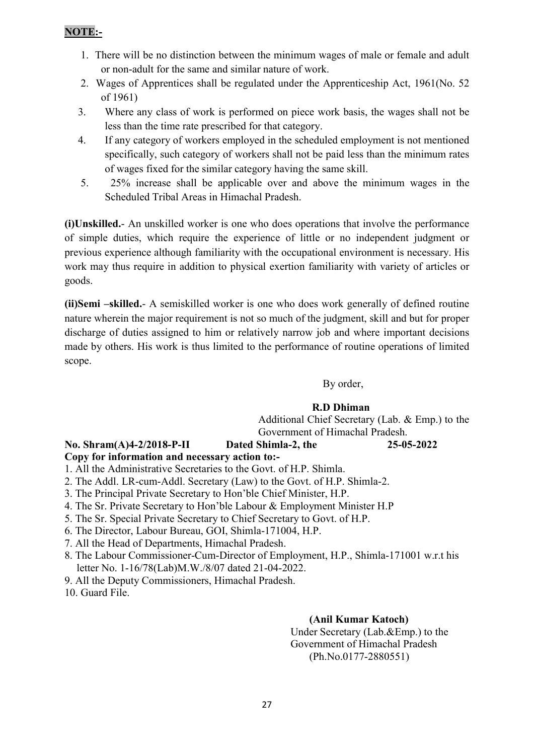**NOTE:-**

1. There will be no distinction between the minimum wages of male or female and adult or non-adult for the same and similar nature of work.
2. Wages of Apprentices shall be regulated under the Apprenticeship Act, 1961(No. 52 of 1961)
3. Where any class of work is performed on piece work basis, the wages shall not be less than the time rate prescribed for that category.
4. If any category of workers employed in the scheduled employment is not mentioned specifically, such category of workers shall not be paid less than the minimum rates of wages fixed for the similar category having the same skill.
5. 25% increase shall be applicable over and above the minimum wages in the Scheduled Tribal Areas in Himachal Pradesh.

**(i)Unskilled.**- An unskilled worker is one who does operations that involve the performance of simple duties, which require the experience of little or no independent judgment or previous experience although familiarity with the occupational environment is necessary. His work may thus require in addition to physical exertion familiarity with variety of articles or goods.

**(ii)Semi –skilled.**- A semiskilled worker is one who does work generally of defined routine nature wherein the major requirement is not so much of the judgment, skill and but for proper discharge of duties assigned to him or relatively narrow job and where important decisions made by others. His work is thus limited to the performance of routine operations of limited scope.

By order,

**R.D Dhiman**
Additional Chief Secretary (Lab. & Emp.) to the Government of Himachal Pradesh.

**No. Shram(A)4-2/2018-P-II Dated Shimla-2, the 25-05-2022**

**Copy for information and necessary action to:-**

1. All the Administrative Secretaries to the Govt. of H.P. Shimla.
2. The Addl. LR-cum-Addl. Secretary (Law) to the Govt. of H.P. Shimla-2.
3. The Principal Private Secretary to Hon'ble Chief Minister, H.P.
4. The Sr. Private Secretary to Hon'ble Labour & Employment Minister H.P
5. The Sr. Special Private Secretary to Chief Secretary to Govt. of H.P.
6. The Director, Labour Bureau, GOI, Shimla-171004, H.P.
7. All the Head of Departments, Himachal Pradesh.
8. The Labour Commissioner-Cum-Director of Employment, H.P., Shimla-171001 w.r.t his letter No. 1-16/78(Lab)M.W./8/07 dated 21-04-2022.
9. All the Deputy Commissioners, Himachal Pradesh.
10. Guard File.

**(Anil Kumar Katoch)**
Under Secretary (Lab.&Emp.) to the Government of Himachal Pradesh
(Ph.No.0177-2880551)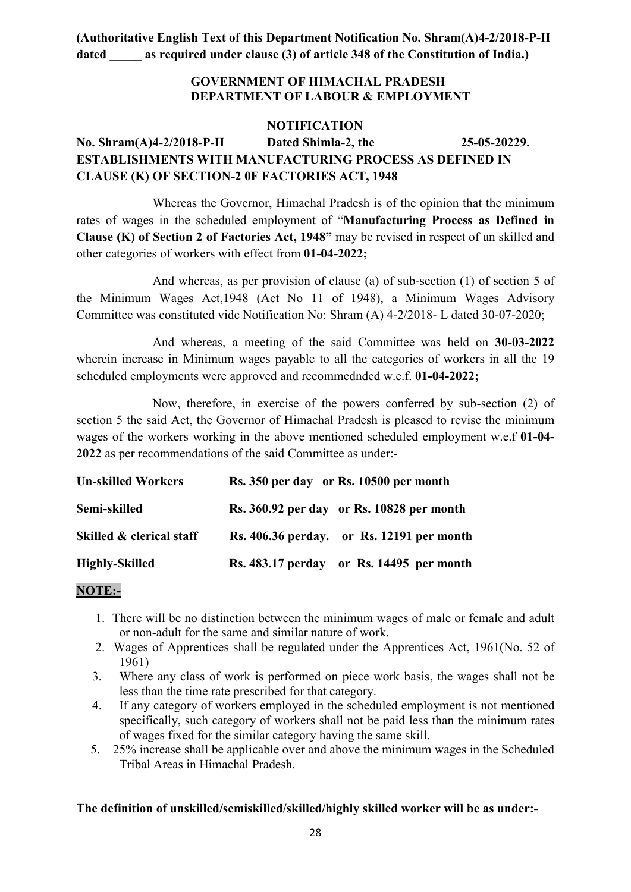**(Authoritative English Text of this Department Notification No. Shram(A)4-2/2018-P-II dated _____ as required under clause (3) of article 348 of the Constitution of India.)**

**GOVERNMENT OF HIMACHAL PRADESH**
**DEPARTMENT OF LABOUR & EMPLOYMENT**

**NOTIFICATION**

**No. Shram(A)4-2/2018-P-II Dated Shimla-2, the 25-05-20229.**

**ESTABLISHMENTS WITH MANUFACTURING PROCESS AS DEFINED IN CLAUSE (K) OF SECTION-2 0F FACTORIES ACT, 1948**

Whereas the Governor, Himachal Pradesh is of the opinion that the minimum rates of wages in the scheduled employment of "**Manufacturing Process as Defined in Clause (K) of Section 2 of Factories Act, 1948"** may be revised in respect of un skilled and other categories of workers with effect from **01-04-2022;**

And whereas, as per provision of clause (a) of sub-section (1) of section 5 of the Minimum Wages Act,1948 (Act No 11 of 1948), a Minimum Wages Advisory Committee was constituted vide Notification No: Shram (A) 4-2/2018- L dated 30-07-2020;

And whereas, a meeting of the said Committee was held on **30-03-2022** wherein increase in Minimum wages payable to all the categories of workers in all the 19 scheduled employments were approved and recommednded w.e.f. **01-04-2022;**

Now, therefore, in exercise of the powers conferred by sub-section (2) of section 5 the said Act, the Governor of Himachal Pradesh is pleased to revise the minimum wages of the workers working in the above mentioned scheduled employment w.e.f **01-04-2022** as per recommendations of the said Committee as under:-

| | |
|---|---|
| **Un-skilled Workers** | **Rs. 350 per day or Rs. 10500 per month** |
| **Semi-skilled** | **Rs. 360.92 per day or Rs. 10828 per month** |
| **Skilled & clerical staff** | **Rs. 406.36 perday. or Rs. 12191 per month** |
| **Highly-Skilled** | **Rs. 483.17 perday or Rs. 14495 per month** |

**NOTE:-**

1. There will be no distinction between the minimum wages of male or female and adult or non-adult for the same and similar nature of work.
2. Wages of Apprentices shall be regulated under the Apprentices Act, 1961(No. 52 of 1961)
3. Where any class of work is performed on piece work basis, the wages shall not be less than the time rate prescribed for that category.
4. If any category of workers employed in the scheduled employment is not mentioned specifically, such category of workers shall not be paid less than the minimum rates of wages fixed for the similar category having the same skill.
5. 25% increase shall be applicable over and above the minimum wages in the Scheduled Tribal Areas in Himachal Pradesh.

**The definition of unskilled/semiskilled/skilled/highly skilled worker will be as under:-**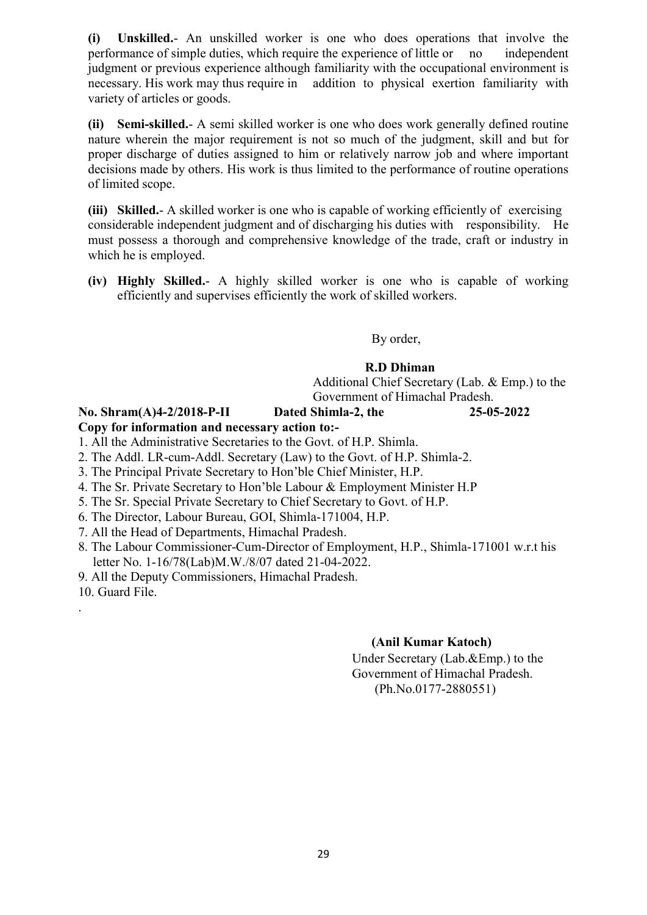**(i) Unskilled.**- An unskilled worker is one who does operations that involve the performance of simple duties, which require the experience of little or no independent judgment or previous experience although familiarity with the occupational environment is necessary. His work may thus require in addition to physical exertion familiarity with variety of articles or goods.

**(ii) Semi-skilled.**- A semi skilled worker is one who does work generally defined routine nature wherein the major requirement is not so much of the judgment, skill and but for proper discharge of duties assigned to him or relatively narrow job and where important decisions made by others. His work is thus limited to the performance of routine operations of limited scope.

**(iii) Skilled.**- A skilled worker is one who is capable of working efficiently of exercising considerable independent judgment and of discharging his duties with responsibility. He must possess a thorough and comprehensive knowledge of the trade, craft or industry in which he is employed.

**(iv) Highly Skilled.**- A highly skilled worker is one who is capable of working efficiently and supervises efficiently the work of skilled workers.

By order,

**R.D Dhiman**
Additional Chief Secretary (Lab. & Emp.) to the Government of Himachal Pradesh.

**No. Shram(A)4-2/2018-P-II Dated Shimla-2, the 25-05-2022**

**Copy for information and necessary action to:-**

1. All the Administrative Secretaries to the Govt. of H.P. Shimla.
2. The Addl. LR-cum-Addl. Secretary (Law) to the Govt. of H.P. Shimla-2.
3. The Principal Private Secretary to Hon'ble Chief Minister, H.P.
4. The Sr. Private Secretary to Hon'ble Labour & Employment Minister H.P
5. The Sr. Special Private Secretary to Chief Secretary to Govt. of H.P.
6. The Director, Labour Bureau, GOI, Shimla-171004, H.P.
7. All the Head of Departments, Himachal Pradesh.
8. The Labour Commissioner-Cum-Director of Employment, H.P., Shimla-171001 w.r.t his letter No. 1-16/78(Lab)M.W./8/07 dated 21-04-2022.
9. All the Deputy Commissioners, Himachal Pradesh.
10. Guard File.

**(Anil Kumar Katoch)**
Under Secretary (Lab.&Emp.) to the Government of Himachal Pradesh.
(Ph.No.0177-2880551)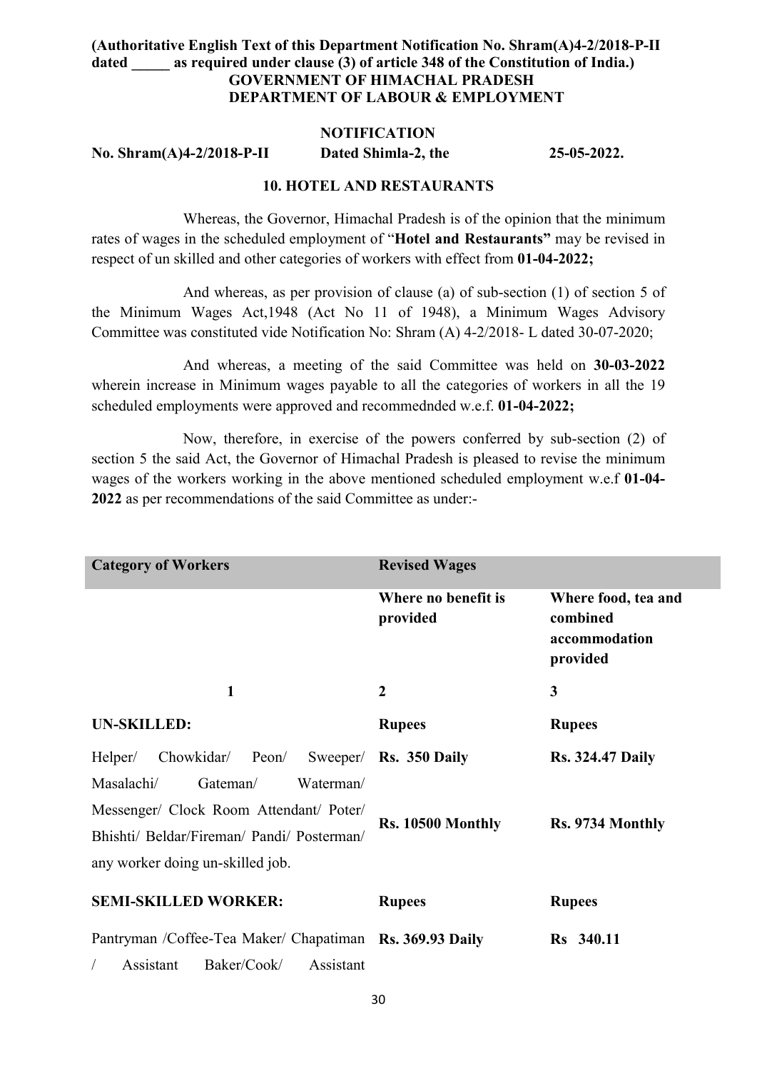**(Authoritative English Text of this Department Notification No. Shram(A)4-2/2018-P-II dated _____ as required under clause (3) of article 348 of the Constitution of India.)**

**GOVERNMENT OF HIMACHAL PRADESH**
**DEPARTMENT OF LABOUR & EMPLOYMENT**

**NOTIFICATION**

**No. Shram(A)4-2/2018-P-II Dated Shimla-2, the 25-05-2022.**

**10. HOTEL AND RESTAURANTS**

Whereas, the Governor, Himachal Pradesh is of the opinion that the minimum rates of wages in the scheduled employment of "**Hotel and Restaurants"** may be revised in respect of un skilled and other categories of workers with effect from **01-04-2022;**

And whereas, as per provision of clause (a) of sub-section (1) of section 5 of the Minimum Wages Act,1948 (Act No 11 of 1948), a Minimum Wages Advisory Committee was constituted vide Notification No: Shram (A) 4-2/2018- L dated 30-07-2020;

And whereas, a meeting of the said Committee was held on **30-03-2022** wherein increase in Minimum wages payable to all the categories of workers in all the 19 scheduled employments were approved and recommednded w.e.f. **01-04-2022;**

Now, therefore, in exercise of the powers conferred by sub-section (2) of section 5 the said Act, the Governor of Himachal Pradesh is pleased to revise the minimum wages of the workers working in the above mentioned scheduled employment w.e.f **01-04-2022** as per recommendations of the said Committee as under:-

| **Category of Workers** | **Revised Wages** | |
|---|---|---|
| | **Where no benefit is provided** | **Where food, tea and combined accommodation provided** |
| **1** | **2** | **3** |
| **UN-SKILLED:** | **Rupees** | **Rupees** |
| Helper/ Chowkidar/ Peon/ Sweeper/ Masalachi/ Gateman/ Waterman/ Messenger/ Clock Room Attendant/ Poter/ Bhishti/ Beldar/Fireman/ Pandi/ Posterman/ any worker doing un-skilled job. | **Rs. 350 Daily** <br> **Rs. 10500 Monthly** | **Rs. 324.47 Daily** <br> **Rs. 9734 Monthly** |
| **SEMI-SKILLED WORKER:** | **Rupees** | **Rupees** |
| Pantryman /Coffee-Tea Maker/ Chapatiman / Assistant Baker/Cook/ Assistant | **Rs. 369.93 Daily** | **Rs 340.11** |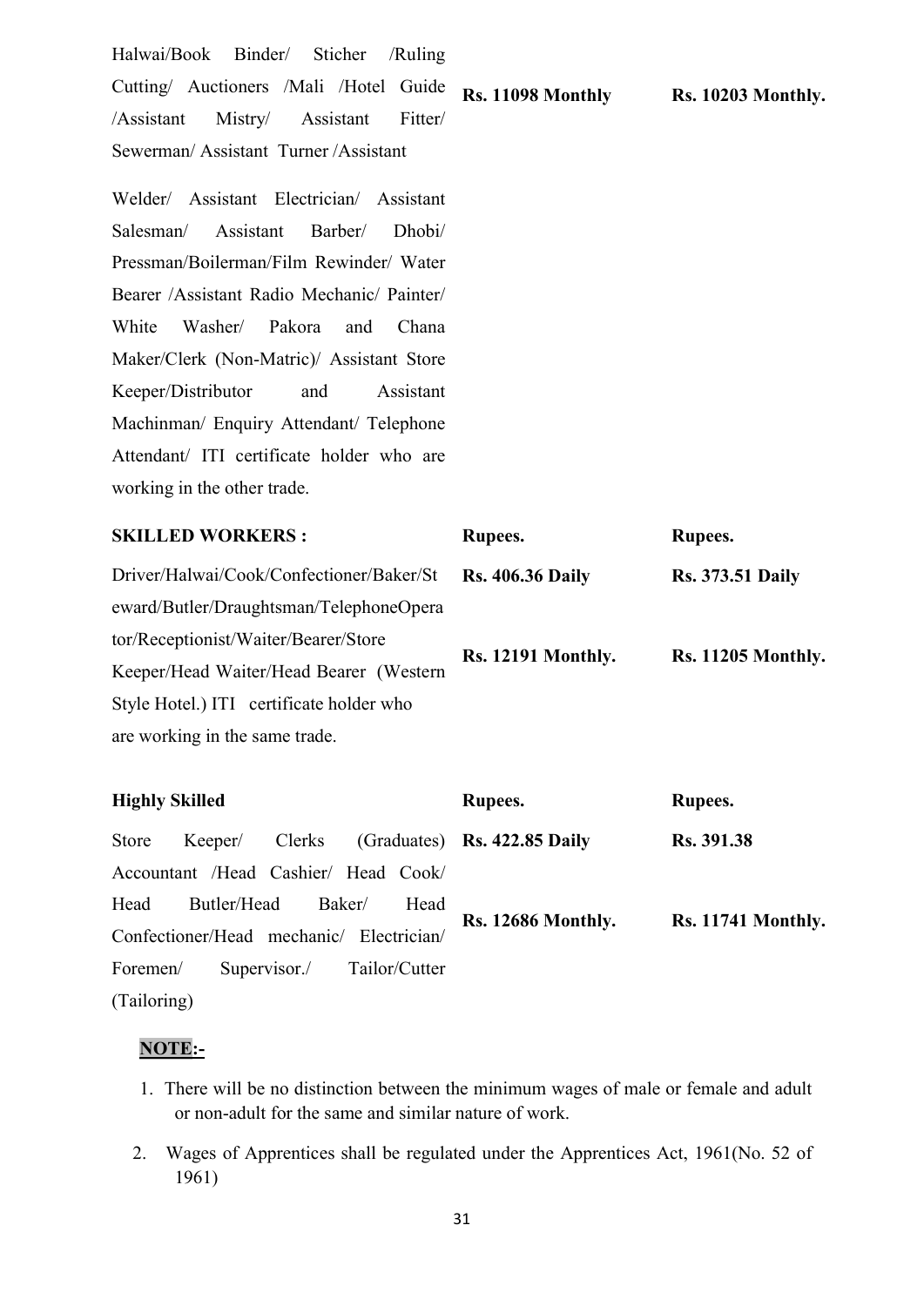| | | |
|---|---|---|
| Halwai/Book Binder/ Sticher /Ruling Cutting/ Auctioners /Mali /Hotel Guide /Assistant Mistry/ Assistant Fitter/ Sewerman/ Assistant Turner /Assistant Welder/ Assistant Electrician/ Assistant Salesman/ Assistant Barber/ Dhobi/ Pressman/Boilerman/Film Rewinder/ Water Bearer /Assistant Radio Mechanic/ Painter/ White Washer/ Pakora and Chana Maker/Clerk (Non-Matric)/ Assistant Store Keeper/Distributor and Assistant Machinman/ Enquiry Attendant/ Telephone Attendant/ ITI certificate holder who are working in the other trade. | **Rs. 11098 Monthly** | **Rs. 10203 Monthly.** |
| **SKILLED WORKERS :** | **Rupees.** | **Rupees.** |
| Driver/Halwai/Cook/Confectioner/Baker/Steward/Butler/Draughtsman/TelephoneOperator/Receptionist/Waiter/Bearer/Store Keeper/Head Waiter/Head Bearer (Western Style Hotel.) ITI certificate holder who are working in the same trade. | **Rs. 406.36 Daily**<br><br>**Rs. 12191 Monthly.** | **Rs. 373.51 Daily**<br><br>**Rs. 11205 Monthly.** |
| **Highly Skilled** | **Rupees.** | **Rupees.** |
| Store Keeper/ Clerks (Graduates) Accountant /Head Cashier/ Head Cook/ Head Butler/Head Baker/ Head Confectioner/Head mechanic/ Electrician/ Foremen/ Supervisor./ Tailor/Cutter (Tailoring) | **Rs. 422.85 Daily**<br><br>**Rs. 12686 Monthly.** | **Rs. 391.38**<br><br>**Rs. 11741 Monthly.** |

**NOTE:-**

1. There will be no distinction between the minimum wages of male or female and adult or non-adult for the same and similar nature of work.
2. Wages of Apprentices shall be regulated under the Apprentices Act, 1961(No. 52 of 1961)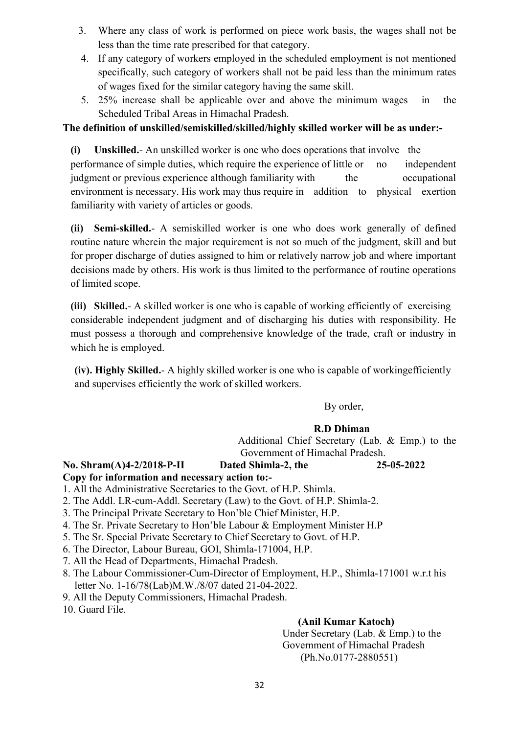3. Where any class of work is performed on piece work basis, the wages shall not be less than the time rate prescribed for that category.
4. If any category of workers employed in the scheduled employment is not mentioned specifically, such category of workers shall not be paid less than the minimum rates of wages fixed for the similar category having the same skill.
5. 25% increase shall be applicable over and above the minimum wages in the Scheduled Tribal Areas in Himachal Pradesh.

**The definition of unskilled/semiskilled/skilled/highly skilled worker will be as under:-**

**(i) Unskilled.**- An unskilled worker is one who does operations that involve the performance of simple duties, which require the experience of little or no independent judgment or previous experience although familiarity with the occupational environment is necessary. His work may thus require in addition to physical exertion familiarity with variety of articles or goods.

**(ii) Semi-skilled.**- A semiskilled worker is one who does work generally of defined routine nature wherein the major requirement is not so much of the judgment, skill and but for proper discharge of duties assigned to him or relatively narrow job and where important decisions made by others. His work is thus limited to the performance of routine operations of limited scope.

**(iii) Skilled.**- A skilled worker is one who is capable of working efficiently of exercising considerable independent judgment and of discharging his duties with responsibility. He must possess a thorough and comprehensive knowledge of the trade, craft or industry in which he is employed.

**(iv). Highly Skilled.**- A highly skilled worker is one who is capable of workingefficiently and supervises efficiently the work of skilled workers.

By order,

**R.D Dhiman**
Additional Chief Secretary (Lab. & Emp.) to the Government of Himachal Pradesh.

**No. Shram(A)4-2/2018-P-II Dated Shimla-2, the 25-05-2022**

**Copy for information and necessary action to:-**

1. All the Administrative Secretaries to the Govt. of H.P. Shimla.
2. The Addl. LR-cum-Addl. Secretary (Law) to the Govt. of H.P. Shimla-2.
3. The Principal Private Secretary to Hon'ble Chief Minister, H.P.
4. The Sr. Private Secretary to Hon'ble Labour & Employment Minister H.P
5. The Sr. Special Private Secretary to Chief Secretary to Govt. of H.P.
6. The Director, Labour Bureau, GOI, Shimla-171004, H.P.
7. All the Head of Departments, Himachal Pradesh.
8. The Labour Commissioner-Cum-Director of Employment, H.P., Shimla-171001 w.r.t his letter No. 1-16/78(Lab)M.W./8/07 dated 21-04-2022.
9. All the Deputy Commissioners, Himachal Pradesh.
10. Guard File.

**(Anil Kumar Katoch)**
Under Secretary (Lab. & Emp.) to the Government of Himachal Pradesh
(Ph.No.0177-2880551)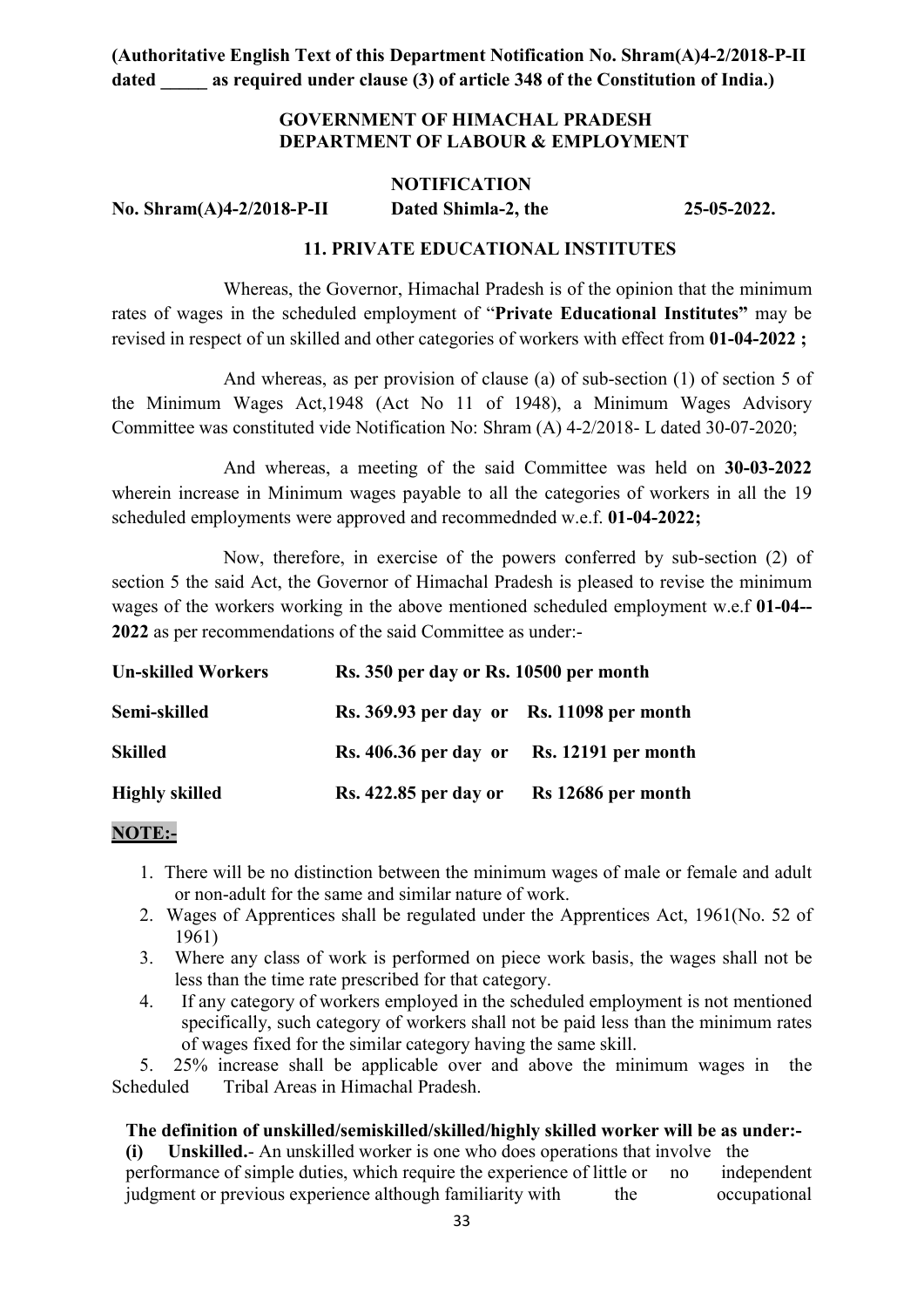**(Authoritative English Text of this Department Notification No. Shram(A)4-2/2018-P-II dated _____ as required under clause (3) of article 348 of the Constitution of India.)**

**GOVERNMENT OF HIMACHAL PRADESH**
**DEPARTMENT OF LABOUR & EMPLOYMENT**

**NOTIFICATION**

**No. Shram(A)4-2/2018-P-II Dated Shimla-2, the 25-05-2022.**

**11. PRIVATE EDUCATIONAL INSTITUTES**

Whereas, the Governor, Himachal Pradesh is of the opinion that the minimum rates of wages in the scheduled employment of "**Private Educational Institutes"** may be revised in respect of un skilled and other categories of workers with effect from **01-04-2022 ;**

And whereas, as per provision of clause (a) of sub-section (1) of section 5 of the Minimum Wages Act,1948 (Act No 11 of 1948), a Minimum Wages Advisory Committee was constituted vide Notification No: Shram (A) 4-2/2018- L dated 30-07-2020;

And whereas, a meeting of the said Committee was held on **30-03-2022** wherein increase in Minimum wages payable to all the categories of workers in all the 19 scheduled employments were approved and recommednded w.e.f. **01-04-2022;**

Now, therefore, in exercise of the powers conferred by sub-section (2) of section 5 the said Act, the Governor of Himachal Pradesh is pleased to revise the minimum wages of the workers working in the above mentioned scheduled employment w.e.f **01-04--2022** as per recommendations of the said Committee as under:-

| **Un-skilled Workers** | **Rs. 350 per day or Rs. 10500 per month** |
|---|---|
| **Semi-skilled** | **Rs. 369.93 per day or Rs. 11098 per month** |
| **Skilled** | **Rs. 406.36 per day or Rs. 12191 per month** |
| **Highly skilled** | **Rs. 422.85 per day or Rs 12686 per month** |

**NOTE:-**

1. There will be no distinction between the minimum wages of male or female and adult or non-adult for the same and similar nature of work.
2. Wages of Apprentices shall be regulated under the Apprentices Act, 1961(No. 52 of 1961)
3. Where any class of work is performed on piece work basis, the wages shall not be less than the time rate prescribed for that category.
4. If any category of workers employed in the scheduled employment is not mentioned specifically, such category of workers shall not be paid less than the minimum rates of wages fixed for the similar category having the same skill.
5. 25% increase shall be applicable over and above the minimum wages in the Scheduled Tribal Areas in Himachal Pradesh.

**The definition of unskilled/semiskilled/skilled/highly skilled worker will be as under:-**

**(i) Unskilled.**- An unskilled worker is one who does operations that involve the performance of simple duties, which require the experience of little or no independent judgment or previous experience although familiarity with the occupational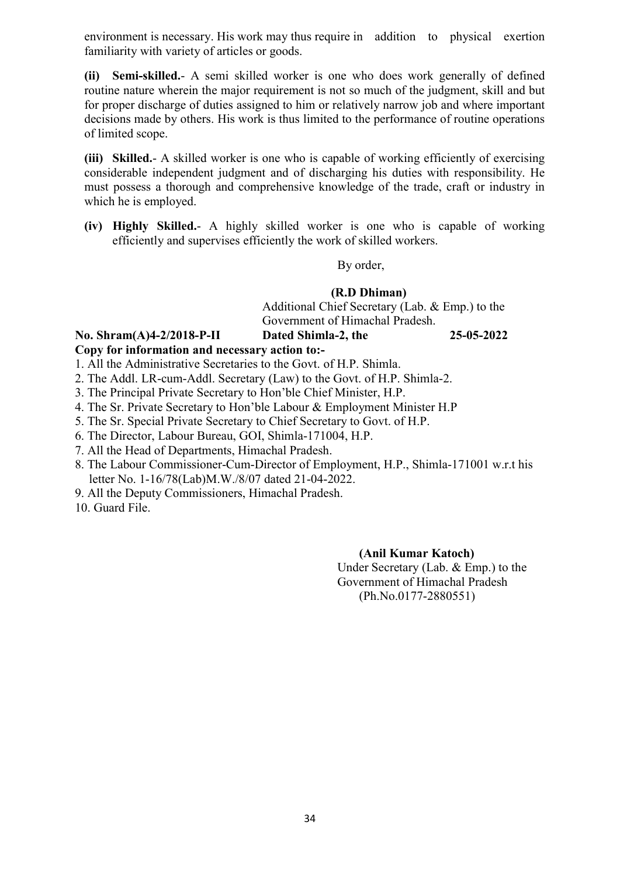environment is necessary. His work may thus require in addition to physical exertion familiarity with variety of articles or goods.

**(ii) Semi-skilled.**- A semi skilled worker is one who does work generally of defined routine nature wherein the major requirement is not so much of the judgment, skill and but for proper discharge of duties assigned to him or relatively narrow job and where important decisions made by others. His work is thus limited to the performance of routine operations of limited scope.

**(iii) Skilled.**- A skilled worker is one who is capable of working efficiently of exercising considerable independent judgment and of discharging his duties with responsibility. He must possess a thorough and comprehensive knowledge of the trade, craft or industry in which he is employed.

**(iv) Highly Skilled.**- A highly skilled worker is one who is capable of working efficiently and supervises efficiently the work of skilled workers.

By order,

**(R.D Dhiman)**
Additional Chief Secretary (Lab. & Emp.) to the Government of Himachal Pradesh.

**No. Shram(A)4-2/2018-P-II Dated Shimla-2, the 25-05-2022**

**Copy for information and necessary action to:-**

1. All the Administrative Secretaries to the Govt. of H.P. Shimla.
2. The Addl. LR-cum-Addl. Secretary (Law) to the Govt. of H.P. Shimla-2.
3. The Principal Private Secretary to Hon'ble Chief Minister, H.P.
4. The Sr. Private Secretary to Hon'ble Labour & Employment Minister H.P
5. The Sr. Special Private Secretary to Chief Secretary to Govt. of H.P.
6. The Director, Labour Bureau, GOI, Shimla-171004, H.P.
7. All the Head of Departments, Himachal Pradesh.
8. The Labour Commissioner-Cum-Director of Employment, H.P., Shimla-171001 w.r.t his letter No. 1-16/78(Lab)M.W./8/07 dated 21-04-2022.
9. All the Deputy Commissioners, Himachal Pradesh.
10. Guard File.

**(Anil Kumar Katoch)**
Under Secretary (Lab. & Emp.) to the Government of Himachal Pradesh
(Ph.No.0177-2880551)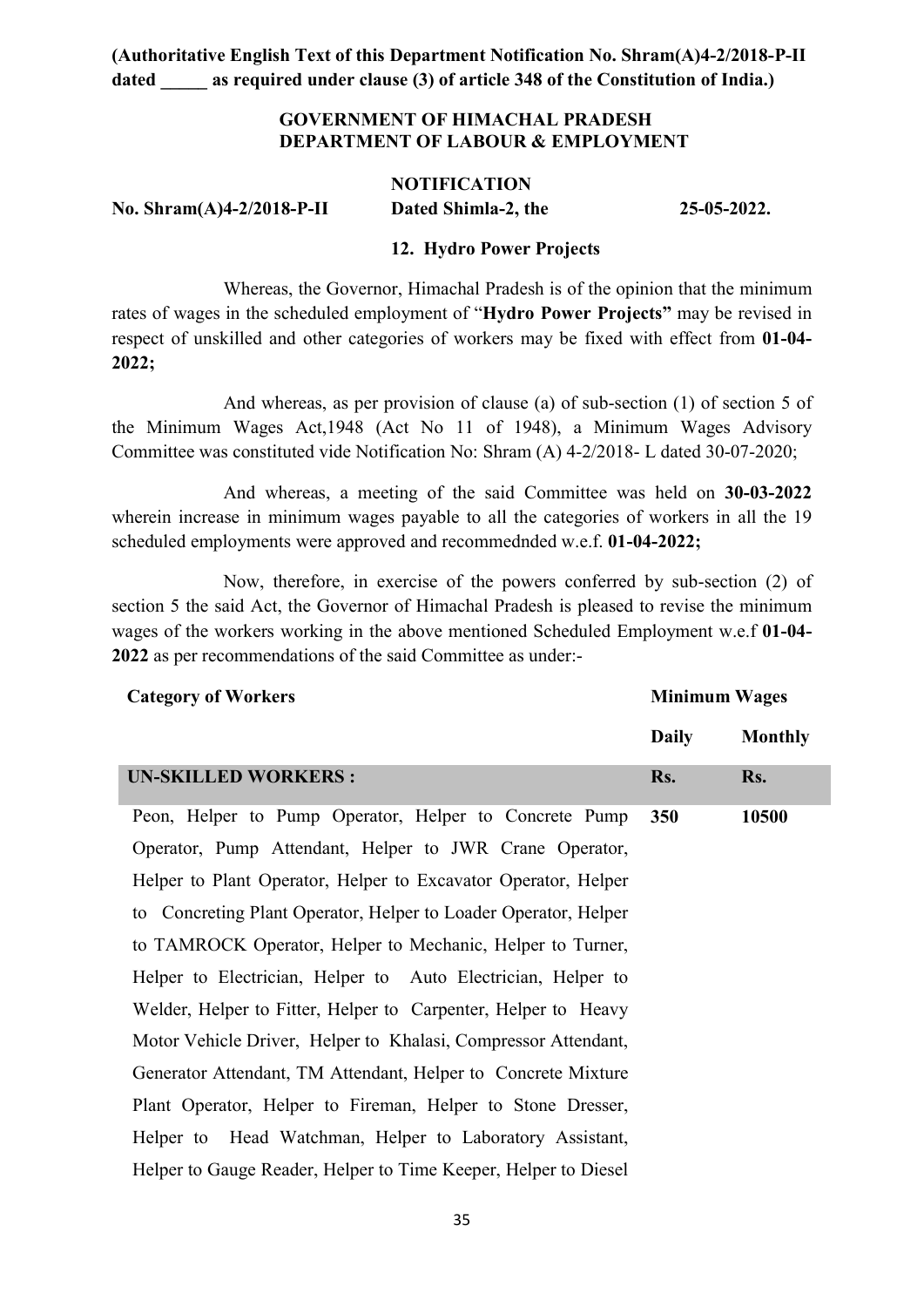**(Authoritative English Text of this Department Notification No. Shram(A)4-2/2018-P-II dated _____ as required under clause (3) of article 348 of the Constitution of India.)**

**GOVERNMENT OF HIMACHAL PRADESH**
**DEPARTMENT OF LABOUR & EMPLOYMENT**

**NOTIFICATION**

**No. Shram(A)4-2/2018-P-II** **Dated Shimla-2, the** **25-05-2022.**

**12. Hydro Power Projects**

Whereas, the Governor, Himachal Pradesh is of the opinion that the minimum rates of wages in the scheduled employment of "**Hydro Power Projects"** may be revised in respect of unskilled and other categories of workers may be fixed with effect from **01-04-2022;**

And whereas, as per provision of clause (a) of sub-section (1) of section 5 of the Minimum Wages Act,1948 (Act No 11 of 1948), a Minimum Wages Advisory Committee was constituted vide Notification No: Shram (A) 4-2/2018- L dated 30-07-2020;

And whereas, a meeting of the said Committee was held on **30-03-2022** wherein increase in minimum wages payable to all the categories of workers in all the 19 scheduled employments were approved and recommednded w.e.f. **01-04-2022;**

Now, therefore, in exercise of the powers conferred by sub-section (2) of section 5 the said Act, the Governor of Himachal Pradesh is pleased to revise the minimum wages of the workers working in the above mentioned Scheduled Employment w.e.f **01-04-2022** as per recommendations of the said Committee as under:-

| Category of Workers | Minimum Wages | |
|---|---|---|
| | **Daily** | **Monthly** |
| **UN-SKILLED WORKERS :** | **Rs.** | **Rs.** |
| Peon, Helper to Pump Operator, Helper to Concrete Pump Operator, Pump Attendant, Helper to JWR Crane Operator, Helper to Plant Operator, Helper to Excavator Operator, Helper to Concreting Plant Operator, Helper to Loader Operator, Helper to TAMROCK Operator, Helper to Mechanic, Helper to Turner, Helper to Electrician, Helper to Auto Electrician, Helper to Welder, Helper to Fitter, Helper to Carpenter, Helper to Heavy Motor Vehicle Driver, Helper to Khalasi, Compressor Attendant, Generator Attendant, TM Attendant, Helper to Concrete Mixture Plant Operator, Helper to Fireman, Helper to Stone Dresser, Helper to Head Watchman, Helper to Laboratory Assistant, Helper to Gauge Reader, Helper to Time Keeper, Helper to Diesel | **350** | **10500** |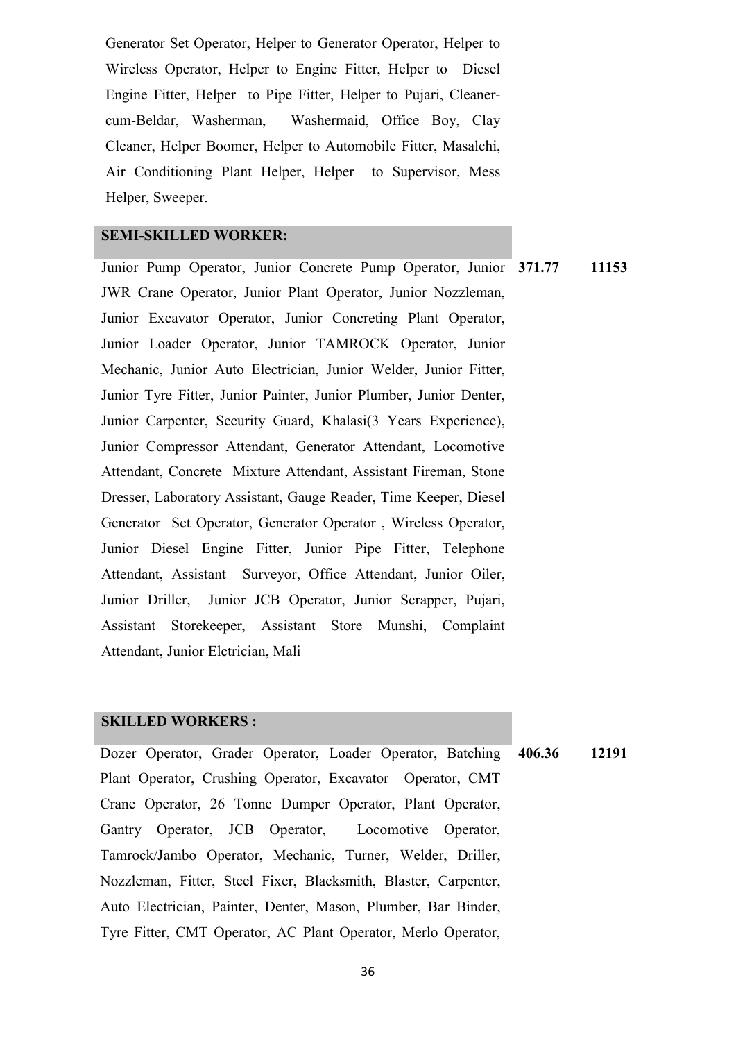| | | |
|---|---|---|
| Generator Set Operator, Helper to Generator Operator, Helper to Wireless Operator, Helper to Engine Fitter, Helper to Diesel Engine Fitter, Helper to Pipe Fitter, Helper to Pujari, Cleaner-cum-Beldar, Washerman, Washermaid, Office Boy, Clay Cleaner, Helper Boomer, Helper to Automobile Fitter, Masalchi, Air Conditioning Plant Helper, Helper to Supervisor, Mess Helper, Sweeper. | | |
| **SEMI-SKILLED WORKER:** | | |
| Junior Pump Operator, Junior Concrete Pump Operator, Junior JWR Crane Operator, Junior Plant Operator, Junior Nozzleman, Junior Excavator Operator, Junior Concreting Plant Operator, Junior Loader Operator, Junior TAMROCK Operator, Junior Mechanic, Junior Auto Electrician, Junior Welder, Junior Fitter, Junior Tyre Fitter, Junior Painter, Junior Plumber, Junior Denter, Junior Carpenter, Security Guard, Khalasi(3 Years Experience), Junior Compressor Attendant, Generator Attendant, Locomotive Attendant, Concrete Mixture Attendant, Assistant Fireman, Stone Dresser, Laboratory Assistant, Gauge Reader, Time Keeper, Diesel Generator Set Operator, Generator Operator , Wireless Operator, Junior Diesel Engine Fitter, Junior Pipe Fitter, Telephone Attendant, Assistant Surveyor, Office Attendant, Junior Oiler, Junior Driller, Junior JCB Operator, Junior Scrapper, Pujari, Assistant Storekeeper, Assistant Store Munshi, Complaint Attendant, Junior Elctrician, Mali | **371.77** | **11153** |
| **SKILLED WORKERS :** | | |
| Dozer Operator, Grader Operator, Loader Operator, Batching Plant Operator, Crushing Operator, Excavator Operator, CMT Crane Operator, 26 Tonne Dumper Operator, Plant Operator, Gantry Operator, JCB Operator, Locomotive Operator, Tamrock/Jambo Operator, Mechanic, Turner, Welder, Driller, Nozzleman, Fitter, Steel Fixer, Blacksmith, Blaster, Carpenter, Auto Electrician, Painter, Denter, Mason, Plumber, Bar Binder, Tyre Fitter, CMT Operator, AC Plant Operator, Merlo Operator, | **406.36** | **12191** |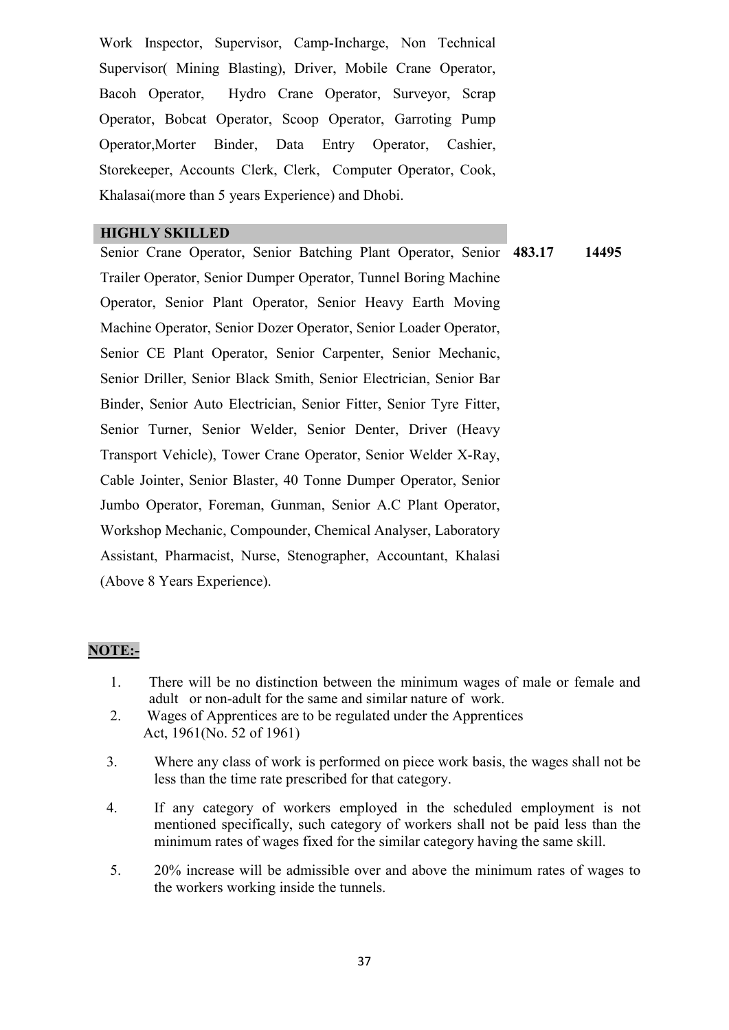| | | |
|---|---|---|
| Work Inspector, Supervisor, Camp-Incharge, Non Technical Supervisor( Mining Blasting), Driver, Mobile Crane Operator, Bacoh Operator, Hydro Crane Operator, Surveyor, Scrap Operator, Bobcat Operator, Scoop Operator, Garroting Pump Operator,Morter Binder, Data Entry Operator, Cashier, Storekeeper, Accounts Clerk, Clerk, Computer Operator, Cook, Khalasai(more than 5 years Experience) and Dhobi. | | |
| **HIGHLY SKILLED** | | |
| Senior Crane Operator, Senior Batching Plant Operator, Senior Trailer Operator, Senior Dumper Operator, Tunnel Boring Machine Operator, Senior Plant Operator, Senior Heavy Earth Moving Machine Operator, Senior Dozer Operator, Senior Loader Operator, Senior CE Plant Operator, Senior Carpenter, Senior Mechanic, Senior Driller, Senior Black Smith, Senior Electrician, Senior Bar Binder, Senior Auto Electrician, Senior Fitter, Senior Tyre Fitter, Senior Turner, Senior Welder, Senior Denter, Driver (Heavy Transport Vehicle), Tower Crane Operator, Senior Welder X-Ray, Cable Jointer, Senior Blaster, 40 Tonne Dumper Operator, Senior Jumbo Operator, Foreman, Gunman, Senior A.C Plant Operator, Workshop Mechanic, Compounder, Chemical Analyser, Laboratory Assistant, Pharmacist, Nurse, Stenographer, Accountant, Khalasi (Above 8 Years Experience). | **483.17** | **14495** |

**NOTE:-**

1. There will be no distinction between the minimum wages of male or female and adult or non-adult for the same and similar nature of work.
2. Wages of Apprentices are to be regulated under the Apprentices Act, 1961(No. 52 of 1961)
3. Where any class of work is performed on piece work basis, the wages shall not be less than the time rate prescribed for that category.
4. If any category of workers employed in the scheduled employment is not mentioned specifically, such category of workers shall not be paid less than the minimum rates of wages fixed for the similar category having the same skill.
5. 20% increase will be admissible over and above the minimum rates of wages to the workers working inside the tunnels.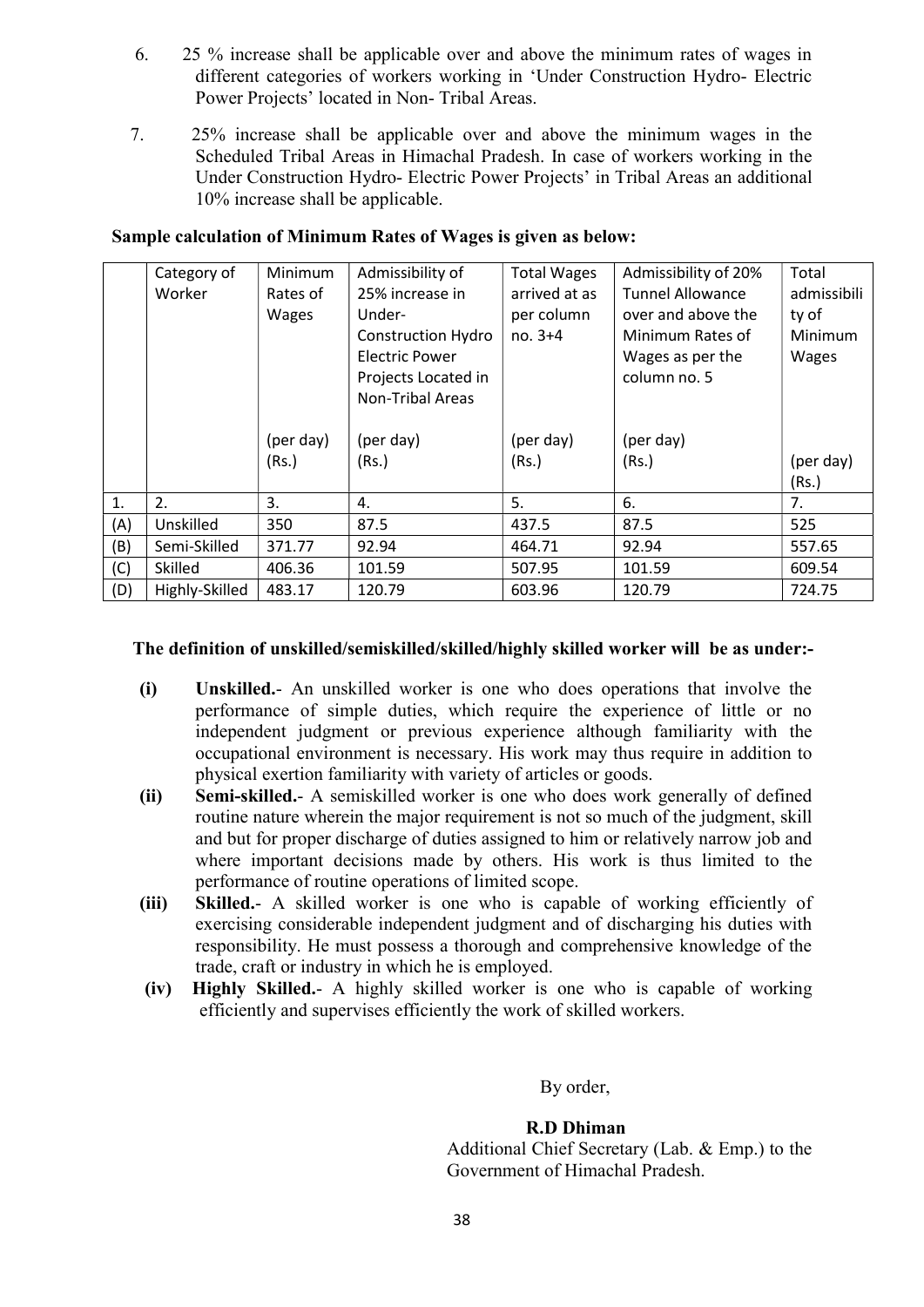6. 25 % increase shall be applicable over and above the minimum rates of wages in different categories of workers working in 'Under Construction Hydro- Electric Power Projects' located in Non- Tribal Areas.

7. 25% increase shall be applicable over and above the minimum wages in the Scheduled Tribal Areas in Himachal Pradesh. In case of workers working in the Under Construction Hydro- Electric Power Projects' in Tribal Areas an additional 10% increase shall be applicable.

**Sample calculation of Minimum Rates of Wages is given as below:**

| | Category of Worker | Minimum Rates of Wages (per day) (Rs.) | Admissibility of 25% increase in Under-Construction Hydro Electric Power Projects Located in Non-Tribal Areas (per day) (Rs.) | Total Wages arrived at as per column no. 3+4 (per day) (Rs.) | Admissibility of 20% Tunnel Allowance over and above the Minimum Rates of Wages as per the column no. 5 (per day) (Rs.) | Total admissibility of Minimum Wages (per day) (Rs.) |
|---|---|---|---|---|---|---|
| 1. | 2. | 3. | 4. | 5. | 6. | 7. |
| (A) | Unskilled | 350 | 87.5 | 437.5 | 87.5 | 525 |
| (B) | Semi-Skilled | 371.77 | 92.94 | 464.71 | 92.94 | 557.65 |
| (C) | Skilled | 406.36 | 101.59 | 507.95 | 101.59 | 609.54 |
| (D) | Highly-Skilled | 483.17 | 120.79 | 603.96 | 120.79 | 724.75 |

**The definition of unskilled/semiskilled/skilled/highly skilled worker will be as under:-**

**(i) Unskilled.**- An unskilled worker is one who does operations that involve the performance of simple duties, which require the experience of little or no independent judgment or previous experience although familiarity with the occupational environment is necessary. His work may thus require in addition to physical exertion familiarity with variety of articles or goods.

**(ii) Semi-skilled.**- A semiskilled worker is one who does work generally of defined routine nature wherein the major requirement is not so much of the judgment, skill and but for proper discharge of duties assigned to him or relatively narrow job and where important decisions made by others. His work is thus limited to the performance of routine operations of limited scope.

**(iii) Skilled.**- A skilled worker is one who is capable of working efficiently of exercising considerable independent judgment and of discharging his duties with responsibility. He must possess a thorough and comprehensive knowledge of the trade, craft or industry in which he is employed.

**(iv) Highly Skilled.**- A highly skilled worker is one who is capable of working efficiently and supervises efficiently the work of skilled workers.

By order,

**R.D Dhiman**
Additional Chief Secretary (Lab. & Emp.) to the Government of Himachal Pradesh.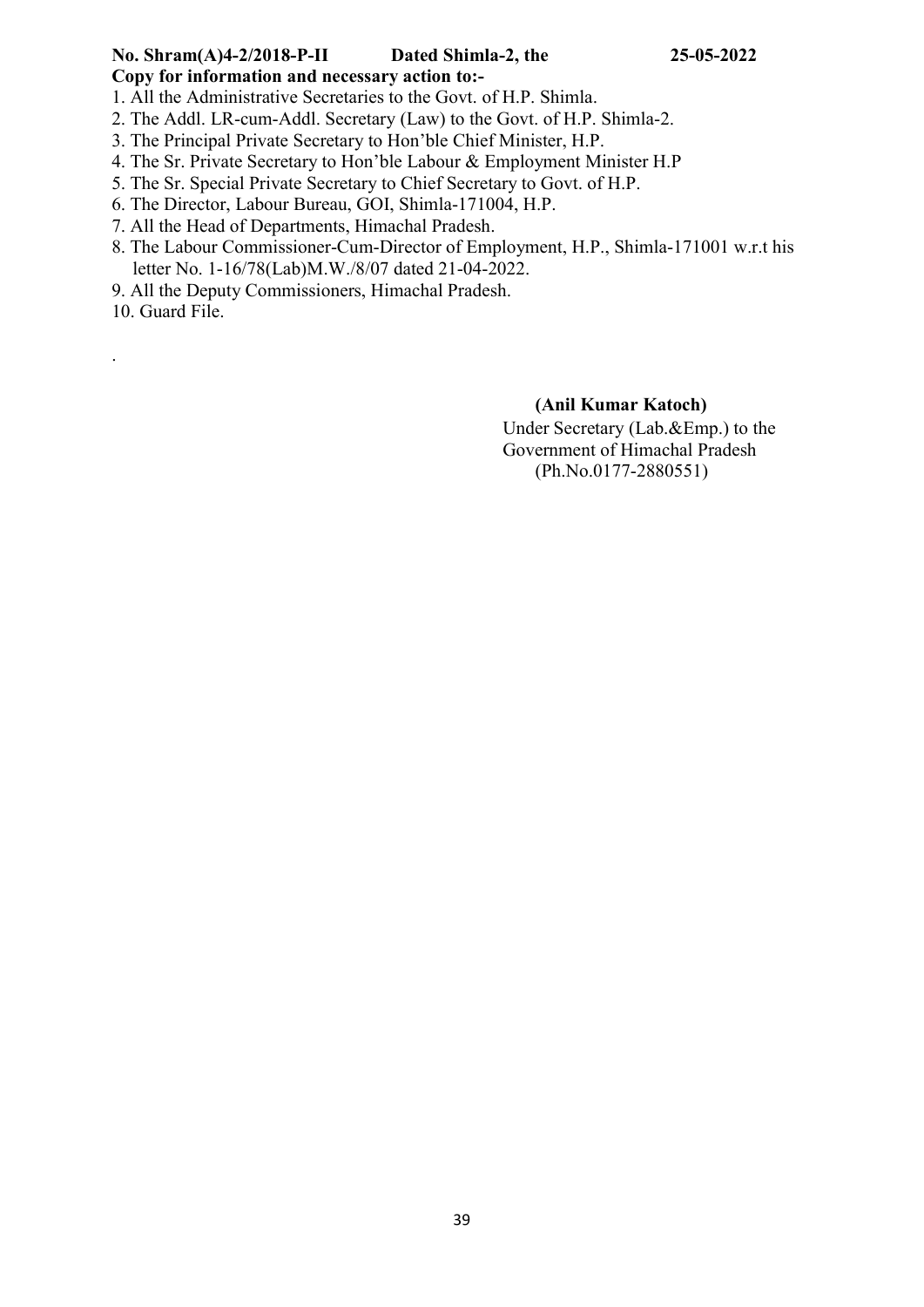**No. Shram(A)4-2/2018-P-II Dated Shimla-2, the 25-05-2022**

**Copy for information and necessary action to:-**

1. All the Administrative Secretaries to the Govt. of H.P. Shimla.
2. The Addl. LR-cum-Addl. Secretary (Law) to the Govt. of H.P. Shimla-2.
3. The Principal Private Secretary to Hon'ble Chief Minister, H.P.
4. The Sr. Private Secretary to Hon'ble Labour & Employment Minister H.P
5. The Sr. Special Private Secretary to Chief Secretary to Govt. of H.P.
6. The Director, Labour Bureau, GOI, Shimla-171004, H.P.
7. All the Head of Departments, Himachal Pradesh.
8. The Labour Commissioner-Cum-Director of Employment, H.P., Shimla-171001 w.r.t his letter No. 1-16/78(Lab)M.W./8/07 dated 21-04-2022.
9. All the Deputy Commissioners, Himachal Pradesh.
10. Guard File.

.

**(Anil Kumar Katoch)**
Under Secretary (Lab.&Emp.) to the
Government of Himachal Pradesh
(Ph.No.0177-2880551)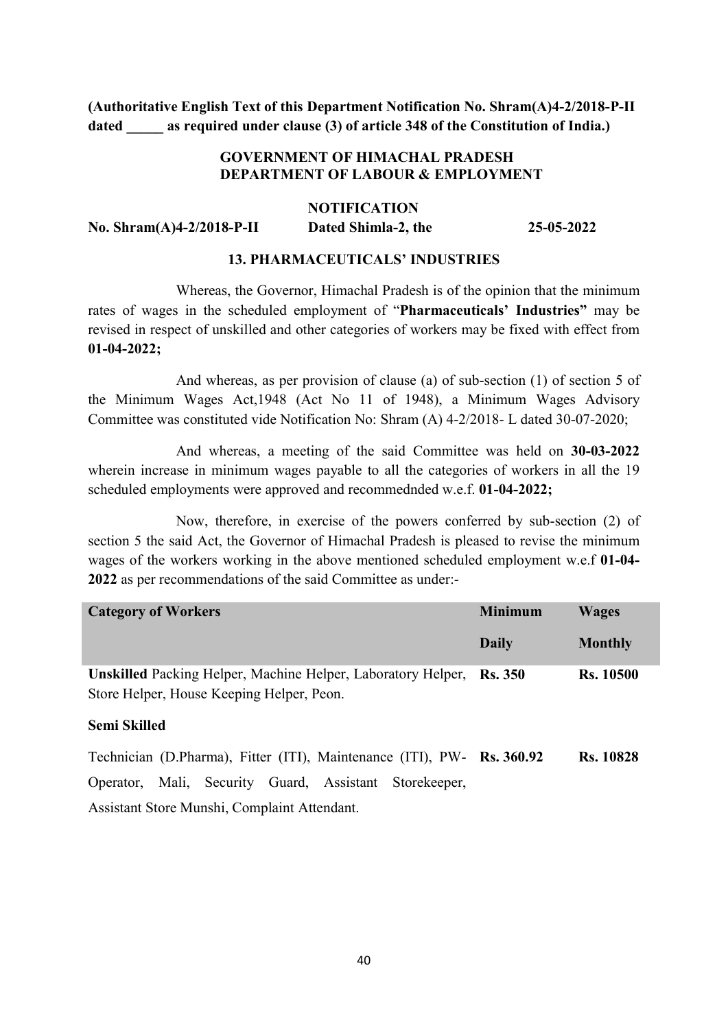**(Authoritative English Text of this Department Notification No. Shram(A)4-2/2018-P-II dated _____ as required under clause (3) of article 348 of the Constitution of India.)**

**GOVERNMENT OF HIMACHAL PRADESH**
**DEPARTMENT OF LABOUR & EMPLOYMENT**

**NOTIFICATION**

**No. Shram(A)4-2/2018-P-II Dated Shimla-2, the 25-05-2022**

**13. PHARMACEUTICALS' INDUSTRIES**

Whereas, the Governor, Himachal Pradesh is of the opinion that the minimum rates of wages in the scheduled employment of "**Pharmaceuticals' Industries"** may be revised in respect of unskilled and other categories of workers may be fixed with effect from **01-04-2022;**

And whereas, as per provision of clause (a) of sub-section (1) of section 5 of the Minimum Wages Act,1948 (Act No 11 of 1948), a Minimum Wages Advisory Committee was constituted vide Notification No: Shram (A) 4-2/2018- L dated 30-07-2020;

And whereas, a meeting of the said Committee was held on **30-03-2022** wherein increase in minimum wages payable to all the categories of workers in all the 19 scheduled employments were approved and recommednded w.e.f. **01-04-2022;**

Now, therefore, in exercise of the powers conferred by sub-section (2) of section 5 the said Act, the Governor of Himachal Pradesh is pleased to revise the minimum wages of the workers working in the above mentioned scheduled employment w.e.f **01-04-2022** as per recommendations of the said Committee as under:-

| Category of Workers | Minimum Daily | Wages Monthly |
|---|---|---|
| **Unskilled** Packing Helper, Machine Helper, Laboratory Helper, Store Helper, House Keeping Helper, Peon. | **Rs. 350** | **Rs. 10500** |
| **Semi Skilled** | | |
| Technician (D.Pharma), Fitter (ITI), Maintenance (ITI), PW-Operator, Mali, Security Guard, Assistant Storekeeper, Assistant Store Munshi, Complaint Attendant. | **Rs. 360.92** | **Rs. 10828** |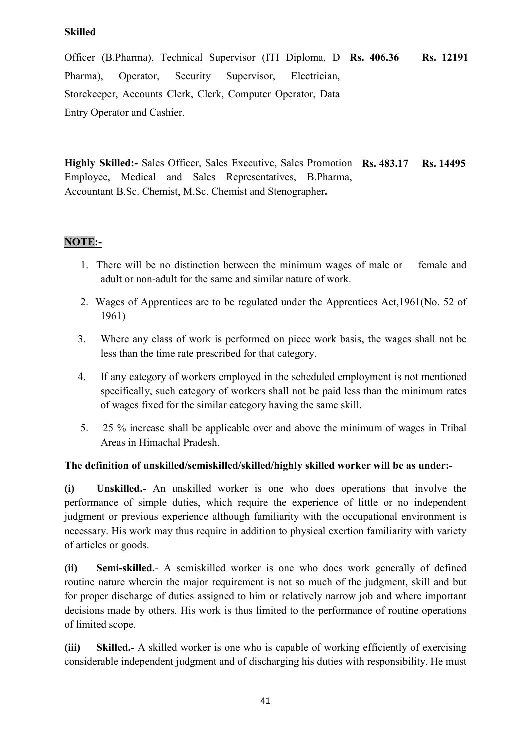**Skilled**

| | | |
|---|---|---|
| Officer (B.Pharma), Technical Supervisor (ITI Diploma, D Pharma), Operator, Security Supervisor, Electrician, Storekeeper, Accounts Clerk, Clerk, Computer Operator, Data Entry Operator and Cashier. | **Rs. 406.36** | **Rs. 12191** |
| **Highly Skilled:-** Sales Officer, Sales Executive, Sales Promotion Employee, Medical and Sales Representatives, B.Pharma, Accountant B.Sc. Chemist, M.Sc. Chemist and Stenographer**.** | **Rs. 483.17** | **Rs. 14495** |

**NOTE:-**

1. There will be no distinction between the minimum wages of male or female and adult or non-adult for the same and similar nature of work.
2. Wages of Apprentices are to be regulated under the Apprentices Act,1961(No. 52 of 1961)
3. Where any class of work is performed on piece work basis, the wages shall not be less than the time rate prescribed for that category.
4. If any category of workers employed in the scheduled employment is not mentioned specifically, such category of workers shall not be paid less than the minimum rates of wages fixed for the similar category having the same skill.
5. 25 % increase shall be applicable over and above the minimum of wages in Tribal Areas in Himachal Pradesh.

**The definition of unskilled/semiskilled/skilled/highly skilled worker will be as under:-**

**(i) Unskilled.**- An unskilled worker is one who does operations that involve the performance of simple duties, which require the experience of little or no independent judgment or previous experience although familiarity with the occupational environment is necessary. His work may thus require in addition to physical exertion familiarity with variety of articles or goods.

**(ii) Semi-skilled.**- A semiskilled worker is one who does work generally of defined routine nature wherein the major requirement is not so much of the judgment, skill and but for proper discharge of duties assigned to him or relatively narrow job and where important decisions made by others. His work is thus limited to the performance of routine operations of limited scope.

**(iii) Skilled.**- A skilled worker is one who is capable of working efficiently of exercising considerable independent judgment and of discharging his duties with responsibility. He must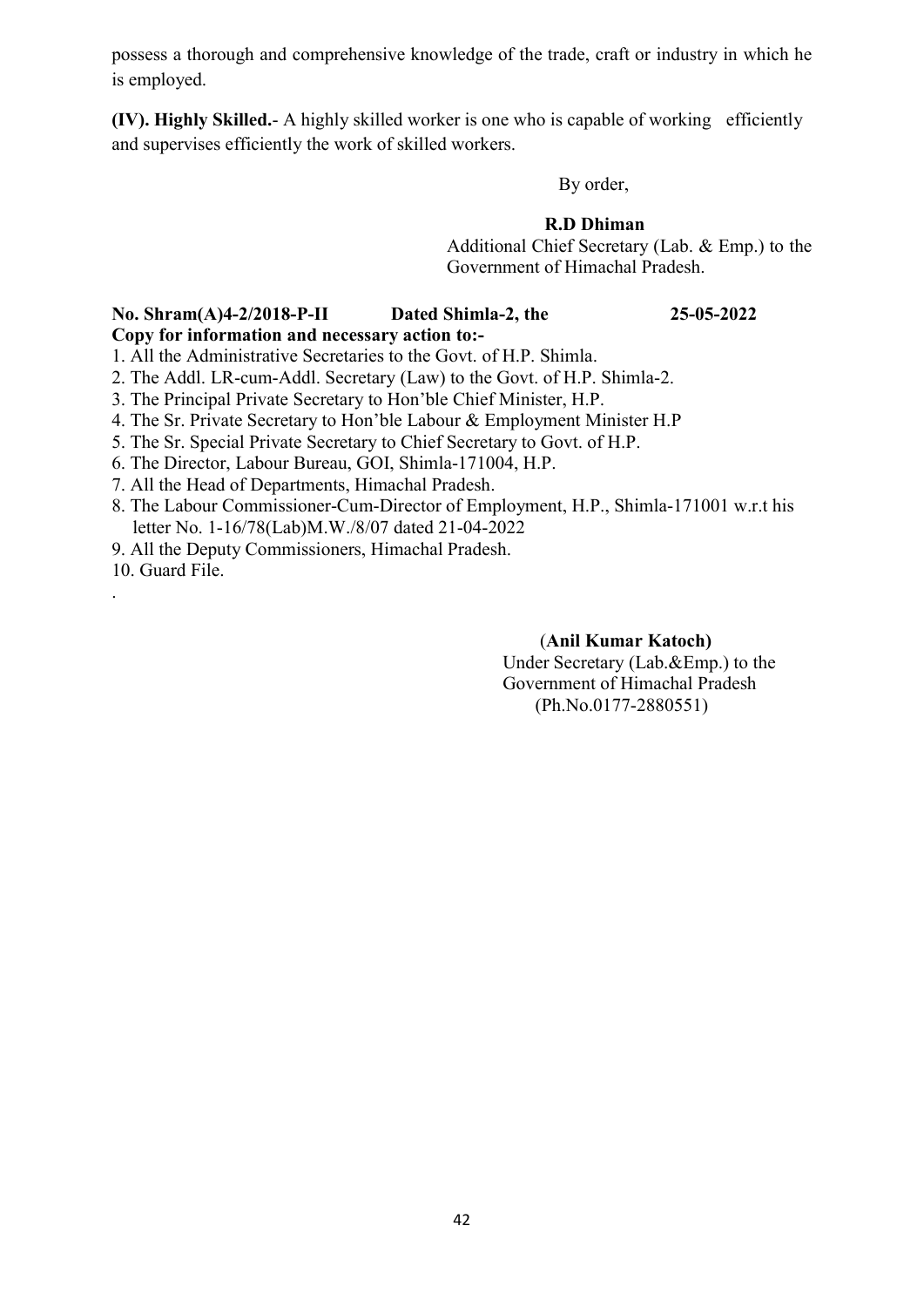possess a thorough and comprehensive knowledge of the trade, craft or industry in which he is employed.

**(IV). Highly Skilled.**- A highly skilled worker is one who is capable of working efficiently and supervises efficiently the work of skilled workers.

By order,

**R.D Dhiman**
Additional Chief Secretary (Lab. & Emp.) to the Government of Himachal Pradesh.

**No. Shram(A)4-2/2018-P-II Dated Shimla-2, the 25-05-2022**

**Copy for information and necessary action to:-**

1. All the Administrative Secretaries to the Govt. of H.P. Shimla.
2. The Addl. LR-cum-Addl. Secretary (Law) to the Govt. of H.P. Shimla-2.
3. The Principal Private Secretary to Hon'ble Chief Minister, H.P.
4. The Sr. Private Secretary to Hon'ble Labour & Employment Minister H.P
5. The Sr. Special Private Secretary to Chief Secretary to Govt. of H.P.
6. The Director, Labour Bureau, GOI, Shimla-171004, H.P.
7. All the Head of Departments, Himachal Pradesh.
8. The Labour Commissioner-Cum-Director of Employment, H.P., Shimla-171001 w.r.t his letter No. 1-16/78(Lab)M.W./8/07 dated 21-04-2022
9. All the Deputy Commissioners, Himachal Pradesh.
10. Guard File.

.

(**Anil Kumar Katoch)**
Under Secretary (Lab.&Emp.) to the Government of Himachal Pradesh
(Ph.No.0177-2880551)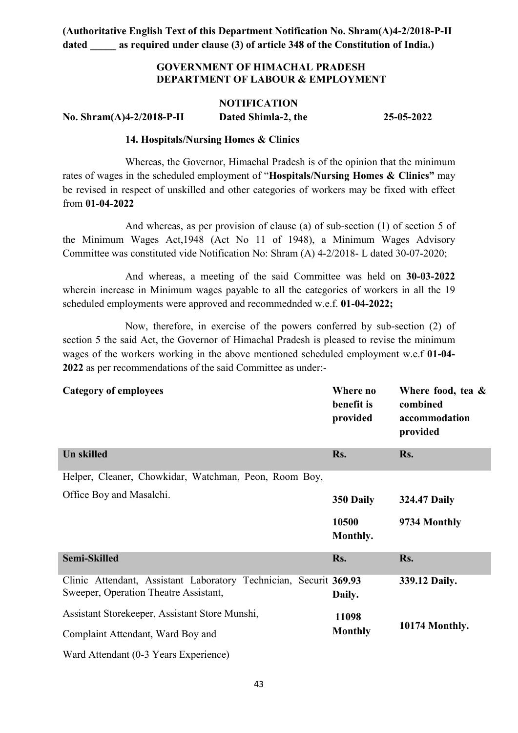**(Authoritative English Text of this Department Notification No. Shram(A)4-2/2018-P-II dated _____ as required under clause (3) of article 348 of the Constitution of India.)**

**GOVERNMENT OF HIMACHAL PRADESH**
**DEPARTMENT OF LABOUR & EMPLOYMENT**

**NOTIFICATION**

**No. Shram(A)4-2/2018-P-II Dated Shimla-2, the 25-05-2022**

**14. Hospitals/Nursing Homes & Clinics**

Whereas, the Governor, Himachal Pradesh is of the opinion that the minimum rates of wages in the scheduled employment of "**Hospitals/Nursing Homes & Clinics"** may be revised in respect of unskilled and other categories of workers may be fixed with effect from **01-04-2022**

And whereas, as per provision of clause (a) of sub-section (1) of section 5 of the Minimum Wages Act,1948 (Act No 11 of 1948), a Minimum Wages Advisory Committee was constituted vide Notification No: Shram (A) 4-2/2018- L dated 30-07-2020;

And whereas, a meeting of the said Committee was held on **30-03-2022** wherein increase in Minimum wages payable to all the categories of workers in all the 19 scheduled employments were approved and recommednded w.e.f. **01-04-2022;**

Now, therefore, in exercise of the powers conferred by sub-section (2) of section 5 the said Act, the Governor of Himachal Pradesh is pleased to revise the minimum wages of the workers working in the above mentioned scheduled employment w.e.f **01-04-2022** as per recommendations of the said Committee as under:-

| Category of employees | Where no benefit is provided | Where food, tea & combined accommodation provided |
|---|---|---|
| **Un skilled** | **Rs.** | **Rs.** |
| Helper, Cleaner, Chowkidar, Watchman, Peon, Room Boy, Office Boy and Masalchi. | **350 Daily**<br>**10500 Monthly.** | **324.47 Daily**<br>**9734 Monthly** |
| **Semi-Skilled** | **Rs.** | **Rs.** |
| Clinic Attendant, Assistant Laboratory Technician, Securit Sweeper, Operation Theatre Assistant,<br>Assistant Storekeeper, Assistant Store Munshi,<br>Complaint Attendant, Ward Boy and<br>Ward Attendant (0-3 Years Experience) | **369.93 Daily.**<br>**11098 Monthly** | **339.12 Daily.**<br>**10174 Monthly.** |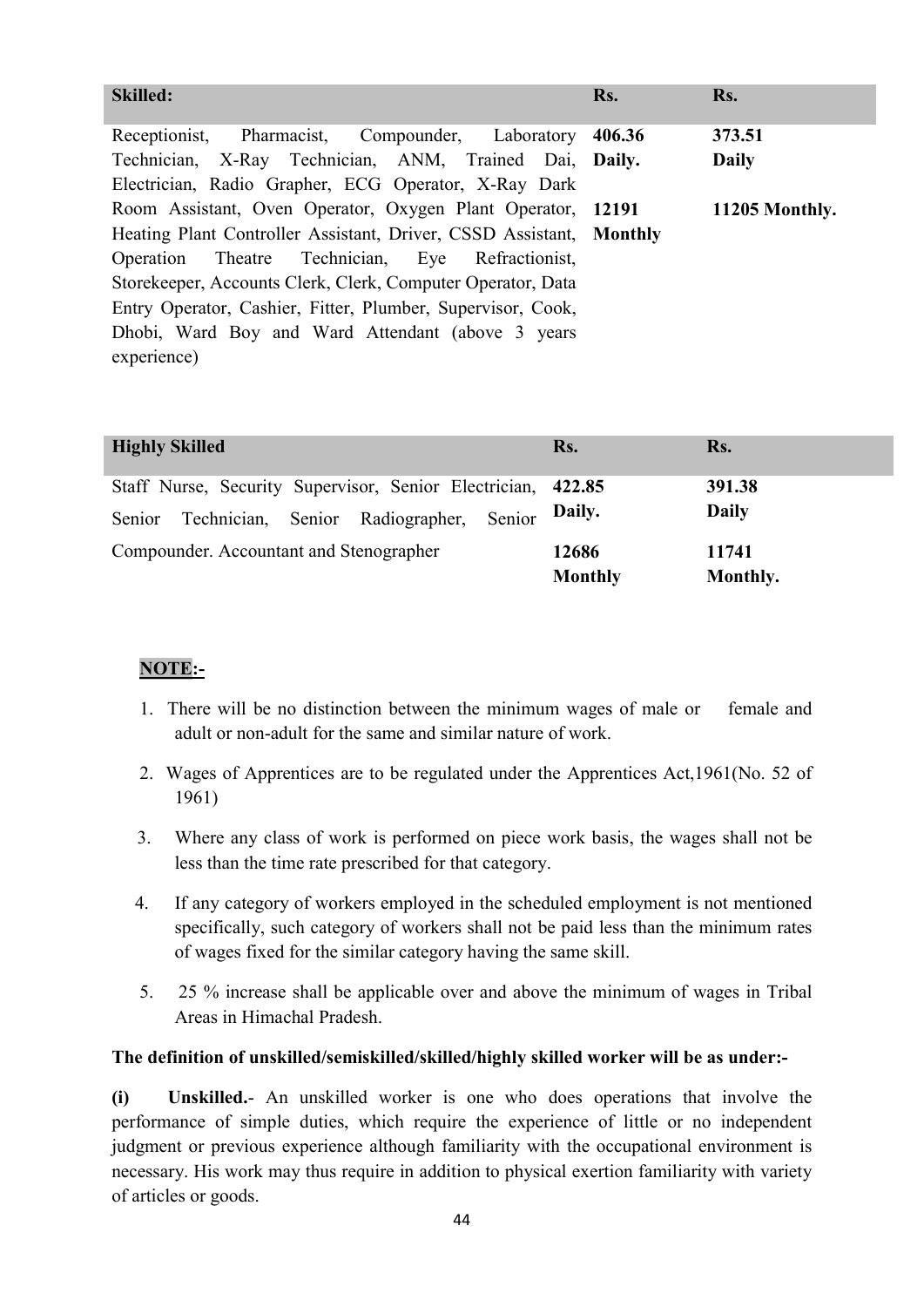| Skilled: | Rs. | Rs. |
|---|---|---|
| Receptionist, Pharmacist, Compounder, Laboratory Technician, X-Ray Technician, ANM, Trained Dai, Electrician, Radio Grapher, ECG Operator, X-Ray Dark Room Assistant, Oven Operator, Oxygen Plant Operator, Heating Plant Controller Assistant, Driver, CSSD Assistant, Operation Theatre Technician, Eye Refractionist, Storekeeper, Accounts Clerk, Clerk, Computer Operator, Data Entry Operator, Cashier, Fitter, Plumber, Supervisor, Cook, Dhobi, Ward Boy and Ward Attendant (above 3 years experience) | **406.36 Daily.** **12191 Monthly** | **373.51 Daily** **11205 Monthly.** |

| Highly Skilled | Rs. | Rs. |
|---|---|---|
| Staff Nurse, Security Supervisor, Senior Electrician, Senior Technician, Senior Radiographer, Senior Compounder. Accountant and Stenographer | **422.85 Daily.** **12686 Monthly** | **391.38 Daily** **11741 Monthly.** |

**NOTE:-**

1. There will be no distinction between the minimum wages of male or female and adult or non-adult for the same and similar nature of work.
2. Wages of Apprentices are to be regulated under the Apprentices Act,1961(No. 52 of 1961)
3. Where any class of work is performed on piece work basis, the wages shall not be less than the time rate prescribed for that category.
4. If any category of workers employed in the scheduled employment is not mentioned specifically, such category of workers shall not be paid less than the minimum rates of wages fixed for the similar category having the same skill.
5. 25 % increase shall be applicable over and above the minimum of wages in Tribal Areas in Himachal Pradesh.

**The definition of unskilled/semiskilled/skilled/highly skilled worker will be as under:-**

**(i) Unskilled.**- An unskilled worker is one who does operations that involve the performance of simple duties, which require the experience of little or no independent judgment or previous experience although familiarity with the occupational environment is necessary. His work may thus require in addition to physical exertion familiarity with variety of articles or goods.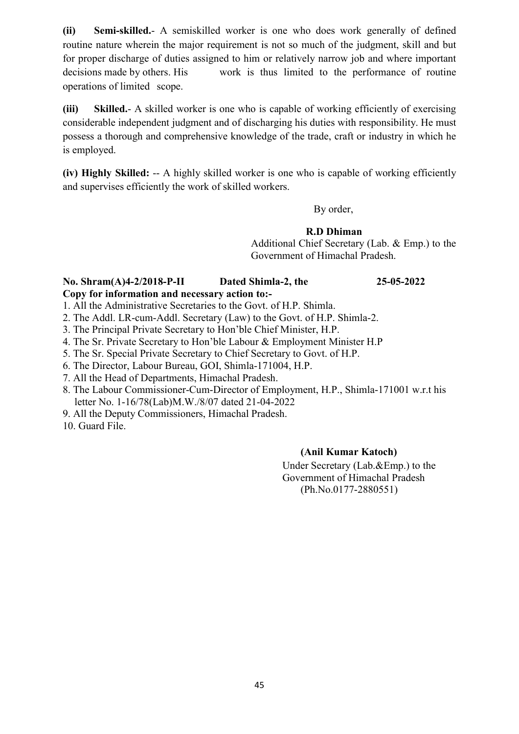**(ii) Semi-skilled.**- A semiskilled worker is one who does work generally of defined routine nature wherein the major requirement is not so much of the judgment, skill and but for proper discharge of duties assigned to him or relatively narrow job and where important decisions made by others. His work is thus limited to the performance of routine operations of limited scope.

**(iii) Skilled.**- A skilled worker is one who is capable of working efficiently of exercising considerable independent judgment and of discharging his duties with responsibility. He must possess a thorough and comprehensive knowledge of the trade, craft or industry in which he is employed.

**(iv) Highly Skilled:** -- A highly skilled worker is one who is capable of working efficiently and supervises efficiently the work of skilled workers.

By order,

**R.D Dhiman**
Additional Chief Secretary (Lab. & Emp.) to the Government of Himachal Pradesh.

**No. Shram(A)4-2/2018-P-II Dated Shimla-2, the 25-05-2022**

**Copy for information and necessary action to:-**

1. All the Administrative Secretaries to the Govt. of H.P. Shimla.
2. The Addl. LR-cum-Addl. Secretary (Law) to the Govt. of H.P. Shimla-2.
3. The Principal Private Secretary to Hon'ble Chief Minister, H.P.
4. The Sr. Private Secretary to Hon'ble Labour & Employment Minister H.P
5. The Sr. Special Private Secretary to Chief Secretary to Govt. of H.P.
6. The Director, Labour Bureau, GOI, Shimla-171004, H.P.
7. All the Head of Departments, Himachal Pradesh.
8. The Labour Commissioner-Cum-Director of Employment, H.P., Shimla-171001 w.r.t his letter No. 1-16/78(Lab)M.W./8/07 dated 21-04-2022
9. All the Deputy Commissioners, Himachal Pradesh.
10. Guard File.

**(Anil Kumar Katoch)**
Under Secretary (Lab.&Emp.) to the Government of Himachal Pradesh
(Ph.No.0177-2880551)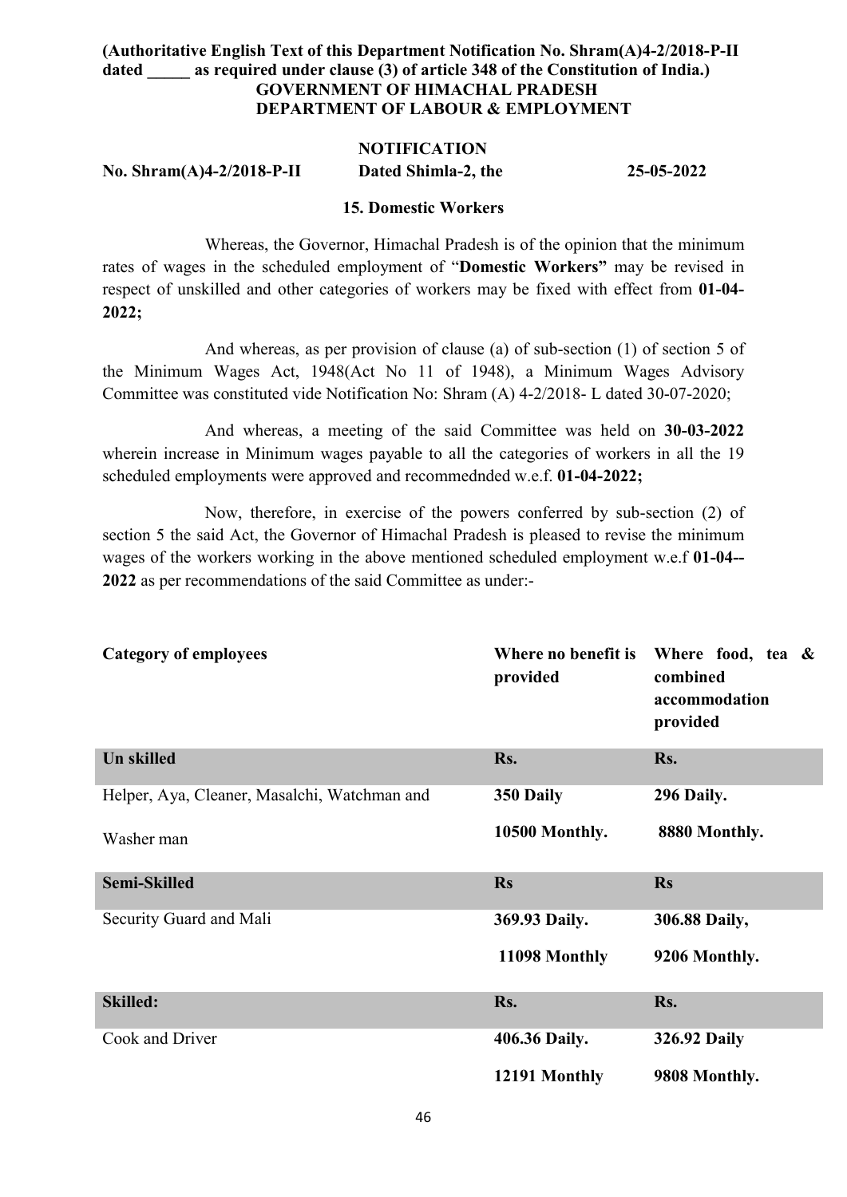**(Authoritative English Text of this Department Notification No. Shram(A)4-2/2018-P-II dated _____ as required under clause (3) of article 348 of the Constitution of India.)**

**GOVERNMENT OF HIMACHAL PRADESH**
**DEPARTMENT OF LABOUR & EMPLOYMENT**

**NOTIFICATION**

**No. Shram(A)4-2/2018-P-II Dated Shimla-2, the 25-05-2022**

**15. Domestic Workers**

Whereas, the Governor, Himachal Pradesh is of the opinion that the minimum rates of wages in the scheduled employment of "**Domestic Workers"** may be revised in respect of unskilled and other categories of workers may be fixed with effect from **01-04-2022;**

And whereas, as per provision of clause (a) of sub-section (1) of section 5 of the Minimum Wages Act, 1948(Act No 11 of 1948), a Minimum Wages Advisory Committee was constituted vide Notification No: Shram (A) 4-2/2018- L dated 30-07-2020;

And whereas, a meeting of the said Committee was held on **30-03-2022** wherein increase in Minimum wages payable to all the categories of workers in all the 19 scheduled employments were approved and recommednded w.e.f. **01-04-2022;**

Now, therefore, in exercise of the powers conferred by sub-section (2) of section 5 the said Act, the Governor of Himachal Pradesh is pleased to revise the minimum wages of the workers working in the above mentioned scheduled employment w.e.f **01-04--2022** as per recommendations of the said Committee as under:-

| Category of employees | Where no benefit is provided | Where food, tea & combined accommodation provided |
|---|---|---|
| **Un skilled** | **Rs.** | **Rs.** |
| Helper, Aya, Cleaner, Masalchi, Watchman and Washer man | **350 Daily** <br> **10500 Monthly.** | **296 Daily.** <br> **8880 Monthly.** |
| **Semi-Skilled** | **Rs** | **Rs** |
| Security Guard and Mali | **369.93 Daily.** <br> **11098 Monthly** | **306.88 Daily,** <br> **9206 Monthly.** |
| **Skilled:** | **Rs.** | **Rs.** |
| Cook and Driver | **406.36 Daily.** <br> **12191 Monthly** | **326.92 Daily** <br> **9808 Monthly.** |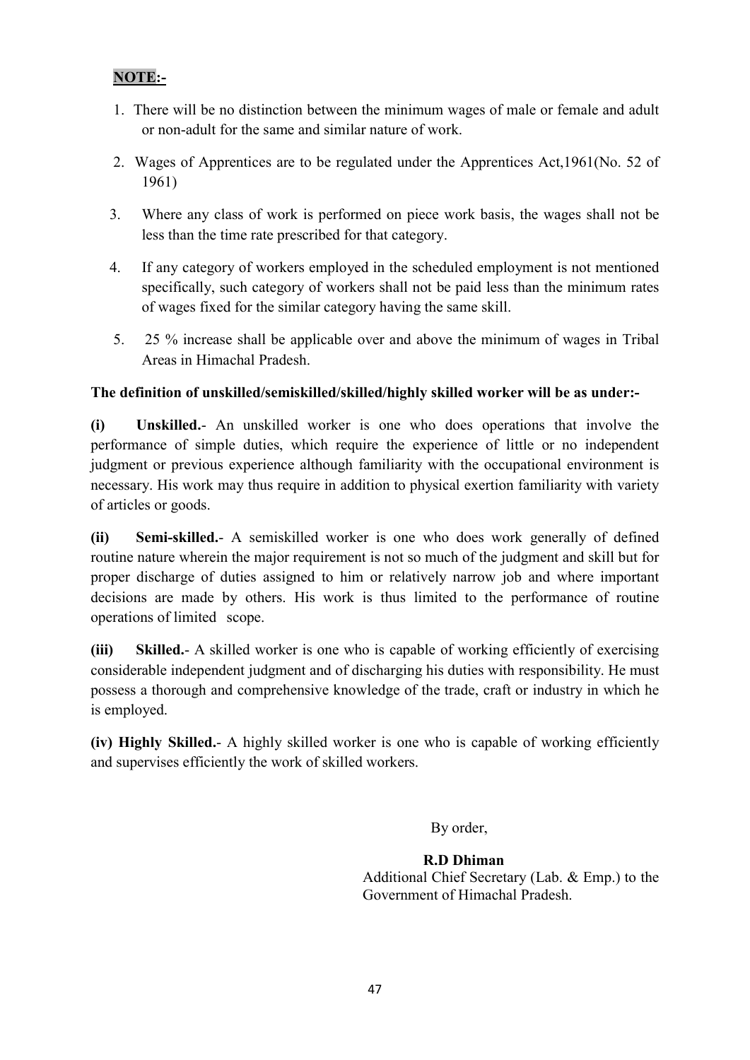**NOTE:-**

1. There will be no distinction between the minimum wages of male or female and adult or non-adult for the same and similar nature of work.
2. Wages of Apprentices are to be regulated under the Apprentices Act,1961(No. 52 of 1961)
3. Where any class of work is performed on piece work basis, the wages shall not be less than the time rate prescribed for that category.
4. If any category of workers employed in the scheduled employment is not mentioned specifically, such category of workers shall not be paid less than the minimum rates of wages fixed for the similar category having the same skill.
5. 25 % increase shall be applicable over and above the minimum of wages in Tribal Areas in Himachal Pradesh.

**The definition of unskilled/semiskilled/skilled/highly skilled worker will be as under:-**

**(i) Unskilled.**- An unskilled worker is one who does operations that involve the performance of simple duties, which require the experience of little or no independent judgment or previous experience although familiarity with the occupational environment is necessary. His work may thus require in addition to physical exertion familiarity with variety of articles or goods.

**(ii) Semi-skilled.**- A semiskilled worker is one who does work generally of defined routine nature wherein the major requirement is not so much of the judgment and skill but for proper discharge of duties assigned to him or relatively narrow job and where important decisions are made by others. His work is thus limited to the performance of routine operations of limited scope.

**(iii) Skilled.**- A skilled worker is one who is capable of working efficiently of exercising considerable independent judgment and of discharging his duties with responsibility. He must possess a thorough and comprehensive knowledge of the trade, craft or industry in which he is employed.

**(iv) Highly Skilled.**- A highly skilled worker is one who is capable of working efficiently and supervises efficiently the work of skilled workers.

By order,

**R.D Dhiman**
Additional Chief Secretary (Lab. & Emp.) to the Government of Himachal Pradesh.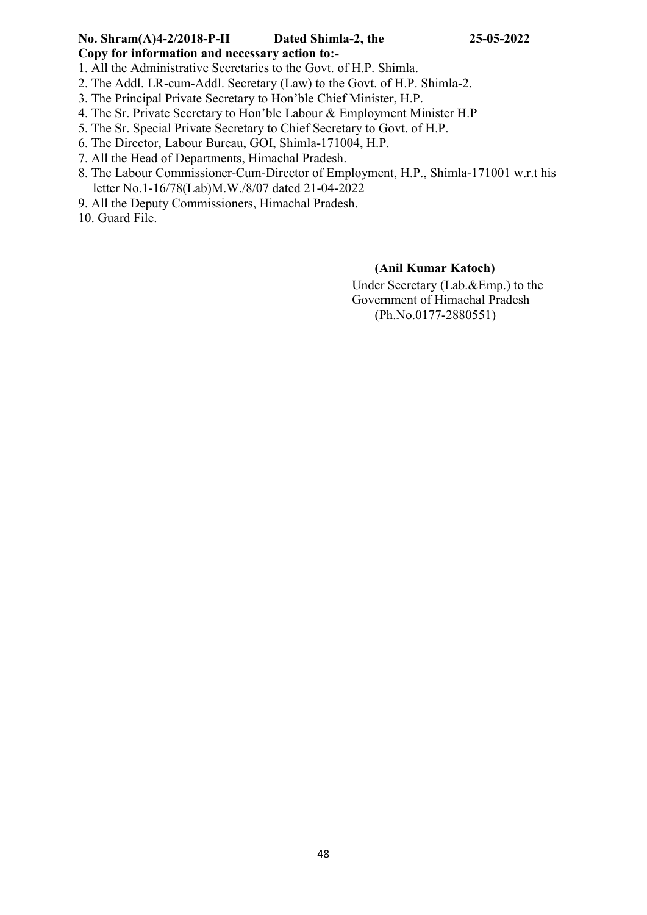**No. Shram(A)4-2/2018-P-II Dated Shimla-2, the 25-05-2022**

**Copy for information and necessary action to:-**

1. All the Administrative Secretaries to the Govt. of H.P. Shimla.
2. The Addl. LR-cum-Addl. Secretary (Law) to the Govt. of H.P. Shimla-2.
3. The Principal Private Secretary to Hon'ble Chief Minister, H.P.
4. The Sr. Private Secretary to Hon'ble Labour & Employment Minister H.P
5. The Sr. Special Private Secretary to Chief Secretary to Govt. of H.P.
6. The Director, Labour Bureau, GOI, Shimla-171004, H.P.
7. All the Head of Departments, Himachal Pradesh.
8. The Labour Commissioner-Cum-Director of Employment, H.P., Shimla-171001 w.r.t his letter No.1-16/78(Lab)M.W./8/07 dated 21-04-2022
9. All the Deputy Commissioners, Himachal Pradesh.
10. Guard File.

**(Anil Kumar Katoch)**
Under Secretary (Lab.&Emp.) to the
Government of Himachal Pradesh
(Ph.No.0177-2880551)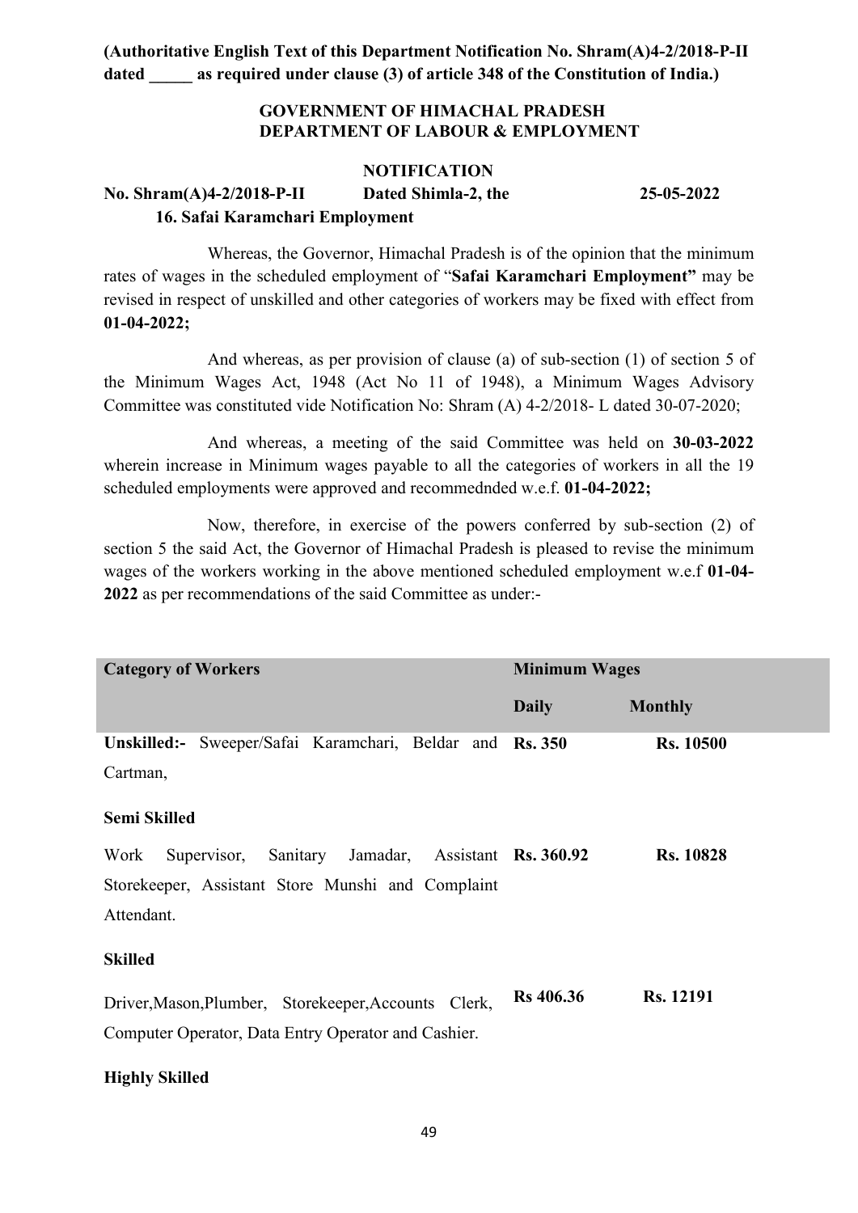**(Authoritative English Text of this Department Notification No. Shram(A)4-2/2018-P-II dated _____ as required under clause (3) of article 348 of the Constitution of India.)**

**GOVERNMENT OF HIMACHAL PRADESH**
**DEPARTMENT OF LABOUR & EMPLOYMENT**

**NOTIFICATION**

**No. Shram(A)4-2/2018-P-II Dated Shimla-2, the 25-05-2022**

**16. Safai Karamchari Employment**

Whereas, the Governor, Himachal Pradesh is of the opinion that the minimum rates of wages in the scheduled employment of "**Safai Karamchari Employment"** may be revised in respect of unskilled and other categories of workers may be fixed with effect from **01-04-2022;**

And whereas, as per provision of clause (a) of sub-section (1) of section 5 of the Minimum Wages Act, 1948 (Act No 11 of 1948), a Minimum Wages Advisory Committee was constituted vide Notification No: Shram (A) 4-2/2018- L dated 30-07-2020;

And whereas, a meeting of the said Committee was held on **30-03-2022** wherein increase in Minimum wages payable to all the categories of workers in all the 19 scheduled employments were approved and recommednded w.e.f. **01-04-2022;**

Now, therefore, in exercise of the powers conferred by sub-section (2) of section 5 the said Act, the Governor of Himachal Pradesh is pleased to revise the minimum wages of the workers working in the above mentioned scheduled employment w.e.f **01-04-2022** as per recommendations of the said Committee as under:-

| Category of Workers | Minimum Wages | |
|---|---|---|
| | Daily | Monthly |
| **Unskilled:-** Sweeper/Safai Karamchari, Beldar and Cartman, | **Rs. 350** | **Rs. 10500** |
| **Semi Skilled** | | |
| Work Supervisor, Sanitary Jamadar, Assistant Storekeeper, Assistant Store Munshi and Complaint Attendant. | **Rs. 360.92** | **Rs. 10828** |
| **Skilled** | | |
| Driver,Mason,Plumber, Storekeeper,Accounts Clerk, Computer Operator, Data Entry Operator and Cashier. | **Rs 406.36** | **Rs. 12191** |
| **Highly Skilled** | | |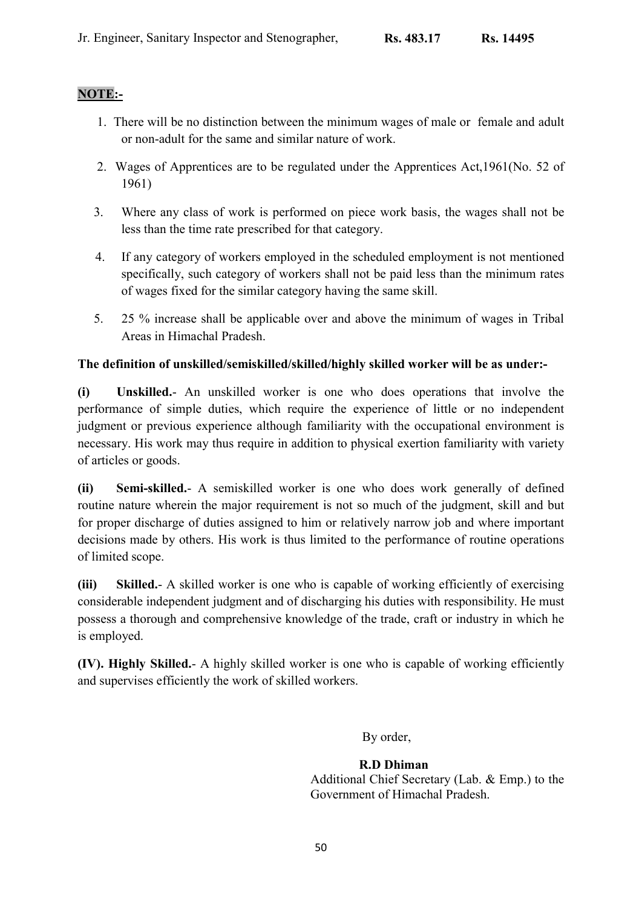| Jr. Engineer, Sanitary Inspector and Stenographer, | **Rs. 483.17** | **Rs. 14495** |
|---|---|---|

**NOTE:-**

1. There will be no distinction between the minimum wages of male or female and adult or non-adult for the same and similar nature of work.
2. Wages of Apprentices are to be regulated under the Apprentices Act,1961(No. 52 of 1961)
3. Where any class of work is performed on piece work basis, the wages shall not be less than the time rate prescribed for that category.
4. If any category of workers employed in the scheduled employment is not mentioned specifically, such category of workers shall not be paid less than the minimum rates of wages fixed for the similar category having the same skill.
5. 25 % increase shall be applicable over and above the minimum of wages in Tribal Areas in Himachal Pradesh.

**The definition of unskilled/semiskilled/skilled/highly skilled worker will be as under:-**

**(i) Unskilled.**- An unskilled worker is one who does operations that involve the performance of simple duties, which require the experience of little or no independent judgment or previous experience although familiarity with the occupational environment is necessary. His work may thus require in addition to physical exertion familiarity with variety of articles or goods.

**(ii) Semi-skilled.**- A semiskilled worker is one who does work generally of defined routine nature wherein the major requirement is not so much of the judgment, skill and but for proper discharge of duties assigned to him or relatively narrow job and where important decisions made by others. His work is thus limited to the performance of routine operations of limited scope.

**(iii) Skilled.**- A skilled worker is one who is capable of working efficiently of exercising considerable independent judgment and of discharging his duties with responsibility. He must possess a thorough and comprehensive knowledge of the trade, craft or industry in which he is employed.

**(IV). Highly Skilled.**- A highly skilled worker is one who is capable of working efficiently and supervises efficiently the work of skilled workers.

By order,

**R.D Dhiman**
Additional Chief Secretary (Lab. & Emp.) to the Government of Himachal Pradesh.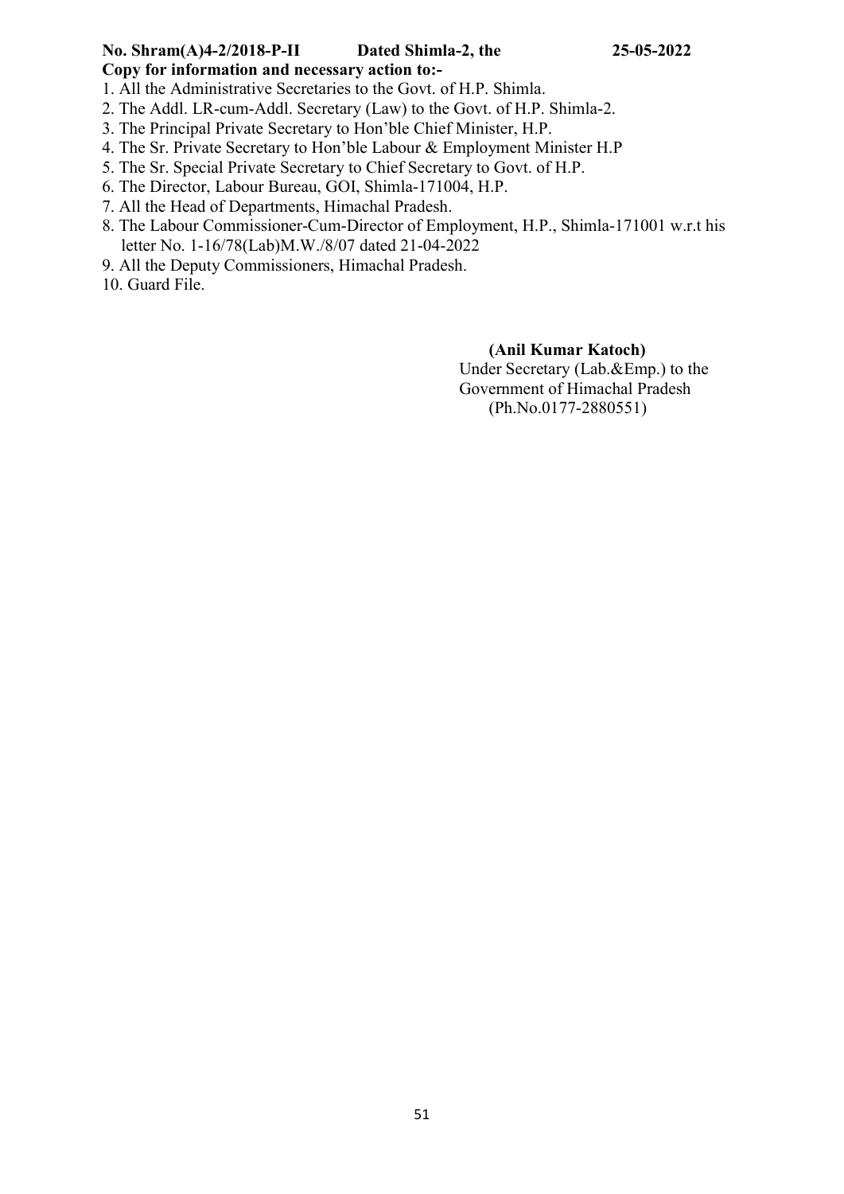**No. Shram(A)4-2/2018-P-II Dated Shimla-2, the 25-05-2022**

**Copy for information and necessary action to:-**

1. All the Administrative Secretaries to the Govt. of H.P. Shimla.
2. The Addl. LR-cum-Addl. Secretary (Law) to the Govt. of H.P. Shimla-2.
3. The Principal Private Secretary to Hon'ble Chief Minister, H.P.
4. The Sr. Private Secretary to Hon'ble Labour & Employment Minister H.P
5. The Sr. Special Private Secretary to Chief Secretary to Govt. of H.P.
6. The Director, Labour Bureau, GOI, Shimla-171004, H.P.
7. All the Head of Departments, Himachal Pradesh.
8. The Labour Commissioner-Cum-Director of Employment, H.P., Shimla-171001 w.r.t his letter No. 1-16/78(Lab)M.W./8/07 dated 21-04-2022
9. All the Deputy Commissioners, Himachal Pradesh.
10. Guard File.

**(Anil Kumar Katoch)**
Under Secretary (Lab.&Emp.) to the
Government of Himachal Pradesh
(Ph.No.0177-2880551)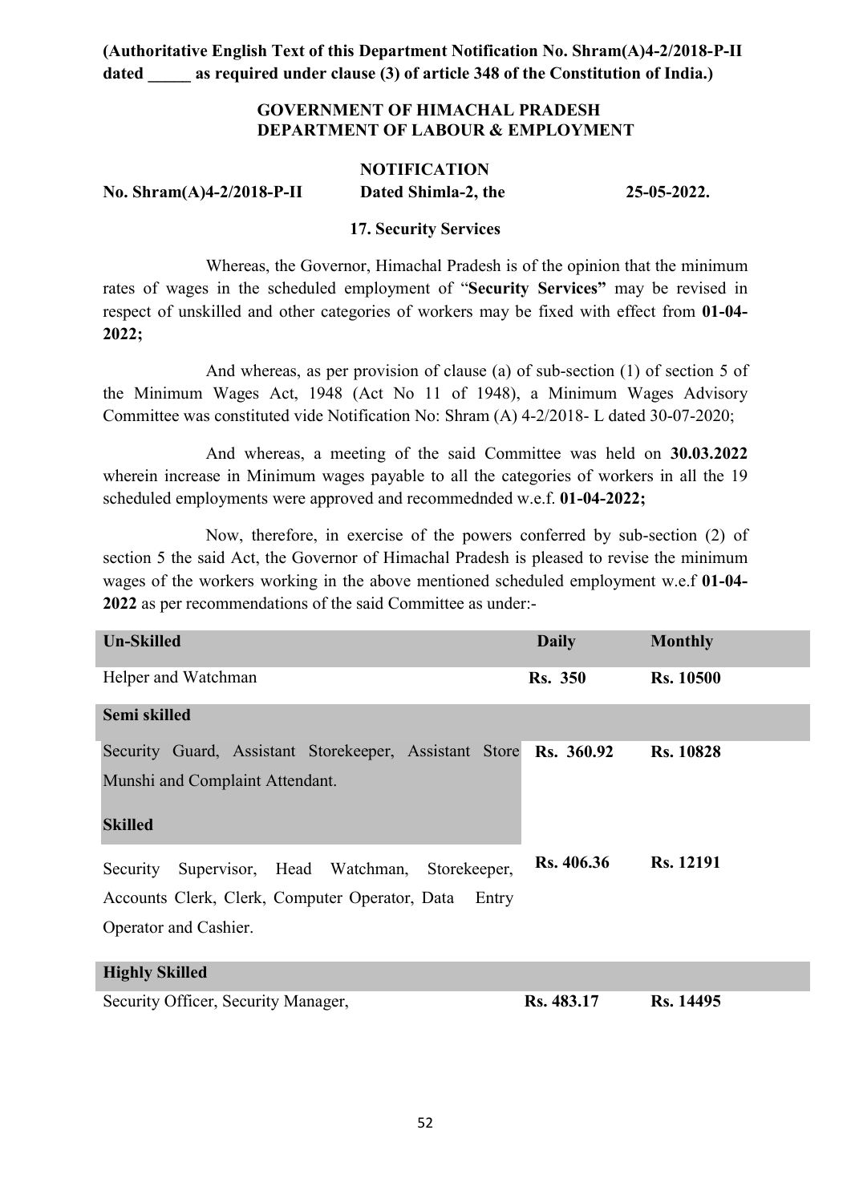**(Authoritative English Text of this Department Notification No. Shram(A)4-2/2018-P-II dated _____ as required under clause (3) of article 348 of the Constitution of India.)**

**GOVERNMENT OF HIMACHAL PRADESH**
**DEPARTMENT OF LABOUR & EMPLOYMENT**

**NOTIFICATION**

**No. Shram(A)4-2/2018-P-II Dated Shimla-2, the 25-05-2022.**

**17. Security Services**

Whereas, the Governor, Himachal Pradesh is of the opinion that the minimum rates of wages in the scheduled employment of "**Security Services**" may be revised in respect of unskilled and other categories of workers may be fixed with effect from **01-04-2022;**

And whereas, as per provision of clause (a) of sub-section (1) of section 5 of the Minimum Wages Act, 1948 (Act No 11 of 1948), a Minimum Wages Advisory Committee was constituted vide Notification No: Shram (A) 4-2/2018- L dated 30-07-2020;

And whereas, a meeting of the said Committee was held on **30.03.2022** wherein increase in Minimum wages payable to all the categories of workers in all the 19 scheduled employments were approved and recommednded w.e.f. **01-04-2022;**

Now, therefore, in exercise of the powers conferred by sub-section (2) of section 5 the said Act, the Governor of Himachal Pradesh is pleased to revise the minimum wages of the workers working in the above mentioned scheduled employment w.e.f **01-04-2022** as per recommendations of the said Committee as under:-

| **Un-Skilled** | **Daily** | **Monthly** |
|---|---|---|
| Helper and Watchman | **Rs. 350** | **Rs. 10500** |
| **Semi skilled** | | |
| Security Guard, Assistant Storekeeper, Assistant Store Munshi and Complaint Attendant. | **Rs. 360.92** | **Rs. 10828** |
| **Skilled** | | |
| Security Supervisor, Head Watchman, Storekeeper, Accounts Clerk, Clerk, Computer Operator, Data Entry Operator and Cashier. | **Rs. 406.36** | **Rs. 12191** |
| **Highly Skilled** | | |
| Security Officer, Security Manager, | **Rs. 483.17** | **Rs. 14495** |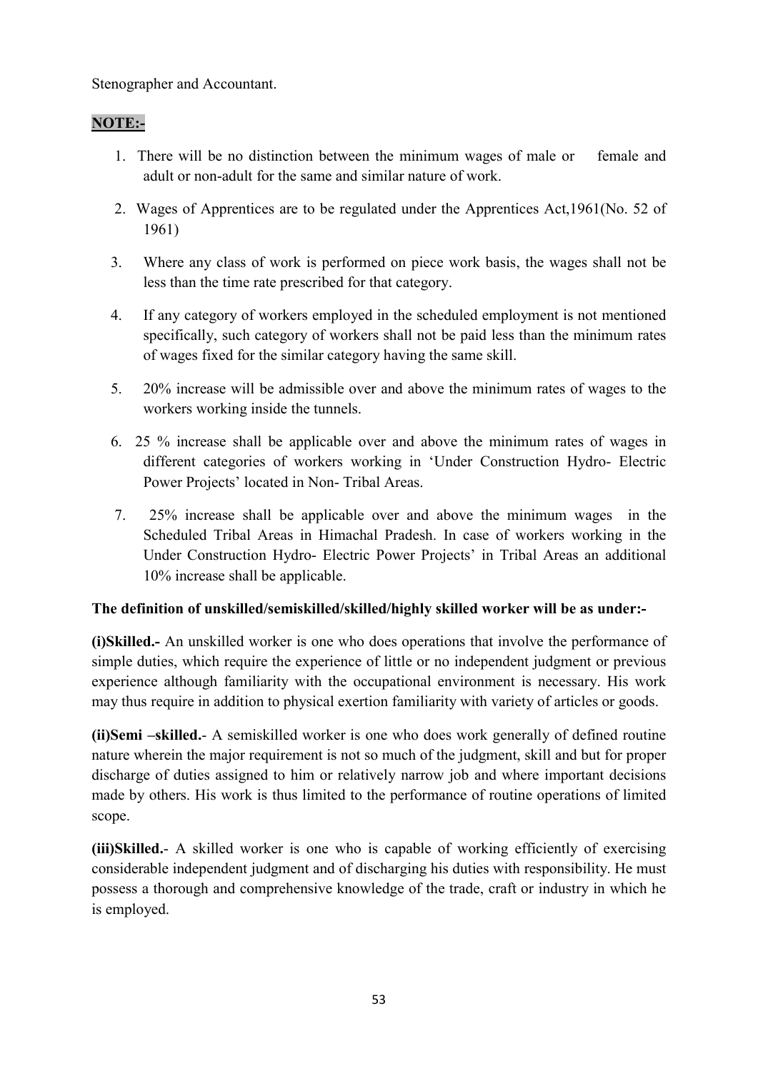Stenographer and Accountant.

**NOTE:-**

1. There will be no distinction between the minimum wages of male or female and adult or non-adult for the same and similar nature of work.
2. Wages of Apprentices are to be regulated under the Apprentices Act,1961(No. 52 of 1961)
3. Where any class of work is performed on piece work basis, the wages shall not be less than the time rate prescribed for that category.
4. If any category of workers employed in the scheduled employment is not mentioned specifically, such category of workers shall not be paid less than the minimum rates of wages fixed for the similar category having the same skill.
5. 20% increase will be admissible over and above the minimum rates of wages to the workers working inside the tunnels.
6. 25 % increase shall be applicable over and above the minimum rates of wages in different categories of workers working in 'Under Construction Hydro- Electric Power Projects' located in Non- Tribal Areas.
7. 25% increase shall be applicable over and above the minimum wages in the Scheduled Tribal Areas in Himachal Pradesh. In case of workers working in the Under Construction Hydro- Electric Power Projects' in Tribal Areas an additional 10% increase shall be applicable.

**The definition of unskilled/semiskilled/skilled/highly skilled worker will be as under:-**

**(i)Skilled.-** An unskilled worker is one who does operations that involve the performance of simple duties, which require the experience of little or no independent judgment or previous experience although familiarity with the occupational environment is necessary. His work may thus require in addition to physical exertion familiarity with variety of articles or goods.

**(ii)Semi –skilled.**- A semiskilled worker is one who does work generally of defined routine nature wherein the major requirement is not so much of the judgment, skill and but for proper discharge of duties assigned to him or relatively narrow job and where important decisions made by others. His work is thus limited to the performance of routine operations of limited scope.

**(iii)Skilled.**- A skilled worker is one who is capable of working efficiently of exercising considerable independent judgment and of discharging his duties with responsibility. He must possess a thorough and comprehensive knowledge of the trade, craft or industry in which he is employed.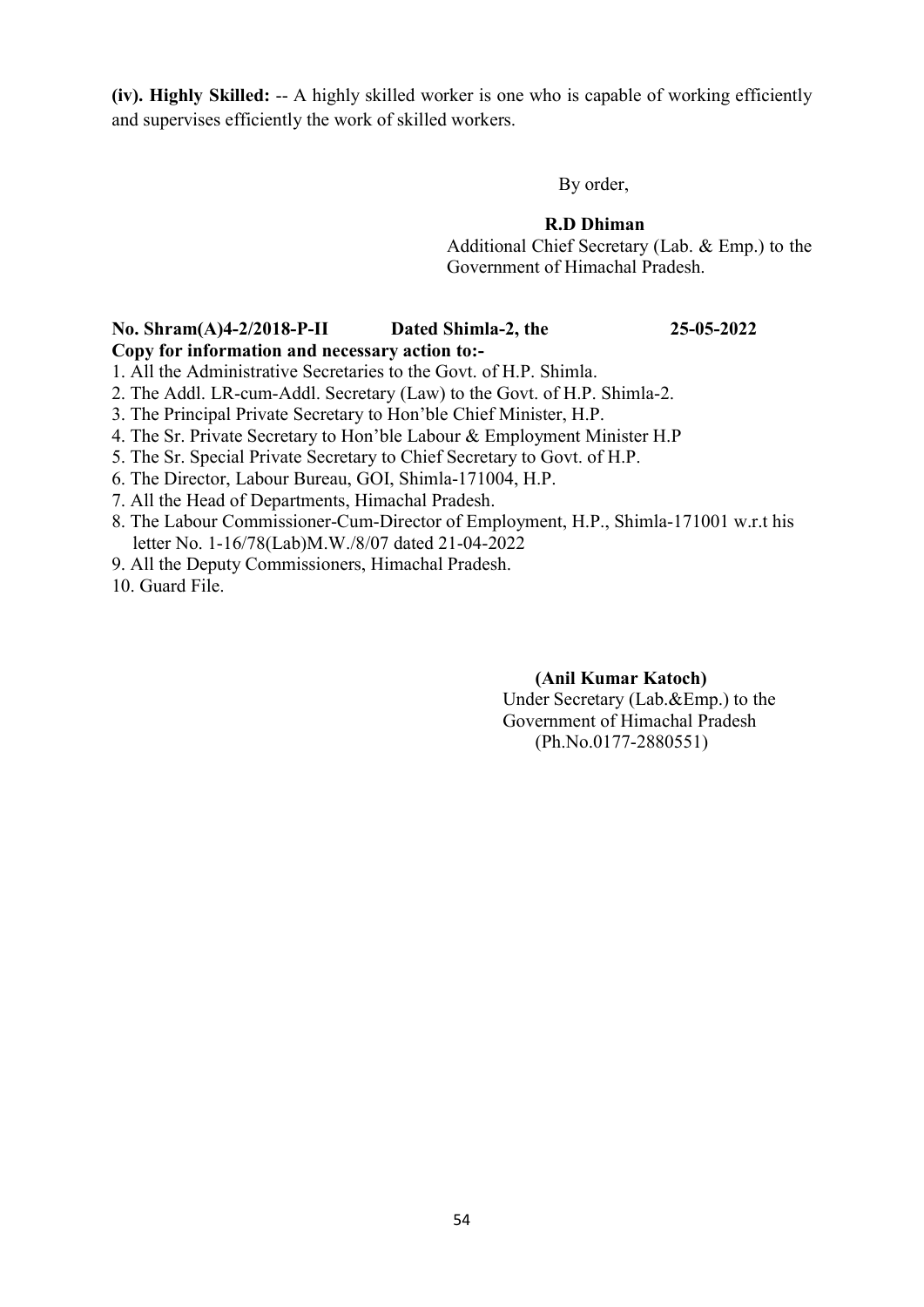**(iv). Highly Skilled:** -- A highly skilled worker is one who is capable of working efficiently and supervises efficiently the work of skilled workers.

By order,

**R.D Dhiman**
Additional Chief Secretary (Lab. & Emp.) to the Government of Himachal Pradesh.

**No. Shram(A)4-2/2018-P-II Dated Shimla-2, the 25-05-2022**
**Copy for information and necessary action to:-**

1. All the Administrative Secretaries to the Govt. of H.P. Shimla.
2. The Addl. LR-cum-Addl. Secretary (Law) to the Govt. of H.P. Shimla-2.
3. The Principal Private Secretary to Hon'ble Chief Minister, H.P.
4. The Sr. Private Secretary to Hon'ble Labour & Employment Minister H.P
5. The Sr. Special Private Secretary to Chief Secretary to Govt. of H.P.
6. The Director, Labour Bureau, GOI, Shimla-171004, H.P.
7. All the Head of Departments, Himachal Pradesh.
8. The Labour Commissioner-Cum-Director of Employment, H.P., Shimla-171001 w.r.t his letter No. 1-16/78(Lab)M.W./8/07 dated 21-04-2022
9. All the Deputy Commissioners, Himachal Pradesh.
10. Guard File.

**(Anil Kumar Katoch)**
Under Secretary (Lab.&Emp.) to the Government of Himachal Pradesh
(Ph.No.0177-2880551)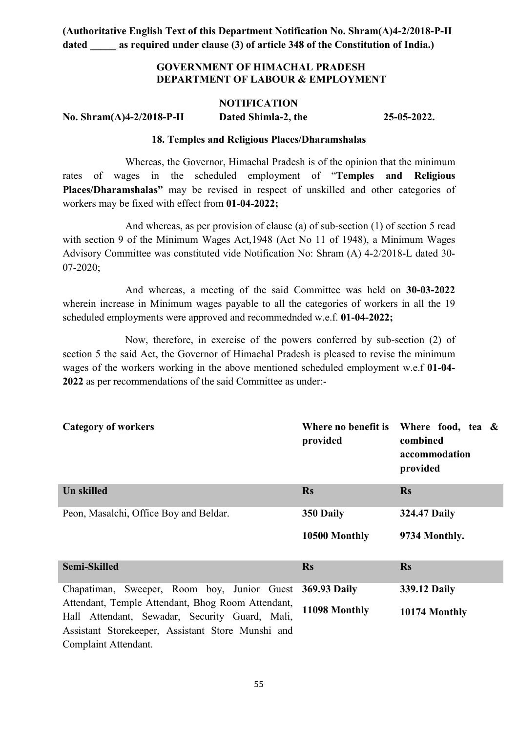**(Authoritative English Text of this Department Notification No. Shram(A)4-2/2018-P-II dated _____ as required under clause (3) of article 348 of the Constitution of India.)**

**GOVERNMENT OF HIMACHAL PRADESH**
**DEPARTMENT OF LABOUR & EMPLOYMENT**

**NOTIFICATION**

**No. Shram(A)4-2/2018-P-II Dated Shimla-2, the 25-05-2022.**

**18. Temples and Religious Places/Dharamshalas**

Whereas, the Governor, Himachal Pradesh is of the opinion that the minimum rates of wages in the scheduled employment of "**Temples and Religious Places/Dharamshalas"** may be revised in respect of unskilled and other categories of workers may be fixed with effect from **01-04-2022;**

And whereas, as per provision of clause (a) of sub-section (1) of section 5 read with section 9 of the Minimum Wages Act,1948 (Act No 11 of 1948), a Minimum Wages Advisory Committee was constituted vide Notification No: Shram (A) 4-2/2018-L dated 30-07-2020;

And whereas, a meeting of the said Committee was held on **30-03-2022** wherein increase in Minimum wages payable to all the categories of workers in all the 19 scheduled employments were approved and recommednded w.e.f. **01-04-2022;**

Now, therefore, in exercise of the powers conferred by sub-section (2) of section 5 the said Act, the Governor of Himachal Pradesh is pleased to revise the minimum wages of the workers working in the above mentioned scheduled employment w.e.f **01-04-2022** as per recommendations of the said Committee as under:-

| Category of workers | Where no benefit is provided | Where food, tea & combined accommodation provided |
|---|---|---|
| **Un skilled** | **Rs** | **Rs** |
| Peon, Masalchi, Office Boy and Beldar. | **350 Daily**<br>**10500 Monthly** | **324.47 Daily**<br>**9734 Monthly.** |
| **Semi-Skilled** | **Rs** | **Rs** |
| Chapatiman, Sweeper, Room boy, Junior Guest Attendant, Temple Attendant, Bhog Room Attendant, Hall Attendant, Sewadar, Security Guard, Mali, Assistant Storekeeper, Assistant Store Munshi and Complaint Attendant. | **369.93 Daily**<br>**11098 Monthly** | **339.12 Daily**<br>**10174 Monthly** |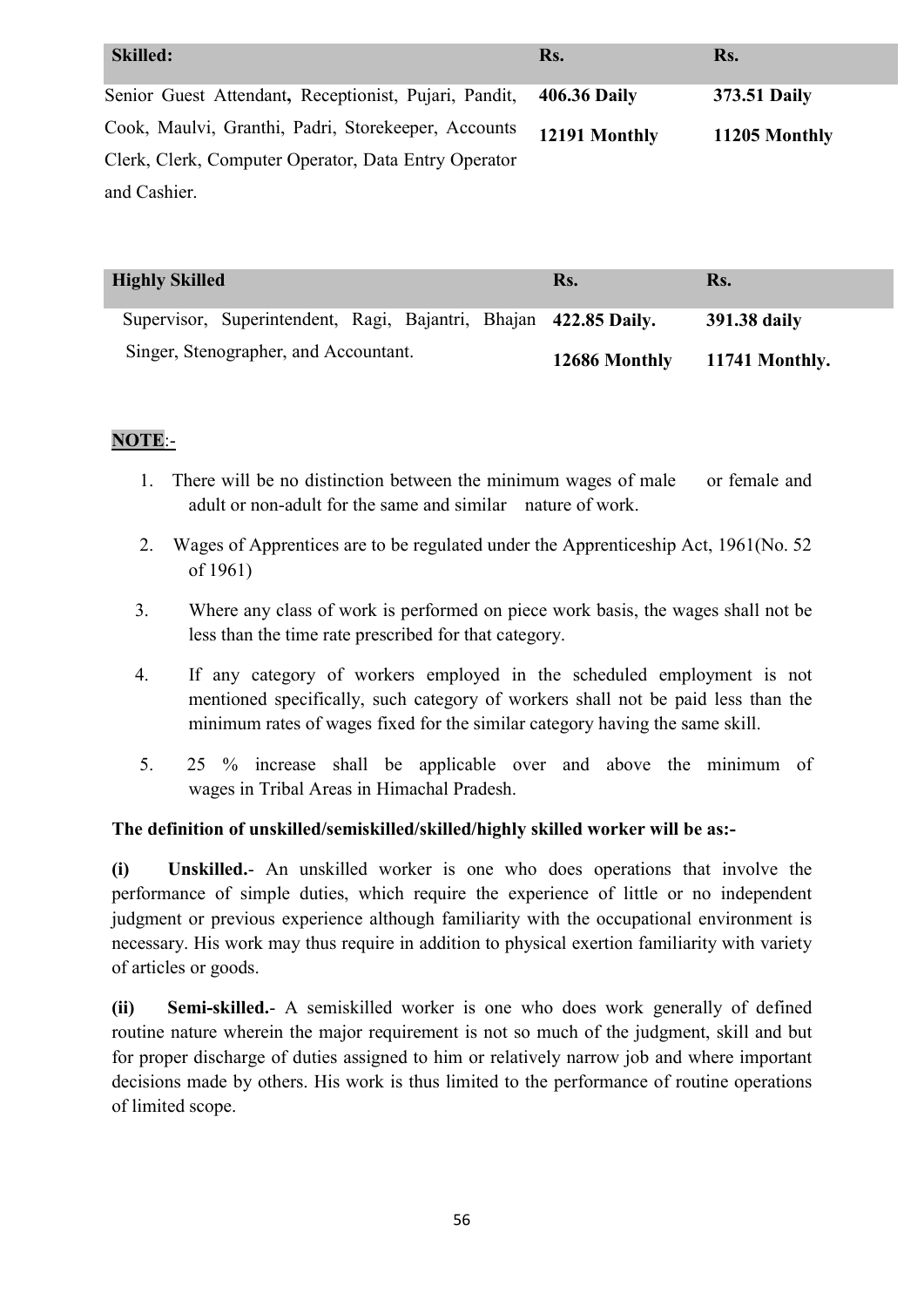| Skilled: | Rs. | Rs. |
|---|---|---|
| Senior Guest Attendant, Receptionist, Pujari, Pandit, Cook, Maulvi, Granthi, Padri, Storekeeper, Accounts Clerk, Clerk, Computer Operator, Data Entry Operator and Cashier. | **406.36 Daily** <br> **12191 Monthly** | **373.51 Daily** <br> **11205 Monthly** |

| Highly Skilled | Rs. | Rs. |
|---|---|---|
| Supervisor, Superintendent, Ragi, Bajantri, Bhajan Singer, Stenographer, and Accountant. | **422.85 Daily.** <br> **12686 Monthly** | **391.38 daily** <br> **11741 Monthly.** |

**NOTE**:-

1. There will be no distinction between the minimum wages of male or female and adult or non-adult for the same and similar nature of work.
2. Wages of Apprentices are to be regulated under the Apprenticeship Act, 1961(No. 52 of 1961)
3. Where any class of work is performed on piece work basis, the wages shall not be less than the time rate prescribed for that category.
4. If any category of workers employed in the scheduled employment is not mentioned specifically, such category of workers shall not be paid less than the minimum rates of wages fixed for the similar category having the same skill.
5. 25 % increase shall be applicable over and above the minimum of wages in Tribal Areas in Himachal Pradesh.

**The definition of unskilled/semiskilled/skilled/highly skilled worker will be as:-**

**(i) Unskilled.**- An unskilled worker is one who does operations that involve the performance of simple duties, which require the experience of little or no independent judgment or previous experience although familiarity with the occupational environment is necessary. His work may thus require in addition to physical exertion familiarity with variety of articles or goods.

**(ii) Semi-skilled.**- A semiskilled worker is one who does work generally of defined routine nature wherein the major requirement is not so much of the judgment, skill and but for proper discharge of duties assigned to him or relatively narrow job and where important decisions made by others. His work is thus limited to the performance of routine operations of limited scope.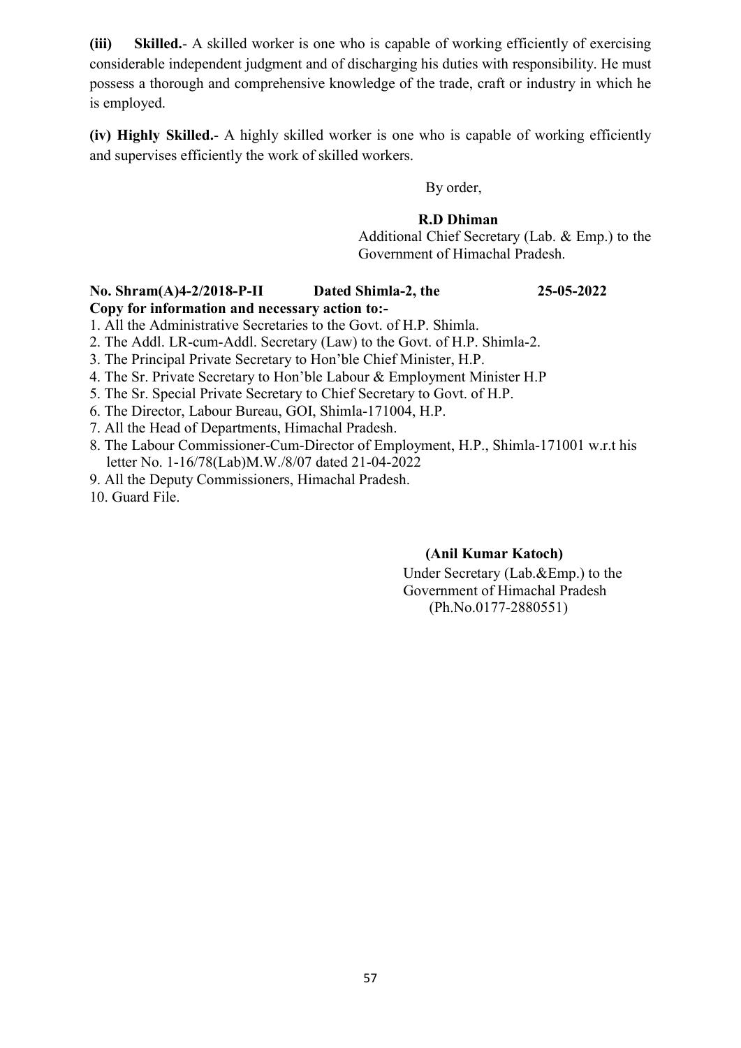**(iii) Skilled.**- A skilled worker is one who is capable of working efficiently of exercising considerable independent judgment and of discharging his duties with responsibility. He must possess a thorough and comprehensive knowledge of the trade, craft or industry in which he is employed.

**(iv) Highly Skilled.**- A highly skilled worker is one who is capable of working efficiently and supervises efficiently the work of skilled workers.

By order,

**R.D Dhiman**
Additional Chief Secretary (Lab. & Emp.) to the Government of Himachal Pradesh.

**No. Shram(A)4-2/2018-P-II Dated Shimla-2, the 25-05-2022**
**Copy for information and necessary action to:-**

1. All the Administrative Secretaries to the Govt. of H.P. Shimla.
2. The Addl. LR-cum-Addl. Secretary (Law) to the Govt. of H.P. Shimla-2.
3. The Principal Private Secretary to Hon'ble Chief Minister, H.P.
4. The Sr. Private Secretary to Hon'ble Labour & Employment Minister H.P
5. The Sr. Special Private Secretary to Chief Secretary to Govt. of H.P.
6. The Director, Labour Bureau, GOI, Shimla-171004, H.P.
7. All the Head of Departments, Himachal Pradesh.
8. The Labour Commissioner-Cum-Director of Employment, H.P., Shimla-171001 w.r.t his letter No. 1-16/78(Lab)M.W./8/07 dated 21-04-2022
9. All the Deputy Commissioners, Himachal Pradesh.
10. Guard File.

**(Anil Kumar Katoch)**
Under Secretary (Lab.&Emp.) to the Government of Himachal Pradesh
(Ph.No.0177-2880551)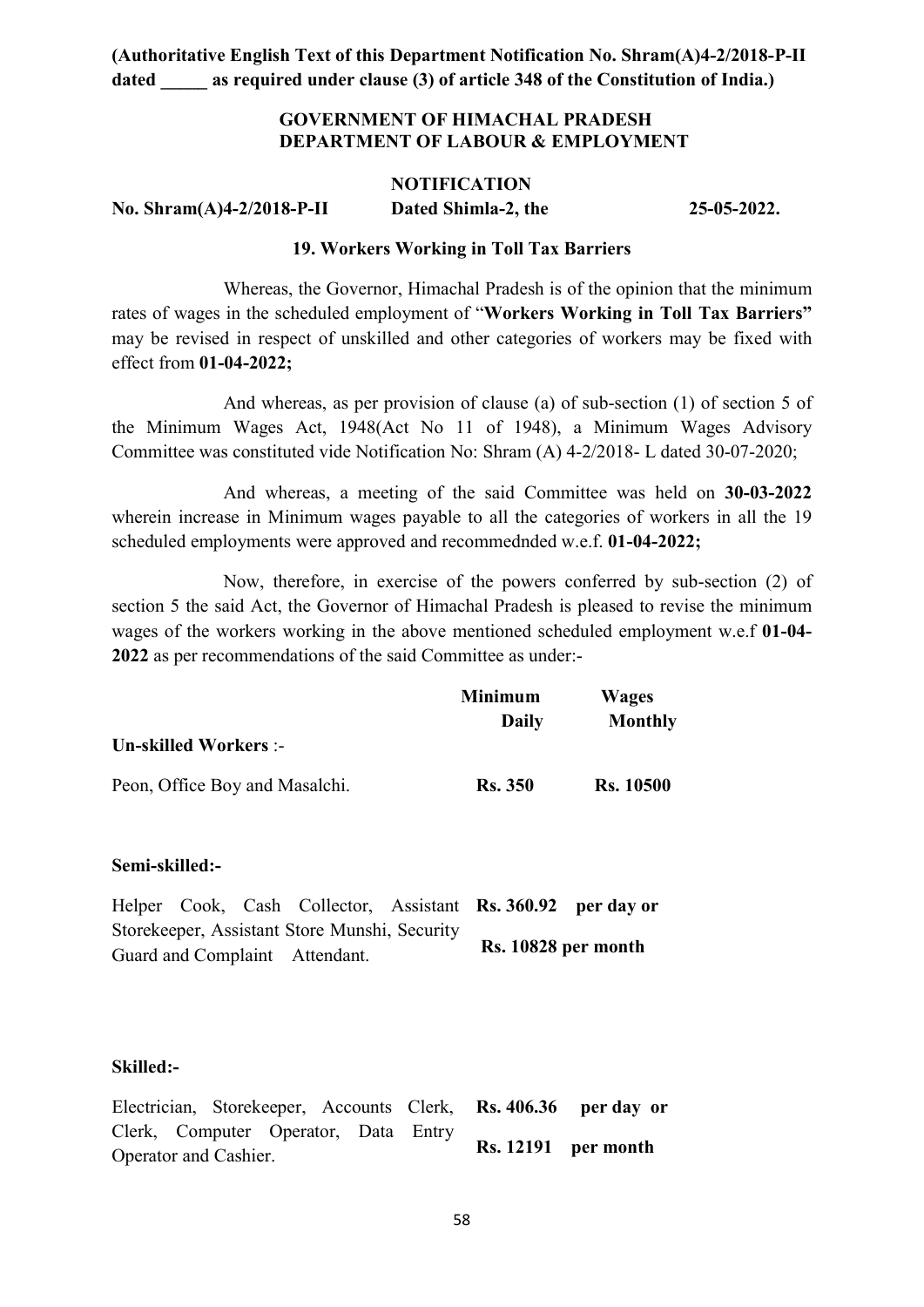**(Authoritative English Text of this Department Notification No. Shram(A)4-2/2018-P-II dated _____ as required under clause (3) of article 348 of the Constitution of India.)**

**GOVERNMENT OF HIMACHAL PRADESH**
**DEPARTMENT OF LABOUR & EMPLOYMENT**

**NOTIFICATION**

**No. Shram(A)4-2/2018-P-II Dated Shimla-2, the 25-05-2022.**

**19. Workers Working in Toll Tax Barriers**

Whereas, the Governor, Himachal Pradesh is of the opinion that the minimum rates of wages in the scheduled employment of "**Workers Working in Toll Tax Barriers"** may be revised in respect of unskilled and other categories of workers may be fixed with effect from **01-04-2022;**

And whereas, as per provision of clause (a) of sub-section (1) of section 5 of the Minimum Wages Act, 1948(Act No 11 of 1948), a Minimum Wages Advisory Committee was constituted vide Notification No: Shram (A) 4-2/2018- L dated 30-07-2020;

And whereas, a meeting of the said Committee was held on **30-03-2022** wherein increase in Minimum wages payable to all the categories of workers in all the 19 scheduled employments were approved and recommednded w.e.f. **01-04-2022;**

Now, therefore, in exercise of the powers conferred by sub-section (2) of section 5 the said Act, the Governor of Himachal Pradesh is pleased to revise the minimum wages of the workers working in the above mentioned scheduled employment w.e.f **01-04-2022** as per recommendations of the said Committee as under:-

| | Minimum Daily | Wages Monthly |
|---|---|---|
| **Un-skilled Workers** :- | | |
| Peon, Office Boy and Masalchi. | **Rs. 350** | **Rs. 10500** |

**Semi-skilled:-**

| | |
|---|---|
| Helper Cook, Cash Collector, Assistant Storekeeper, Assistant Store Munshi, Security Guard and Complaint Attendant. | **Rs. 360.92 per day or** **Rs. 10828 per month** |

**Skilled:-**

| | |
|---|---|
| Electrician, Storekeeper, Accounts Clerk, Clerk, Computer Operator, Data Entry Operator and Cashier. | **Rs. 406.36 per day or** **Rs. 12191 per month** |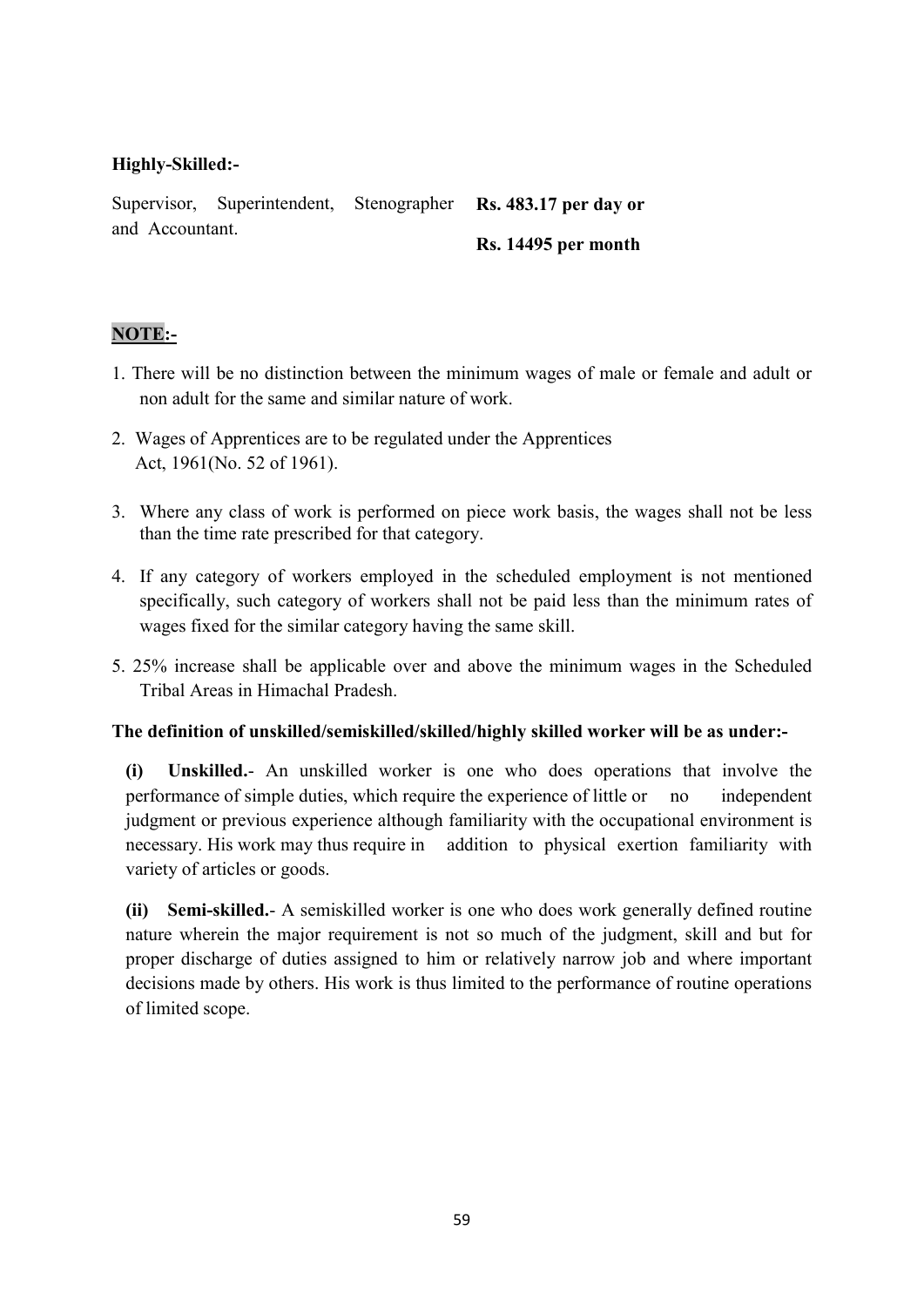**Highly-Skilled:-**

| | |
|---|---|
| Supervisor, Superintendent, Stenographer and Accountant. | **Rs. 483.17 per day or**<br>**Rs. 14495 per month** |

**NOTE:-**

1. There will be no distinction between the minimum wages of male or female and adult or non adult for the same and similar nature of work.
2. Wages of Apprentices are to be regulated under the Apprentices Act, 1961(No. 52 of 1961).
3. Where any class of work is performed on piece work basis, the wages shall not be less than the time rate prescribed for that category.
4. If any category of workers employed in the scheduled employment is not mentioned specifically, such category of workers shall not be paid less than the minimum rates of wages fixed for the similar category having the same skill.
5. 25% increase shall be applicable over and above the minimum wages in the Scheduled Tribal Areas in Himachal Pradesh.

**The definition of unskilled/semiskilled/skilled/highly skilled worker will be as under:-**

**(i) Unskilled.**- An unskilled worker is one who does operations that involve the performance of simple duties, which require the experience of little or no independent judgment or previous experience although familiarity with the occupational environment is necessary. His work may thus require in addition to physical exertion familiarity with variety of articles or goods.

**(ii) Semi-skilled.**- A semiskilled worker is one who does work generally defined routine nature wherein the major requirement is not so much of the judgment, skill and but for proper discharge of duties assigned to him or relatively narrow job and where important decisions made by others. His work is thus limited to the performance of routine operations of limited scope.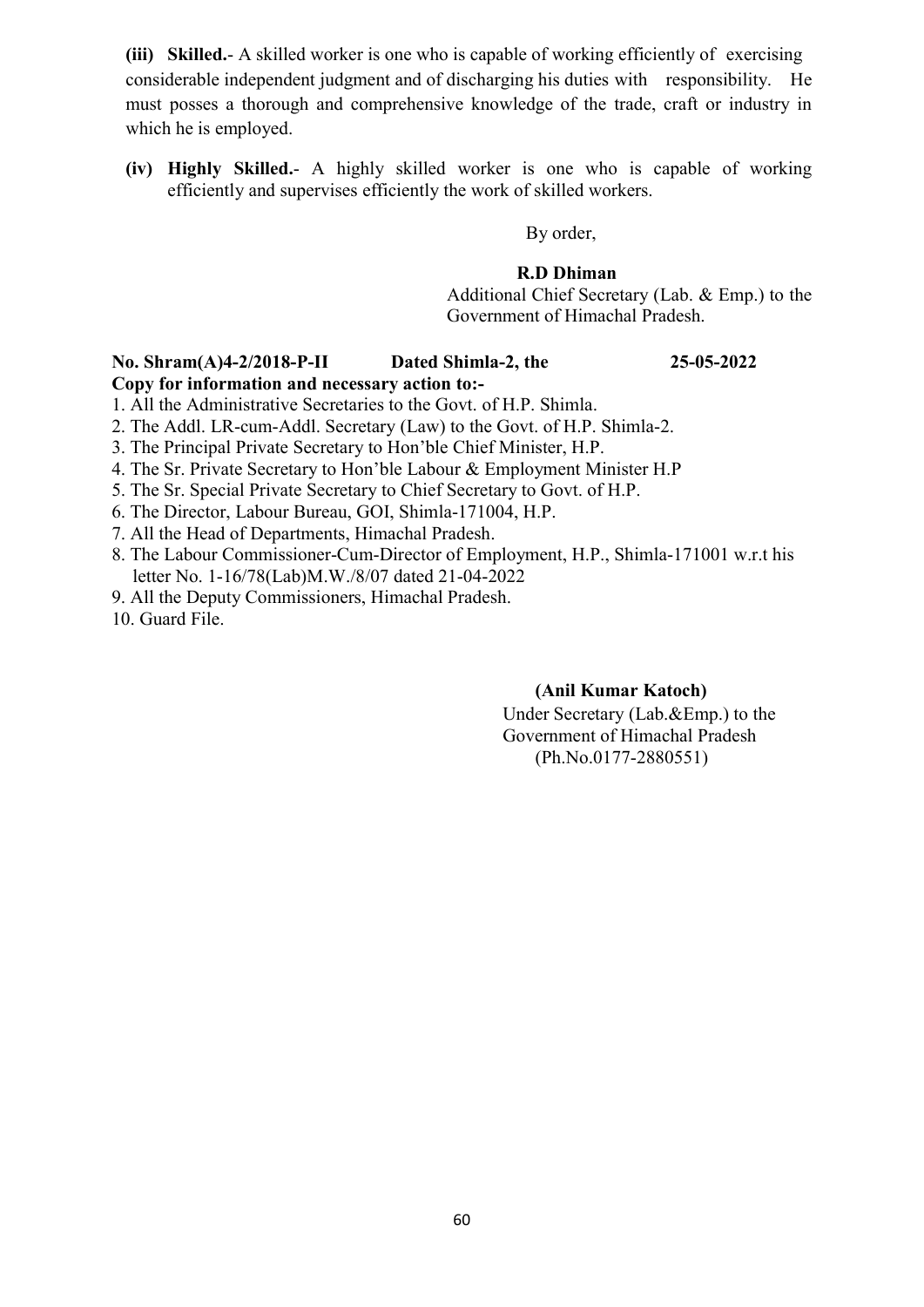**(iii) Skilled.**- A skilled worker is one who is capable of working efficiently of exercising considerable independent judgment and of discharging his duties with responsibility. He must posses a thorough and comprehensive knowledge of the trade, craft or industry in which he is employed.

**(iv) Highly Skilled.**- A highly skilled worker is one who is capable of working efficiently and supervises efficiently the work of skilled workers.

By order,

**R.D Dhiman**
Additional Chief Secretary (Lab. & Emp.) to the Government of Himachal Pradesh.

**No. Shram(A)4-2/2018-P-II Dated Shimla-2, the 25-05-2022**
**Copy for information and necessary action to:-**

1. All the Administrative Secretaries to the Govt. of H.P. Shimla.
2. The Addl. LR-cum-Addl. Secretary (Law) to the Govt. of H.P. Shimla-2.
3. The Principal Private Secretary to Hon'ble Chief Minister, H.P.
4. The Sr. Private Secretary to Hon'ble Labour & Employment Minister H.P
5. The Sr. Special Private Secretary to Chief Secretary to Govt. of H.P.
6. The Director, Labour Bureau, GOI, Shimla-171004, H.P.
7. All the Head of Departments, Himachal Pradesh.
8. The Labour Commissioner-Cum-Director of Employment, H.P., Shimla-171001 w.r.t his letter No. 1-16/78(Lab)M.W./8/07 dated 21-04-2022
9. All the Deputy Commissioners, Himachal Pradesh.
10. Guard File.

**(Anil Kumar Katoch)**
Under Secretary (Lab.&Emp.) to the Government of Himachal Pradesh
(Ph.No.0177-2880551)